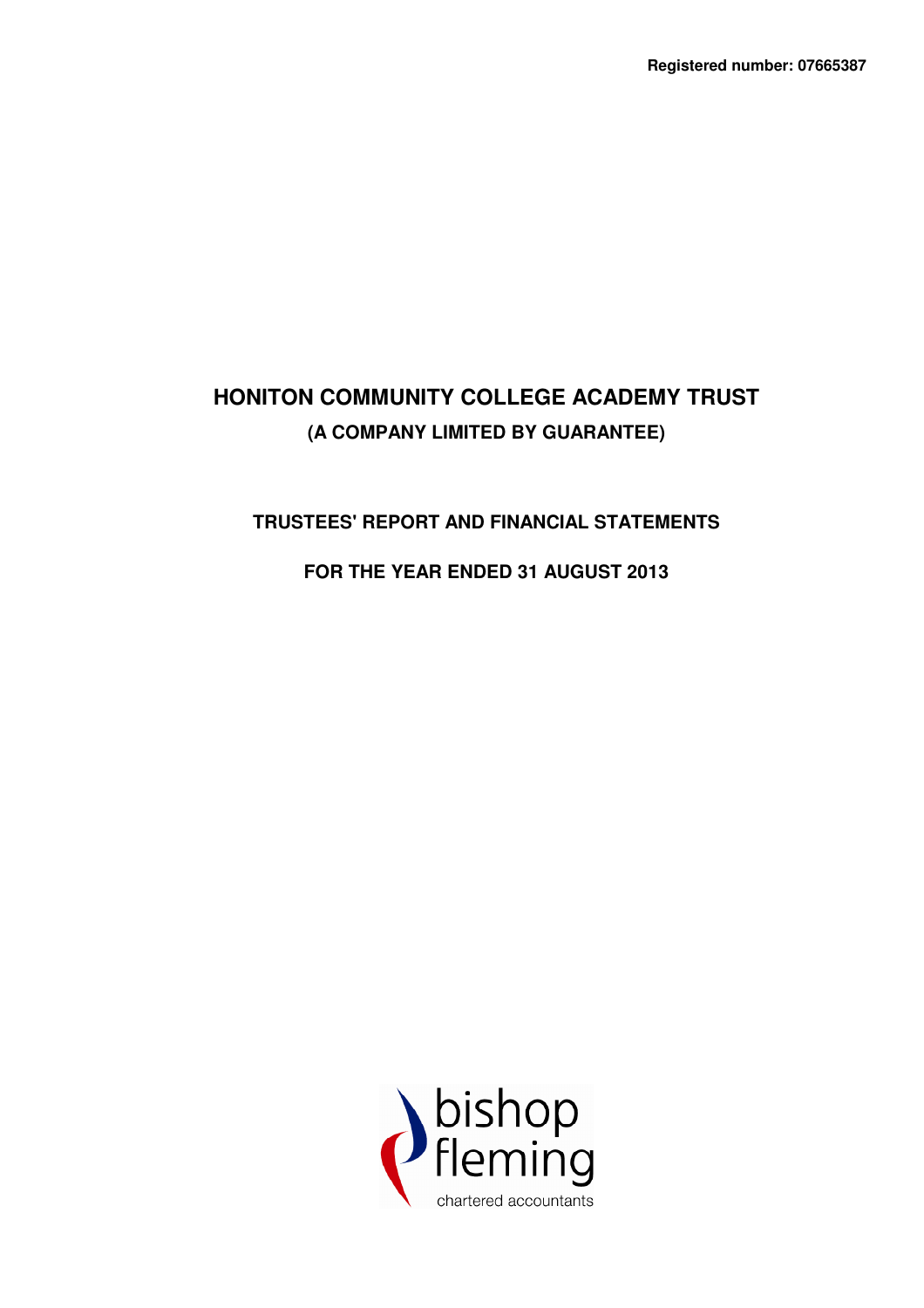**Registered number: 07665387**

# HONITON COMMUNITY COLLEGE ACADEMY TRUST

**(A COMPANY LIMITED BY GUARANTEE)**

## TRUSTEES' REPORT AND FINANCIAL STATEMENTS

## FOR THE YEAR ENDED 31 AUGUST 2013

bishop fleming

chartered accountants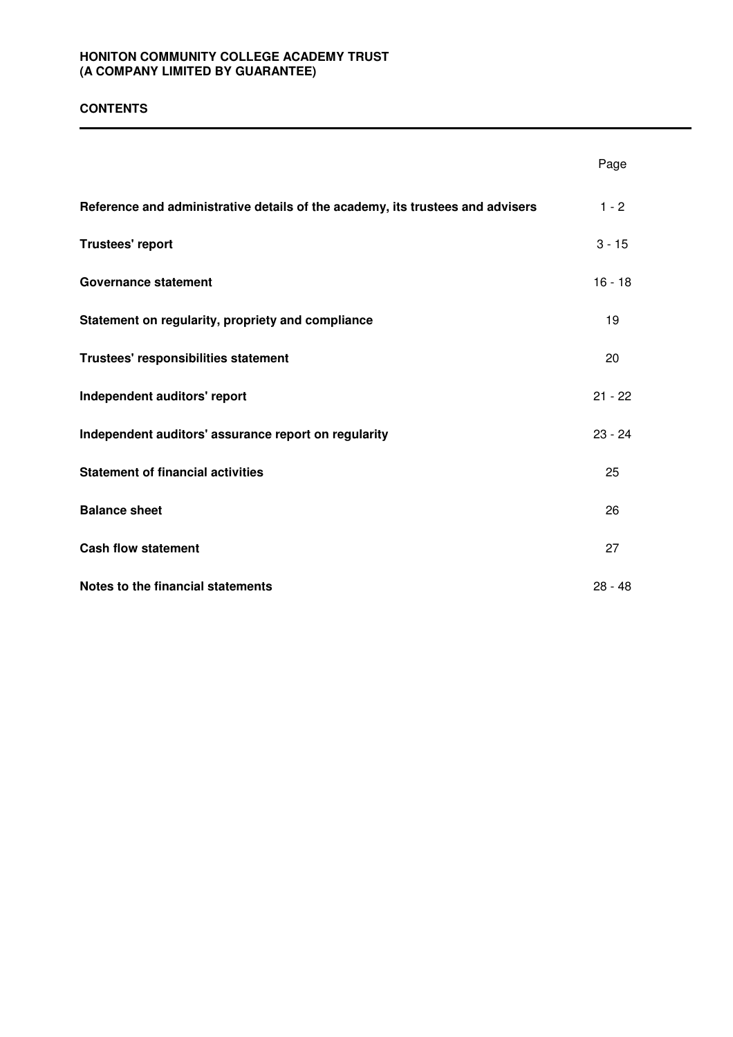HONITON COMMUNITY COLLEGE ACADEMY TRUST
(A COMPANY LIMITED BY GUARANTEE)

# CONTENTS

| | Page |
|---|---|
| **Reference and administrative details of the academy, its trustees and advisers** | 1 - 2 |
| **Trustees' report** | 3 - 15 |
| **Governance statement** | 16 - 18 |
| **Statement on regularity, propriety and compliance** | 19 |
| **Trustees' responsibilities statement** | 20 |
| **Independent auditors' report** | 21 - 22 |
| **Independent auditors' assurance report on regularity** | 23 - 24 |
| **Statement of financial activities** | 25 |
| **Balance sheet** | 26 |
| **Cash flow statement** | 27 |
| **Notes to the financial statements** | 28 - 48 |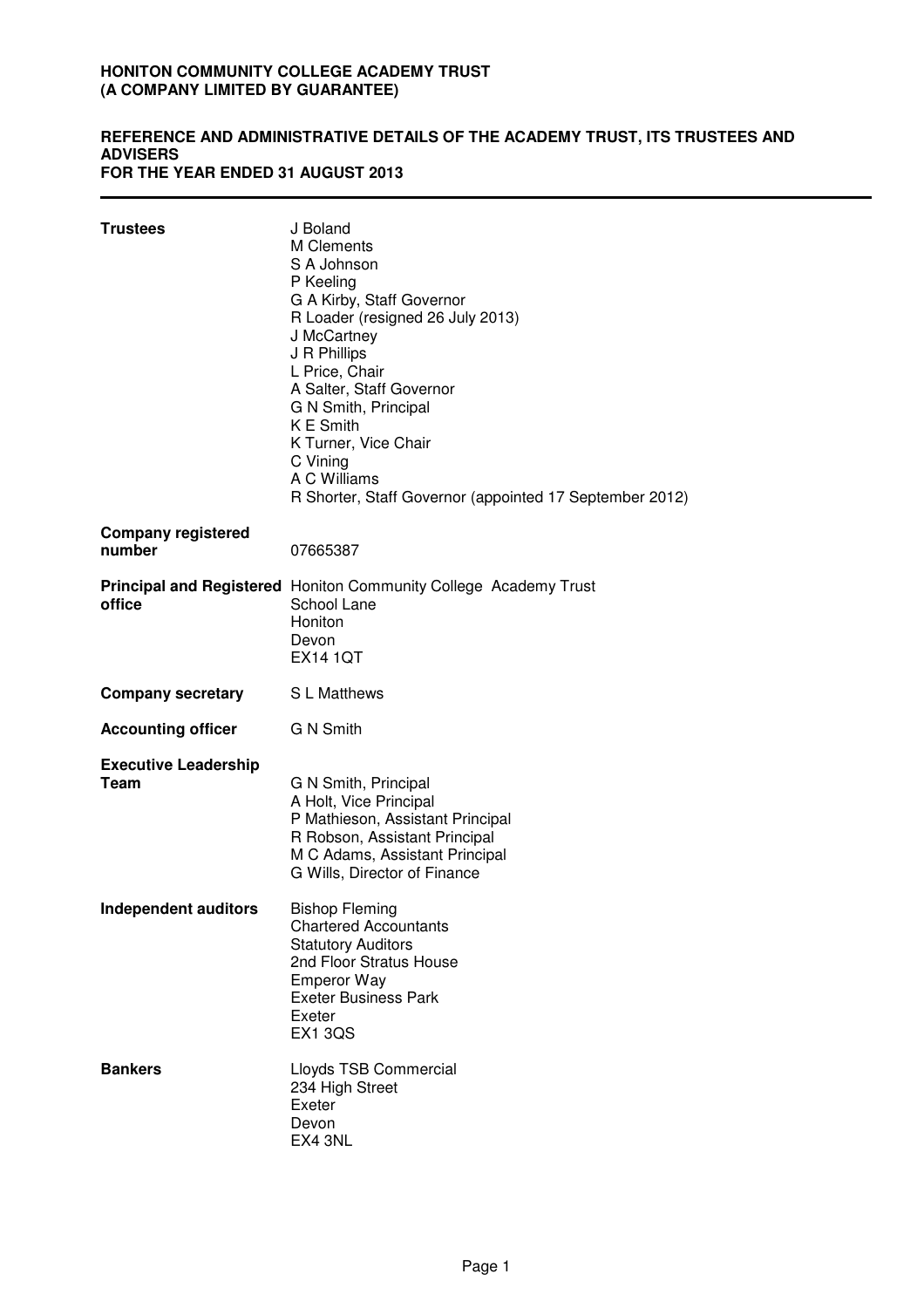# HONITON COMMUNITY COLLEGE ACADEMY TRUST
# (A COMPANY LIMITED BY GUARANTEE)

## REFERENCE AND ADMINISTRATIVE DETAILS OF THE ACADEMY TRUST, ITS TRUSTEES AND ADVISERS
## FOR THE YEAR ENDED 31 AUGUST 2013

| | |
|---|---|
| **Trustees** | J Boland<br>M Clements<br>S A Johnson<br>P Keeling<br>G A Kirby, Staff Governor<br>R Loader (resigned 26 July 2013)<br>J McCartney<br>J R Phillips<br>L Price, Chair<br>A Salter, Staff Governor<br>G N Smith, Principal<br>K E Smith<br>K Turner, Vice Chair<br>C Vining<br>A C Williams<br>R Shorter, Staff Governor (appointed 17 September 2012) |
| **Company registered number** | 07665387 |
| **Principal and Registered office** | Honiton Community College Academy Trust<br>School Lane<br>Honiton<br>Devon<br>EX14 1QT |
| **Company secretary** | S L Matthews |
| **Accounting officer** | G N Smith |
| **Executive Leadership Team** | G N Smith, Principal<br>A Holt, Vice Principal<br>P Mathieson, Assistant Principal<br>R Robson, Assistant Principal<br>M C Adams, Assistant Principal<br>G Wills, Director of Finance |
| **Independent auditors** | Bishop Fleming<br>Chartered Accountants<br>Statutory Auditors<br>2nd Floor Stratus House<br>Emperor Way<br>Exeter Business Park<br>Exeter<br>EX1 3QS |
| **Bankers** | Lloyds TSB Commercial<br>234 High Street<br>Exeter<br>Devon<br>EX4 3NL |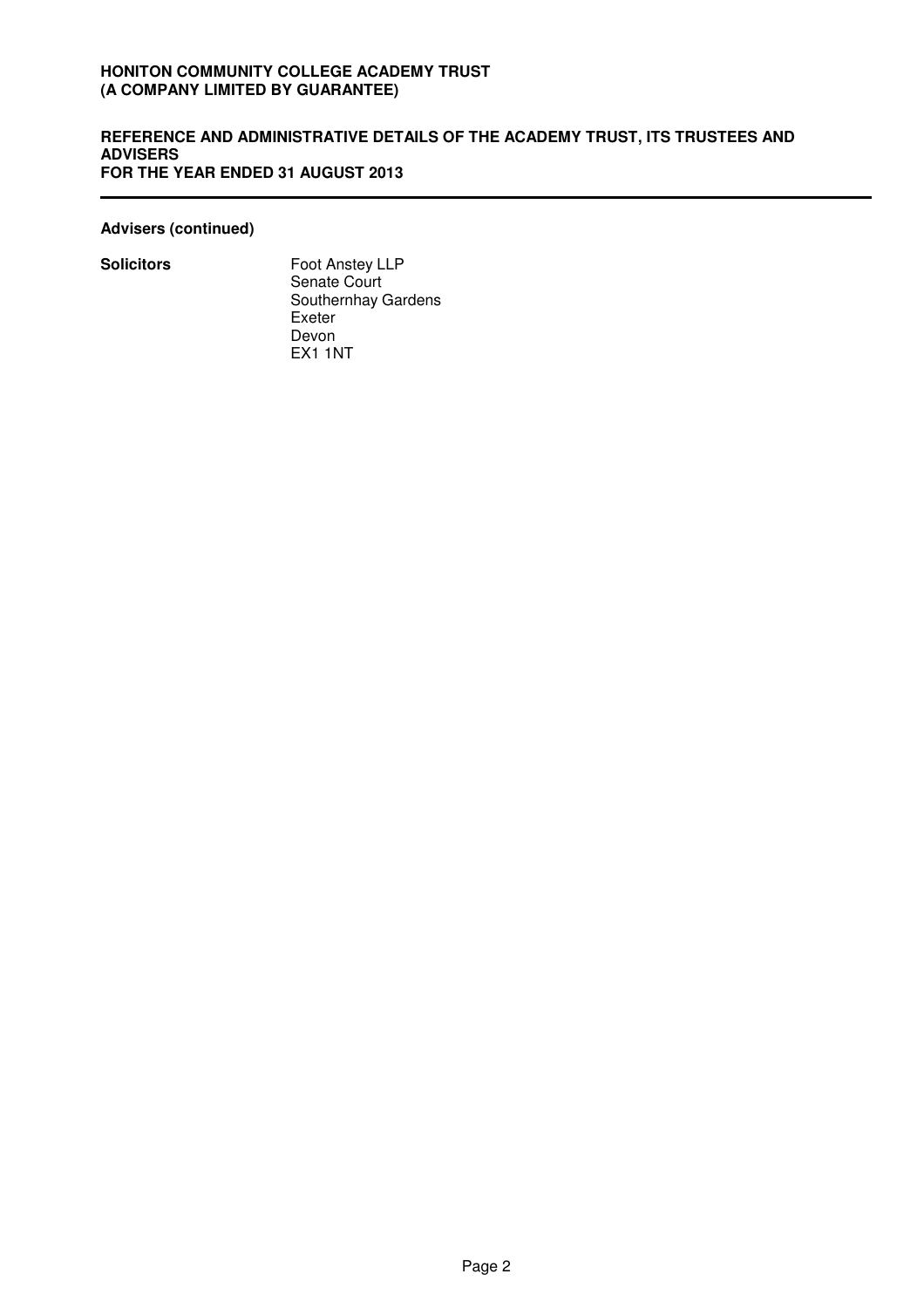**Advisers (continued)**

| | |
|---|---|
| **Solicitors** | Foot Anstey LLP<br>Senate Court<br>Southernhay Gardens<br>Exeter<br>Devon<br>EX1 1NT |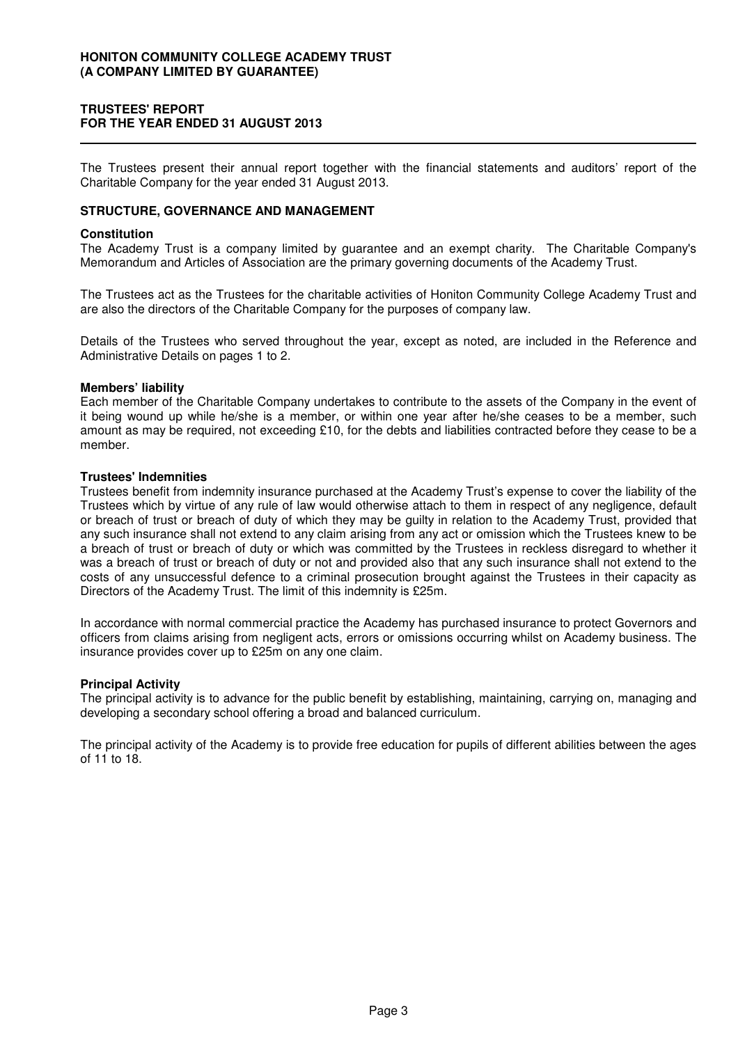# TRUSTEES' REPORT
## FOR THE YEAR ENDED 31 AUGUST 2013

The Trustees present their annual report together with the financial statements and auditors' report of the Charitable Company for the year ended 31 August 2013.

## STRUCTURE, GOVERNANCE AND MANAGEMENT

### Constitution

The Academy Trust is a company limited by guarantee and an exempt charity. The Charitable Company's Memorandum and Articles of Association are the primary governing documents of the Academy Trust.

The Trustees act as the Trustees for the charitable activities of Honiton Community College Academy Trust and are also the directors of the Charitable Company for the purposes of company law.

Details of the Trustees who served throughout the year, except as noted, are included in the Reference and Administrative Details on pages 1 to 2.

### Members' liability

Each member of the Charitable Company undertakes to contribute to the assets of the Company in the event of it being wound up while he/she is a member, or within one year after he/she ceases to be a member, such amount as may be required, not exceeding £10, for the debts and liabilities contracted before they cease to be a member.

### Trustees' Indemnities

Trustees benefit from indemnity insurance purchased at the Academy Trust's expense to cover the liability of the Trustees which by virtue of any rule of law would otherwise attach to them in respect of any negligence, default or breach of trust or breach of duty of which they may be guilty in relation to the Academy Trust, provided that any such insurance shall not extend to any claim arising from any act or omission which the Trustees knew to be a breach of trust or breach of duty or which was committed by the Trustees in reckless disregard to whether it was a breach of trust or breach of duty or not and provided also that any such insurance shall not extend to the costs of any unsuccessful defence to a criminal prosecution brought against the Trustees in their capacity as Directors of the Academy Trust. The limit of this indemnity is £25m.

In accordance with normal commercial practice the Academy has purchased insurance to protect Governors and officers from claims arising from negligent acts, errors or omissions occurring whilst on Academy business. The insurance provides cover up to £25m on any one claim.

### Principal Activity

The principal activity is to advance for the public benefit by establishing, maintaining, carrying on, managing and developing a secondary school offering a broad and balanced curriculum.

The principal activity of the Academy is to provide free education for pupils of different abilities between the ages of 11 to 18.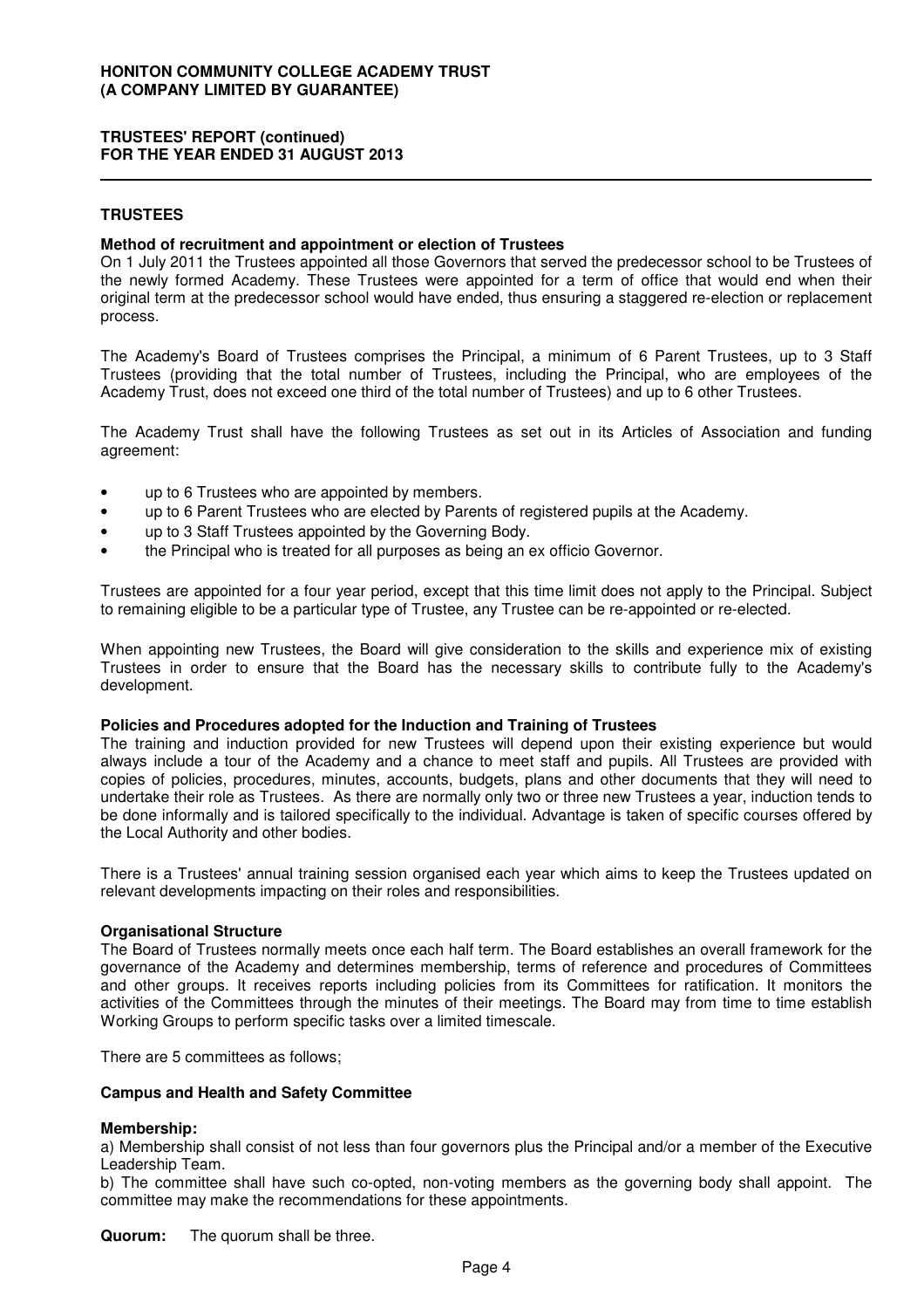## TRUSTEES

### Method of recruitment and appointment or election of Trustees

On 1 July 2011 the Trustees appointed all those Governors that served the predecessor school to be Trustees of the newly formed Academy. These Trustees were appointed for a term of office that would end when their original term at the predecessor school would have ended, thus ensuring a staggered re-election or replacement process.

The Academy's Board of Trustees comprises the Principal, a minimum of 6 Parent Trustees, up to 3 Staff Trustees (providing that the total number of Trustees, including the Principal, who are employees of the Academy Trust, does not exceed one third of the total number of Trustees) and up to 6 other Trustees.

The Academy Trust shall have the following Trustees as set out in its Articles of Association and funding agreement:

- up to 6 Trustees who are appointed by members.
- up to 6 Parent Trustees who are elected by Parents of registered pupils at the Academy.
- up to 3 Staff Trustees appointed by the Governing Body.
- the Principal who is treated for all purposes as being an ex officio Governor.

Trustees are appointed for a four year period, except that this time limit does not apply to the Principal. Subject to remaining eligible to be a particular type of Trustee, any Trustee can be re-appointed or re-elected.

When appointing new Trustees, the Board will give consideration to the skills and experience mix of existing Trustees in order to ensure that the Board has the necessary skills to contribute fully to the Academy's development.

### Policies and Procedures adopted for the Induction and Training of Trustees

The training and induction provided for new Trustees will depend upon their existing experience but would always include a tour of the Academy and a chance to meet staff and pupils. All Trustees are provided with copies of policies, procedures, minutes, accounts, budgets, plans and other documents that they will need to undertake their role as Trustees. As there are normally only two or three new Trustees a year, induction tends to be done informally and is tailored specifically to the individual. Advantage is taken of specific courses offered by the Local Authority and other bodies.

There is a Trustees' annual training session organised each year which aims to keep the Trustees updated on relevant developments impacting on their roles and responsibilities.

### Organisational Structure

The Board of Trustees normally meets once each half term. The Board establishes an overall framework for the governance of the Academy and determines membership, terms of reference and procedures of Committees and other groups. It receives reports including policies from its Committees for ratification. It monitors the activities of the Committees through the minutes of their meetings. The Board may from time to time establish Working Groups to perform specific tasks over a limited timescale.

There are 5 committees as follows;

### Campus and Health and Safety Committee

**Membership:**

a) Membership shall consist of not less than four governors plus the Principal and/or a member of the Executive Leadership Team.

b) The committee shall have such co-opted, non-voting members as the governing body shall appoint. The committee may make the recommendations for these appointments.

**Quorum:** The quorum shall be three.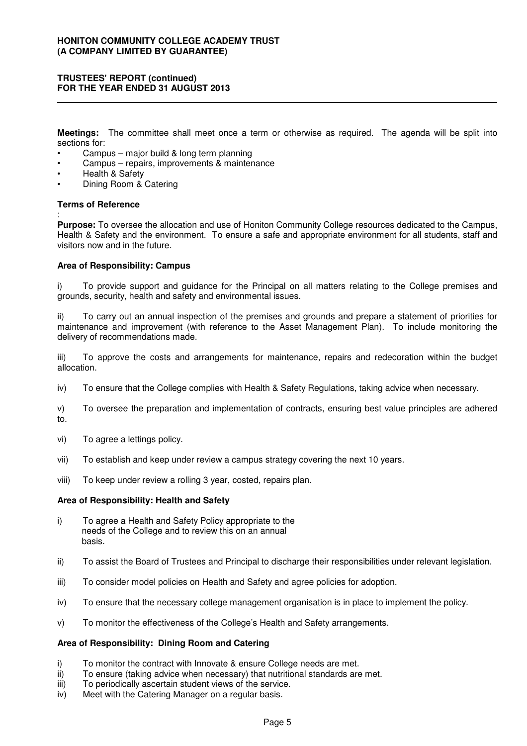**Meetings:** The committee shall meet once a term or otherwise as required. The agenda will be split into sections for:

- Campus – major build & long term planning
- Campus – repairs, improvements & maintenance
- Health & Safety
- Dining Room & Catering

**Terms of Reference**

:

**Purpose:** To oversee the allocation and use of Honiton Community College resources dedicated to the Campus, Health & Safety and the environment. To ensure a safe and appropriate environment for all students, staff and visitors now and in the future.

**Area of Responsibility: Campus**

i) To provide support and guidance for the Principal on all matters relating to the College premises and grounds, security, health and safety and environmental issues.

ii) To carry out an annual inspection of the premises and grounds and prepare a statement of priorities for maintenance and improvement (with reference to the Asset Management Plan). To include monitoring the delivery of recommendations made.

iii) To approve the costs and arrangements for maintenance, repairs and redecoration within the budget allocation.

iv) To ensure that the College complies with Health & Safety Regulations, taking advice when necessary.

v) To oversee the preparation and implementation of contracts, ensuring best value principles are adhered to.

vi) To agree a lettings policy.

vii) To establish and keep under review a campus strategy covering the next 10 years.

viii) To keep under review a rolling 3 year, costed, repairs plan.

**Area of Responsibility: Health and Safety**

i) To agree a Health and Safety Policy appropriate to the needs of the College and to review this on an annual basis.

ii) To assist the Board of Trustees and Principal to discharge their responsibilities under relevant legislation.

iii) To consider model policies on Health and Safety and agree policies for adoption.

iv) To ensure that the necessary college management organisation is in place to implement the policy.

v) To monitor the effectiveness of the College's Health and Safety arrangements.

**Area of Responsibility: Dining Room and Catering**

i) To monitor the contract with Innovate & ensure College needs are met.
ii) To ensure (taking advice when necessary) that nutritional standards are met.
iii) To periodically ascertain student views of the service.
iv) Meet with the Catering Manager on a regular basis.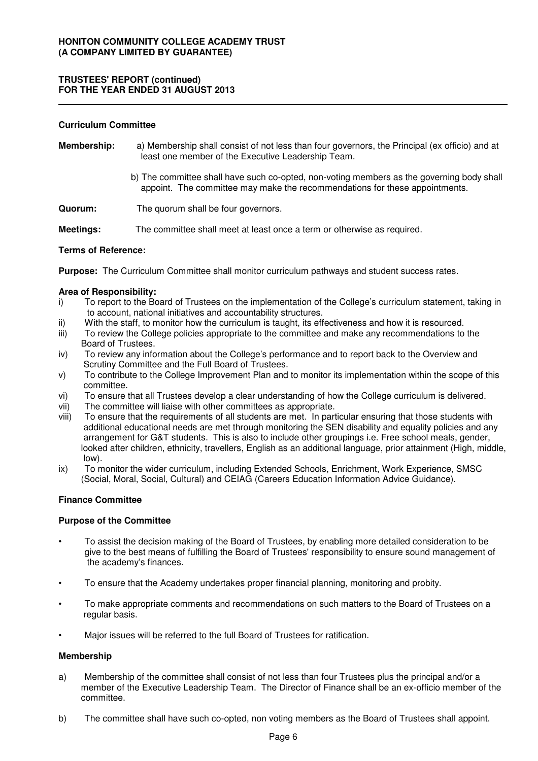## Curriculum Committee

**Membership:** a) Membership shall consist of not less than four governors, the Principal (ex officio) and at least one member of the Executive Leadership Team.

b) The committee shall have such co-opted, non-voting members as the governing body shall appoint. The committee may make the recommendations for these appointments.

**Quorum:** The quorum shall be four governors.

**Meetings:** The committee shall meet at least once a term or otherwise as required.

**Terms of Reference:**

**Purpose:** The Curriculum Committee shall monitor curriculum pathways and student success rates.

**Area of Responsibility:**

i) To report to the Board of Trustees on the implementation of the College's curriculum statement, taking in to account, national initiatives and accountability structures.

ii) With the staff, to monitor how the curriculum is taught, its effectiveness and how it is resourced.

iii) To review the College policies appropriate to the committee and make any recommendations to the Board of Trustees.

iv) To review any information about the College's performance and to report back to the Overview and Scrutiny Committee and the Full Board of Trustees.

v) To contribute to the College Improvement Plan and to monitor its implementation within the scope of this committee.

vi) To ensure that all Trustees develop a clear understanding of how the College curriculum is delivered.

vii) The committee will liaise with other committees as appropriate.

viii) To ensure that the requirements of all students are met. In particular ensuring that those students with additional educational needs are met through monitoring the SEN disability and equality policies and any arrangement for G&T students. This is also to include other groupings i.e. Free school meals, gender, looked after children, ethnicity, travellers, English as an additional language, prior attainment (High, middle, low).

ix) To monitor the wider curriculum, including Extended Schools, Enrichment, Work Experience, SMSC (Social, Moral, Social, Cultural) and CEIAG (Careers Education Information Advice Guidance).

## Finance Committee

### Purpose of the Committee

- To assist the decision making of the Board of Trustees, by enabling more detailed consideration to be give to the best means of fulfilling the Board of Trustees' responsibility to ensure sound management of the academy's finances.
- To ensure that the Academy undertakes proper financial planning, monitoring and probity.
- To make appropriate comments and recommendations on such matters to the Board of Trustees on a regular basis.
- Major issues will be referred to the full Board of Trustees for ratification.

### Membership

a) Membership of the committee shall consist of not less than four Trustees plus the principal and/or a member of the Executive Leadership Team. The Director of Finance shall be an ex-officio member of the committee.

b) The committee shall have such co-opted, non voting members as the Board of Trustees shall appoint.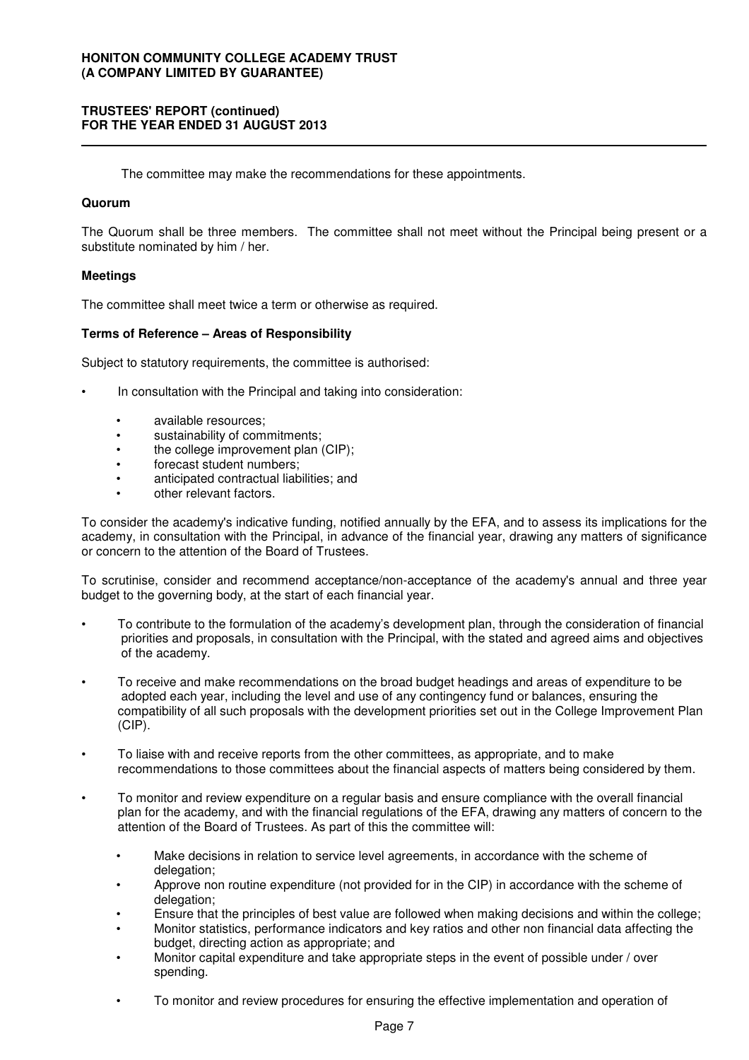The committee may make the recommendations for these appointments.

**Quorum**

The Quorum shall be three members. The committee shall not meet without the Principal being present or a substitute nominated by him / her.

**Meetings**

The committee shall meet twice a term or otherwise as required.

**Terms of Reference – Areas of Responsibility**

Subject to statutory requirements, the committee is authorised:

- In consultation with the Principal and taking into consideration:
  - available resources;
  - sustainability of commitments;
  - the college improvement plan (CIP);
  - forecast student numbers;
  - anticipated contractual liabilities; and
  - other relevant factors.

To consider the academy's indicative funding, notified annually by the EFA, and to assess its implications for the academy, in consultation with the Principal, in advance of the financial year, drawing any matters of significance or concern to the attention of the Board of Trustees.

To scrutinise, consider and recommend acceptance/non-acceptance of the academy's annual and three year budget to the governing body, at the start of each financial year.

- To contribute to the formulation of the academy's development plan, through the consideration of financial priorities and proposals, in consultation with the Principal, with the stated and agreed aims and objectives of the academy.
- To receive and make recommendations on the broad budget headings and areas of expenditure to be adopted each year, including the level and use of any contingency fund or balances, ensuring the compatibility of all such proposals with the development priorities set out in the College Improvement Plan (CIP).
- To liaise with and receive reports from the other committees, as appropriate, and to make recommendations to those committees about the financial aspects of matters being considered by them.
- To monitor and review expenditure on a regular basis and ensure compliance with the overall financial plan for the academy, and with the financial regulations of the EFA, drawing any matters of concern to the attention of the Board of Trustees. As part of this the committee will:
  - Make decisions in relation to service level agreements, in accordance with the scheme of delegation;
  - Approve non routine expenditure (not provided for in the CIP) in accordance with the scheme of delegation;
  - Ensure that the principles of best value are followed when making decisions and within the college;
  - Monitor statistics, performance indicators and key ratios and other non financial data affecting the budget, directing action as appropriate; and
  - Monitor capital expenditure and take appropriate steps in the event of possible under / over spending.
  - To monitor and review procedures for ensuring the effective implementation and operation of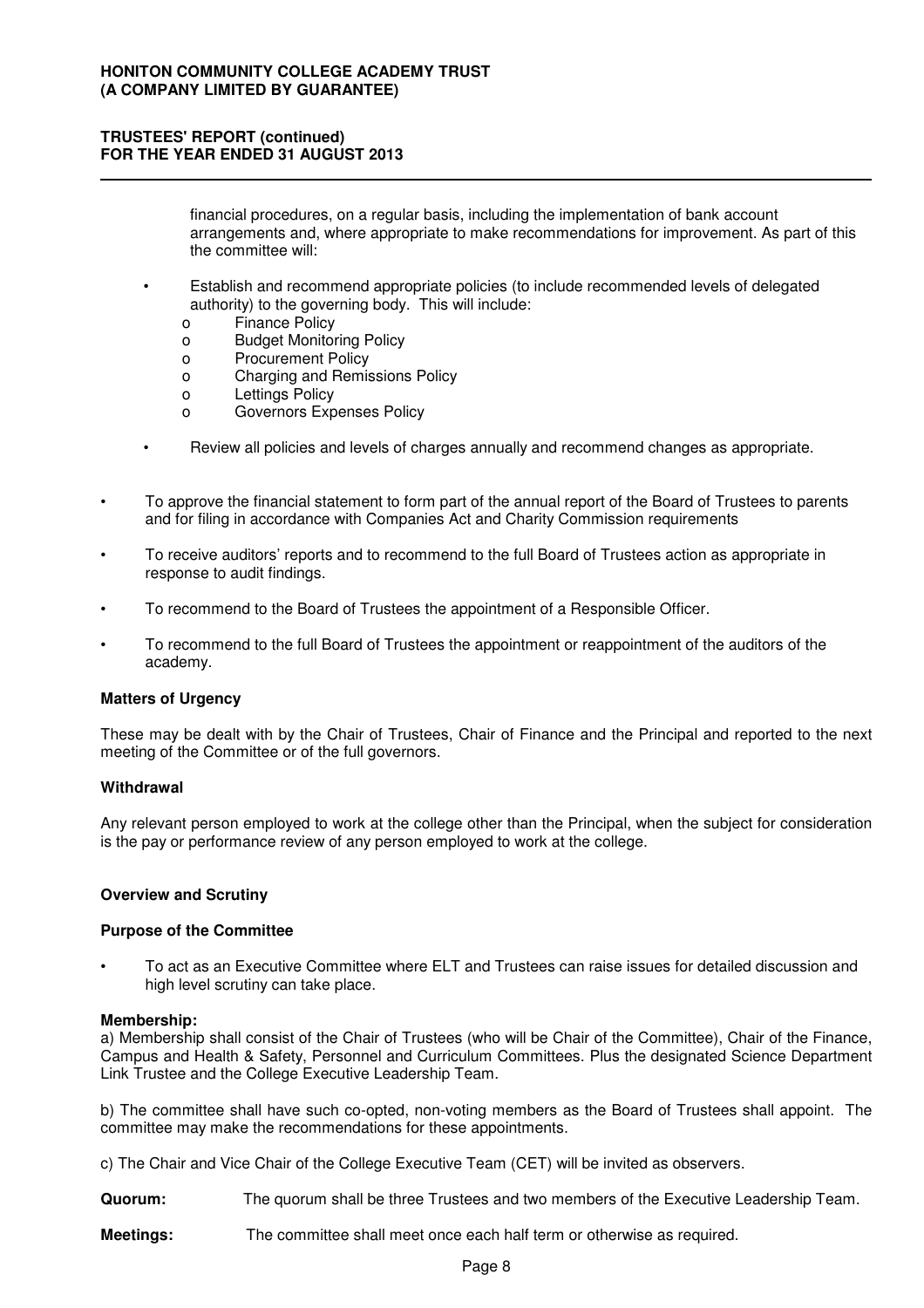financial procedures, on a regular basis, including the implementation of bank account arrangements and, where appropriate to make recommendations for improvement. As part of this the committee will:

- Establish and recommend appropriate policies (to include recommended levels of delegated authority) to the governing body. This will include:
  - Finance Policy
  - Budget Monitoring Policy
  - Procurement Policy
  - Charging and Remissions Policy
  - Lettings Policy
  - Governors Expenses Policy
- Review all policies and levels of charges annually and recommend changes as appropriate.

- To approve the financial statement to form part of the annual report of the Board of Trustees to parents and for filing in accordance with Companies Act and Charity Commission requirements
- To receive auditors' reports and to recommend to the full Board of Trustees action as appropriate in response to audit findings.
- To recommend to the Board of Trustees the appointment of a Responsible Officer.
- To recommend to the full Board of Trustees the appointment or reappointment of the auditors of the academy.

**Matters of Urgency**

These may be dealt with by the Chair of Trustees, Chair of Finance and the Principal and reported to the next meeting of the Committee or of the full governors.

**Withdrawal**

Any relevant person employed to work at the college other than the Principal, when the subject for consideration is the pay or performance review of any person employed to work at the college.

**Overview and Scrutiny**

**Purpose of the Committee**

- To act as an Executive Committee where ELT and Trustees can raise issues for detailed discussion and high level scrutiny can take place.

**Membership:**

a) Membership shall consist of the Chair of Trustees (who will be Chair of the Committee), Chair of the Finance, Campus and Health & Safety, Personnel and Curriculum Committees. Plus the designated Science Department Link Trustee and the College Executive Leadership Team.

b) The committee shall have such co-opted, non-voting members as the Board of Trustees shall appoint. The committee may make the recommendations for these appointments.

c) The Chair and Vice Chair of the College Executive Team (CET) will be invited as observers.

**Quorum:** The quorum shall be three Trustees and two members of the Executive Leadership Team.

**Meetings:** The committee shall meet once each half term or otherwise as required.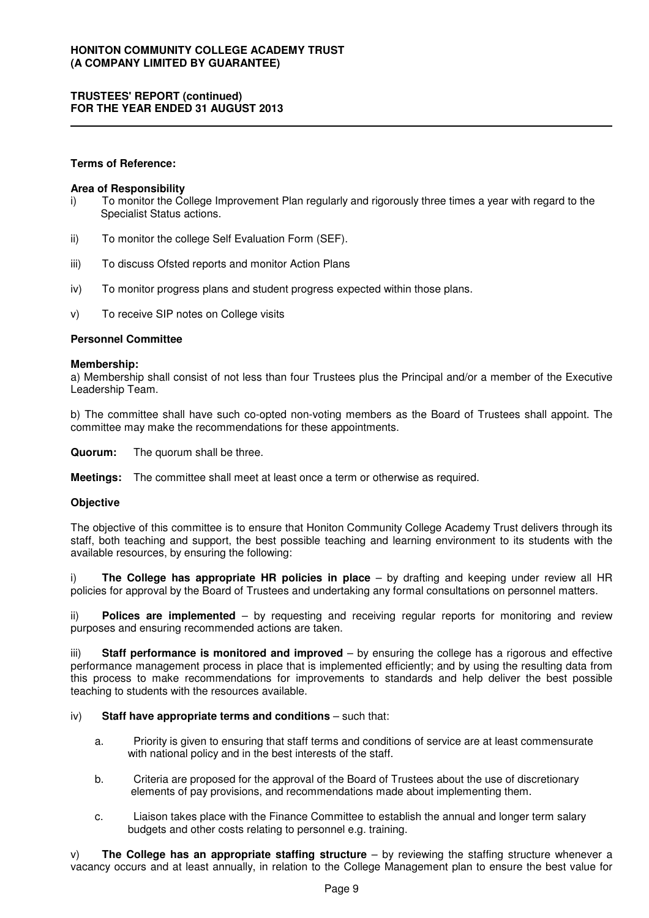**Terms of Reference:**

**Area of Responsibility**

i) To monitor the College Improvement Plan regularly and rigorously three times a year with regard to the Specialist Status actions.

ii) To monitor the college Self Evaluation Form (SEF).

iii) To discuss Ofsted reports and monitor Action Plans

iv) To monitor progress plans and student progress expected within those plans.

v) To receive SIP notes on College visits

**Personnel Committee**

**Membership:**

a) Membership shall consist of not less than four Trustees plus the Principal and/or a member of the Executive Leadership Team.

b) The committee shall have such co-opted non-voting members as the Board of Trustees shall appoint. The committee may make the recommendations for these appointments.

**Quorum:** The quorum shall be three.

**Meetings:** The committee shall meet at least once a term or otherwise as required.

**Objective**

The objective of this committee is to ensure that Honiton Community College Academy Trust delivers through its staff, both teaching and support, the best possible teaching and learning environment to its students with the available resources, by ensuring the following:

i) **The College has appropriate HR policies in place** – by drafting and keeping under review all HR policies for approval by the Board of Trustees and undertaking any formal consultations on personnel matters.

ii) **Polices are implemented** – by requesting and receiving regular reports for monitoring and review purposes and ensuring recommended actions are taken.

iii) **Staff performance is monitored and improved** – by ensuring the college has a rigorous and effective performance management process in place that is implemented efficiently; and by using the resulting data from this process to make recommendations for improvements to standards and help deliver the best possible teaching to students with the resources available.

iv) **Staff have appropriate terms and conditions** – such that:

a. Priority is given to ensuring that staff terms and conditions of service are at least commensurate with national policy and in the best interests of the staff.

b. Criteria are proposed for the approval of the Board of Trustees about the use of discretionary elements of pay provisions, and recommendations made about implementing them.

c. Liaison takes place with the Finance Committee to establish the annual and longer term salary budgets and other costs relating to personnel e.g. training.

v) **The College has an appropriate staffing structure** – by reviewing the staffing structure whenever a vacancy occurs and at least annually, in relation to the College Management plan to ensure the best value for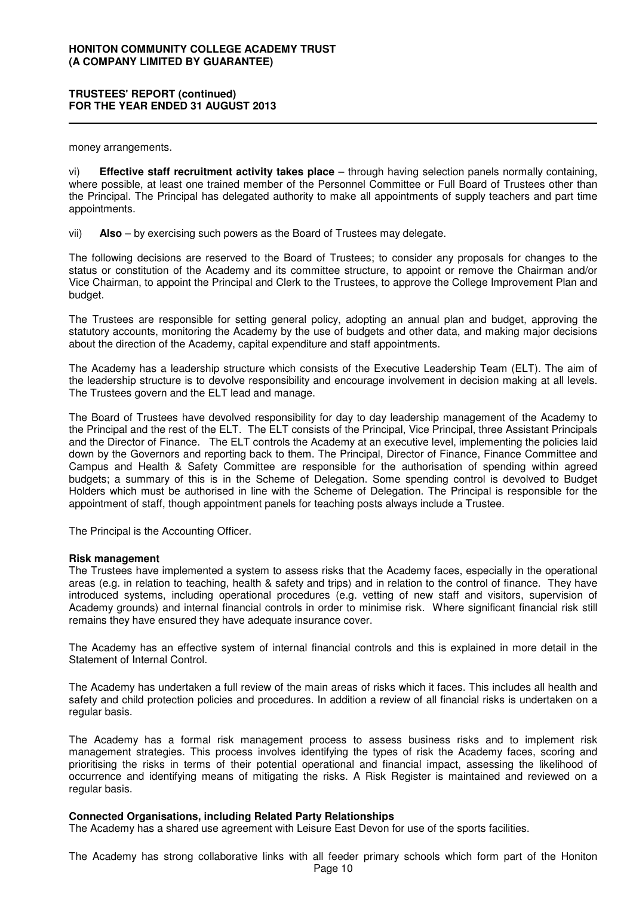money arrangements.

vi) **Effective staff recruitment activity takes place** – through having selection panels normally containing, where possible, at least one trained member of the Personnel Committee or Full Board of Trustees other than the Principal. The Principal has delegated authority to make all appointments of supply teachers and part time appointments.

vii) **Also** – by exercising such powers as the Board of Trustees may delegate.

The following decisions are reserved to the Board of Trustees; to consider any proposals for changes to the status or constitution of the Academy and its committee structure, to appoint or remove the Chairman and/or Vice Chairman, to appoint the Principal and Clerk to the Trustees, to approve the College Improvement Plan and budget.

The Trustees are responsible for setting general policy, adopting an annual plan and budget, approving the statutory accounts, monitoring the Academy by the use of budgets and other data, and making major decisions about the direction of the Academy, capital expenditure and staff appointments.

The Academy has a leadership structure which consists of the Executive Leadership Team (ELT). The aim of the leadership structure is to devolve responsibility and encourage involvement in decision making at all levels. The Trustees govern and the ELT lead and manage.

The Board of Trustees have devolved responsibility for day to day leadership management of the Academy to the Principal and the rest of the ELT. The ELT consists of the Principal, Vice Principal, three Assistant Principals and the Director of Finance. The ELT controls the Academy at an executive level, implementing the policies laid down by the Governors and reporting back to them. The Principal, Director of Finance, Finance Committee and Campus and Health & Safety Committee are responsible for the authorisation of spending within agreed budgets; a summary of this is in the Scheme of Delegation. Some spending control is devolved to Budget Holders which must be authorised in line with the Scheme of Delegation. The Principal is responsible for the appointment of staff, though appointment panels for teaching posts always include a Trustee.

The Principal is the Accounting Officer.

**Risk management**

The Trustees have implemented a system to assess risks that the Academy faces, especially in the operational areas (e.g. in relation to teaching, health & safety and trips) and in relation to the control of finance. They have introduced systems, including operational procedures (e.g. vetting of new staff and visitors, supervision of Academy grounds) and internal financial controls in order to minimise risk. Where significant financial risk still remains they have ensured they have adequate insurance cover.

The Academy has an effective system of internal financial controls and this is explained in more detail in the Statement of Internal Control.

The Academy has undertaken a full review of the main areas of risks which it faces. This includes all health and safety and child protection policies and procedures. In addition a review of all financial risks is undertaken on a regular basis.

The Academy has a formal risk management process to assess business risks and to implement risk management strategies. This process involves identifying the types of risk the Academy faces, scoring and prioritising the risks in terms of their potential operational and financial impact, assessing the likelihood of occurrence and identifying means of mitigating the risks. A Risk Register is maintained and reviewed on a regular basis.

**Connected Organisations, including Related Party Relationships**

The Academy has a shared use agreement with Leisure East Devon for use of the sports facilities.

The Academy has strong collaborative links with all feeder primary schools which form part of the Honiton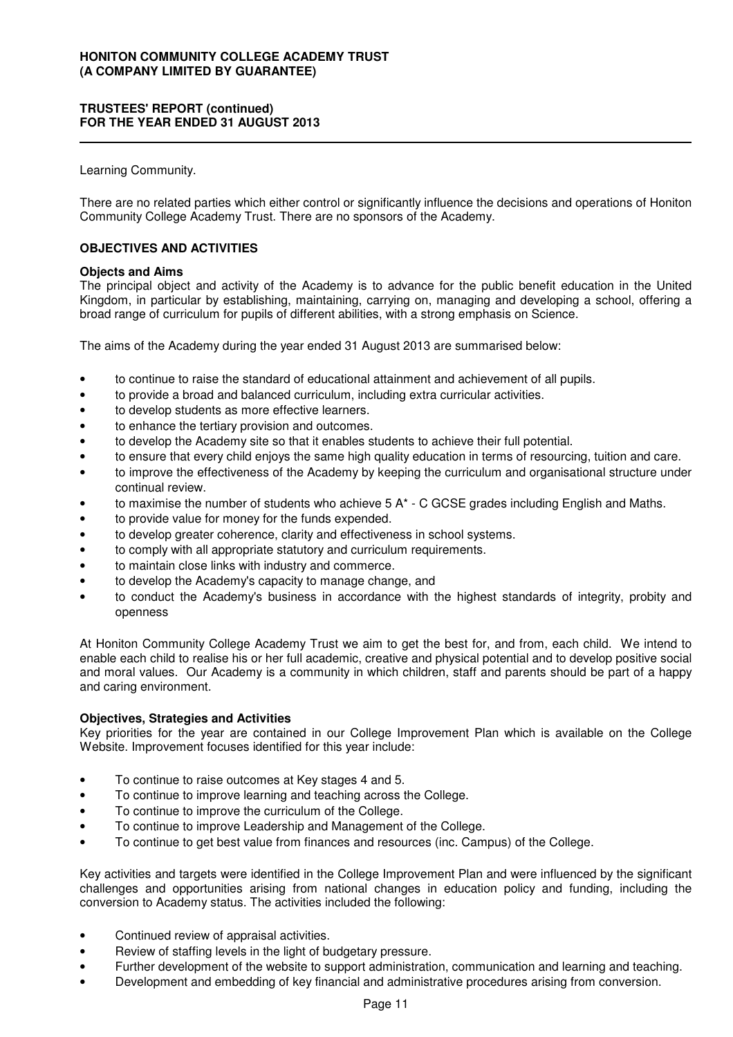Learning Community.

There are no related parties which either control or significantly influence the decisions and operations of Honiton Community College Academy Trust. There are no sponsors of the Academy.

## OBJECTIVES AND ACTIVITIES

### Objects and Aims

The principal object and activity of the Academy is to advance for the public benefit education in the United Kingdom, in particular by establishing, maintaining, carrying on, managing and developing a school, offering a broad range of curriculum for pupils of different abilities, with a strong emphasis on Science.

The aims of the Academy during the year ended 31 August 2013 are summarised below:

- to continue to raise the standard of educational attainment and achievement of all pupils.
- to provide a broad and balanced curriculum, including extra curricular activities.
- to develop students as more effective learners.
- to enhance the tertiary provision and outcomes.
- to develop the Academy site so that it enables students to achieve their full potential.
- to ensure that every child enjoys the same high quality education in terms of resourcing, tuition and care.
- to improve the effectiveness of the Academy by keeping the curriculum and organisational structure under continual review.
- to maximise the number of students who achieve 5 A* - C GCSE grades including English and Maths.
- to provide value for money for the funds expended.
- to develop greater coherence, clarity and effectiveness in school systems.
- to comply with all appropriate statutory and curriculum requirements.
- to maintain close links with industry and commerce.
- to develop the Academy's capacity to manage change, and
- to conduct the Academy's business in accordance with the highest standards of integrity, probity and openness

At Honiton Community College Academy Trust we aim to get the best for, and from, each child. We intend to enable each child to realise his or her full academic, creative and physical potential and to develop positive social and moral values. Our Academy is a community in which children, staff and parents should be part of a happy and caring environment.

### Objectives, Strategies and Activities

Key priorities for the year are contained in our College Improvement Plan which is available on the College Website. Improvement focuses identified for this year include:

- To continue to raise outcomes at Key stages 4 and 5.
- To continue to improve learning and teaching across the College.
- To continue to improve the curriculum of the College.
- To continue to improve Leadership and Management of the College.
- To continue to get best value from finances and resources (inc. Campus) of the College.

Key activities and targets were identified in the College Improvement Plan and were influenced by the significant challenges and opportunities arising from national changes in education policy and funding, including the conversion to Academy status. The activities included the following:

- Continued review of appraisal activities.
- Review of staffing levels in the light of budgetary pressure.
- Further development of the website to support administration, communication and learning and teaching.
- Development and embedding of key financial and administrative procedures arising from conversion.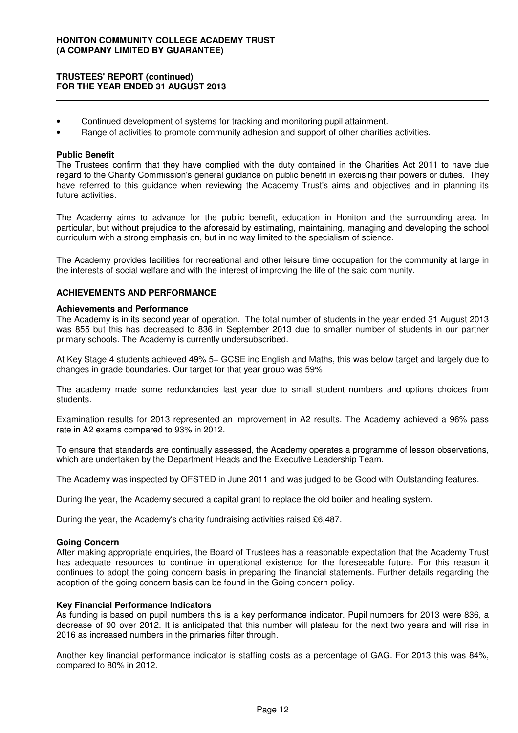- Continued development of systems for tracking and monitoring pupil attainment.
- Range of activities to promote community adhesion and support of other charities activities.

**Public Benefit**

The Trustees confirm that they have complied with the duty contained in the Charities Act 2011 to have due regard to the Charity Commission's general guidance on public benefit in exercising their powers or duties. They have referred to this guidance when reviewing the Academy Trust's aims and objectives and in planning its future activities.

The Academy aims to advance for the public benefit, education in Honiton and the surrounding area. In particular, but without prejudice to the aforesaid by estimating, maintaining, managing and developing the school curriculum with a strong emphasis on, but in no way limited to the specialism of science.

The Academy provides facilities for recreational and other leisure time occupation for the community at large in the interests of social welfare and with the interest of improving the life of the said community.

## ACHIEVEMENTS AND PERFORMANCE

**Achievements and Performance**

The Academy is in its second year of operation. The total number of students in the year ended 31 August 2013 was 855 but this has decreased to 836 in September 2013 due to smaller number of students in our partner primary schools. The Academy is currently undersubscribed.

At Key Stage 4 students achieved 49% 5+ GCSE inc English and Maths, this was below target and largely due to changes in grade boundaries. Our target for that year group was 59%

The academy made some redundancies last year due to small student numbers and options choices from students.

Examination results for 2013 represented an improvement in A2 results. The Academy achieved a 96% pass rate in A2 exams compared to 93% in 2012.

To ensure that standards are continually assessed, the Academy operates a programme of lesson observations, which are undertaken by the Department Heads and the Executive Leadership Team.

The Academy was inspected by OFSTED in June 2011 and was judged to be Good with Outstanding features.

During the year, the Academy secured a capital grant to replace the old boiler and heating system.

During the year, the Academy's charity fundraising activities raised £6,487.

**Going Concern**

After making appropriate enquiries, the Board of Trustees has a reasonable expectation that the Academy Trust has adequate resources to continue in operational existence for the foreseeable future. For this reason it continues to adopt the going concern basis in preparing the financial statements. Further details regarding the adoption of the going concern basis can be found in the Going concern policy.

**Key Financial Performance Indicators**

As funding is based on pupil numbers this is a key performance indicator. Pupil numbers for 2013 were 836, a decrease of 90 over 2012. It is anticipated that this number will plateau for the next two years and will rise in 2016 as increased numbers in the primaries filter through.

Another key financial performance indicator is staffing costs as a percentage of GAG. For 2013 this was 84%, compared to 80% in 2012.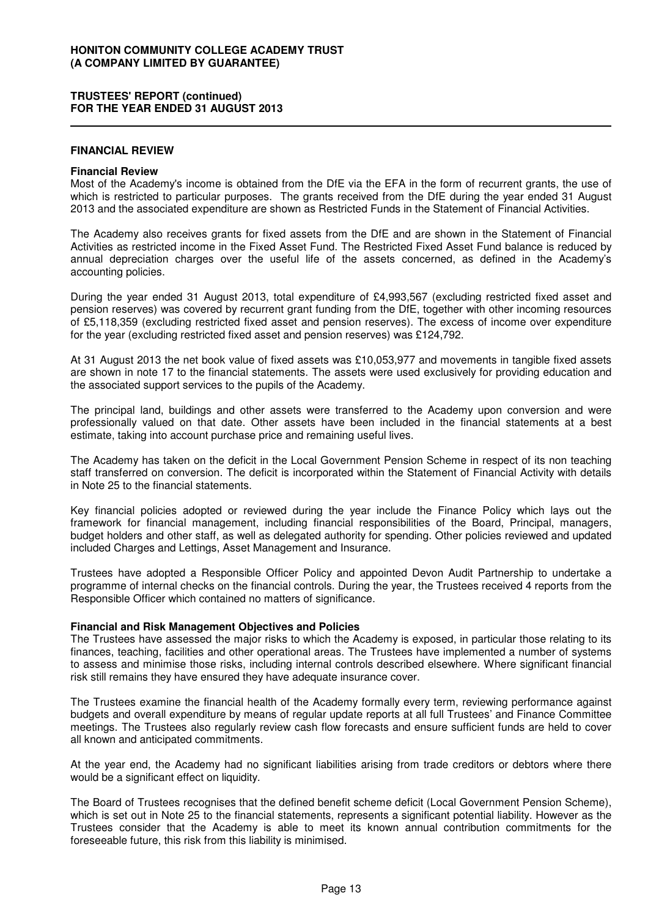## FINANCIAL REVIEW

### Financial Review

Most of the Academy's income is obtained from the DfE via the EFA in the form of recurrent grants, the use of which is restricted to particular purposes. The grants received from the DfE during the year ended 31 August 2013 and the associated expenditure are shown as Restricted Funds in the Statement of Financial Activities.

The Academy also receives grants for fixed assets from the DfE and are shown in the Statement of Financial Activities as restricted income in the Fixed Asset Fund. The Restricted Fixed Asset Fund balance is reduced by annual depreciation charges over the useful life of the assets concerned, as defined in the Academy's accounting policies.

During the year ended 31 August 2013, total expenditure of £4,993,567 (excluding restricted fixed asset and pension reserves) was covered by recurrent grant funding from the DfE, together with other incoming resources of £5,118,359 (excluding restricted fixed asset and pension reserves). The excess of income over expenditure for the year (excluding restricted fixed asset and pension reserves) was £124,792.

At 31 August 2013 the net book value of fixed assets was £10,053,977 and movements in tangible fixed assets are shown in note 17 to the financial statements. The assets were used exclusively for providing education and the associated support services to the pupils of the Academy.

The principal land, buildings and other assets were transferred to the Academy upon conversion and were professionally valued on that date. Other assets have been included in the financial statements at a best estimate, taking into account purchase price and remaining useful lives.

The Academy has taken on the deficit in the Local Government Pension Scheme in respect of its non teaching staff transferred on conversion. The deficit is incorporated within the Statement of Financial Activity with details in Note 25 to the financial statements.

Key financial policies adopted or reviewed during the year include the Finance Policy which lays out the framework for financial management, including financial responsibilities of the Board, Principal, managers, budget holders and other staff, as well as delegated authority for spending. Other policies reviewed and updated included Charges and Lettings, Asset Management and Insurance.

Trustees have adopted a Responsible Officer Policy and appointed Devon Audit Partnership to undertake a programme of internal checks on the financial controls. During the year, the Trustees received 4 reports from the Responsible Officer which contained no matters of significance.

### Financial and Risk Management Objectives and Policies

The Trustees have assessed the major risks to which the Academy is exposed, in particular those relating to its finances, teaching, facilities and other operational areas. The Trustees have implemented a number of systems to assess and minimise those risks, including internal controls described elsewhere. Where significant financial risk still remains they have ensured they have adequate insurance cover.

The Trustees examine the financial health of the Academy formally every term, reviewing performance against budgets and overall expenditure by means of regular update reports at all full Trustees' and Finance Committee meetings. The Trustees also regularly review cash flow forecasts and ensure sufficient funds are held to cover all known and anticipated commitments.

At the year end, the Academy had no significant liabilities arising from trade creditors or debtors where there would be a significant effect on liquidity.

The Board of Trustees recognises that the defined benefit scheme deficit (Local Government Pension Scheme), which is set out in Note 25 to the financial statements, represents a significant potential liability. However as the Trustees consider that the Academy is able to meet its known annual contribution commitments for the foreseeable future, this risk from this liability is minimised.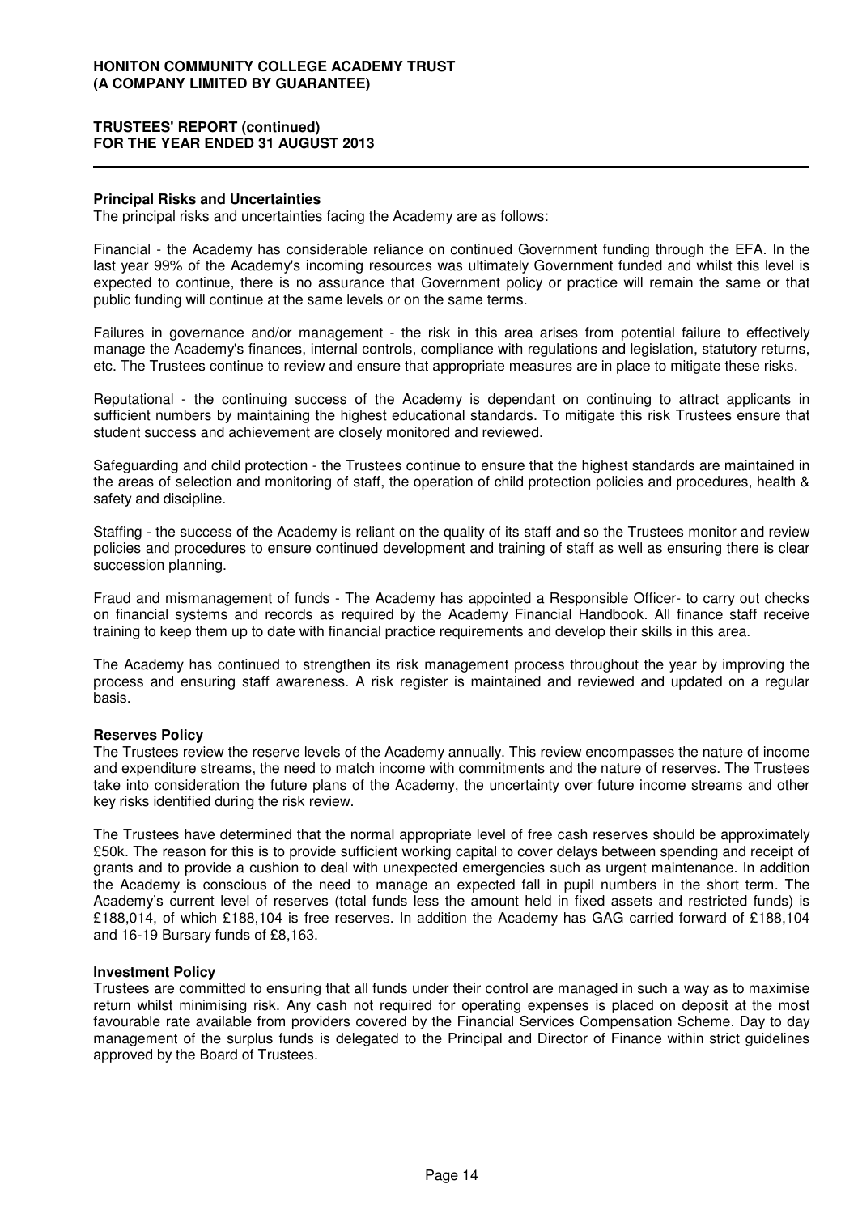**HONITON COMMUNITY COLLEGE ACADEMY TRUST**
**(A COMPANY LIMITED BY GUARANTEE)**

**TRUSTEES' REPORT (continued)**
**FOR THE YEAR ENDED 31 AUGUST 2013**

### Principal Risks and Uncertainties

The principal risks and uncertainties facing the Academy are as follows:

Financial - the Academy has considerable reliance on continued Government funding through the EFA. In the last year 99% of the Academy's incoming resources was ultimately Government funded and whilst this level is expected to continue, there is no assurance that Government policy or practice will remain the same or that public funding will continue at the same levels or on the same terms.

Failures in governance and/or management - the risk in this area arises from potential failure to effectively manage the Academy's finances, internal controls, compliance with regulations and legislation, statutory returns, etc. The Trustees continue to review and ensure that appropriate measures are in place to mitigate these risks.

Reputational - the continuing success of the Academy is dependant on continuing to attract applicants in sufficient numbers by maintaining the highest educational standards. To mitigate this risk Trustees ensure that student success and achievement are closely monitored and reviewed.

Safeguarding and child protection - the Trustees continue to ensure that the highest standards are maintained in the areas of selection and monitoring of staff, the operation of child protection policies and procedures, health & safety and discipline.

Staffing - the success of the Academy is reliant on the quality of its staff and so the Trustees monitor and review policies and procedures to ensure continued development and training of staff as well as ensuring there is clear succession planning.

Fraud and mismanagement of funds - The Academy has appointed a Responsible Officer- to carry out checks on financial systems and records as required by the Academy Financial Handbook. All finance staff receive training to keep them up to date with financial practice requirements and develop their skills in this area.

The Academy has continued to strengthen its risk management process throughout the year by improving the process and ensuring staff awareness. A risk register is maintained and reviewed and updated on a regular basis.

### Reserves Policy

The Trustees review the reserve levels of the Academy annually. This review encompasses the nature of income and expenditure streams, the need to match income with commitments and the nature of reserves. The Trustees take into consideration the future plans of the Academy, the uncertainty over future income streams and other key risks identified during the risk review.

The Trustees have determined that the normal appropriate level of free cash reserves should be approximately £50k. The reason for this is to provide sufficient working capital to cover delays between spending and receipt of grants and to provide a cushion to deal with unexpected emergencies such as urgent maintenance. In addition the Academy is conscious of the need to manage an expected fall in pupil numbers in the short term. The Academy's current level of reserves (total funds less the amount held in fixed assets and restricted funds) is £188,014, of which £188,104 is free reserves. In addition the Academy has GAG carried forward of £188,104 and 16-19 Bursary funds of £8,163.

### Investment Policy

Trustees are committed to ensuring that all funds under their control are managed in such a way as to maximise return whilst minimising risk. Any cash not required for operating expenses is placed on deposit at the most favourable rate available from providers covered by the Financial Services Compensation Scheme. Day to day management of the surplus funds is delegated to the Principal and Director of Finance within strict guidelines approved by the Board of Trustees.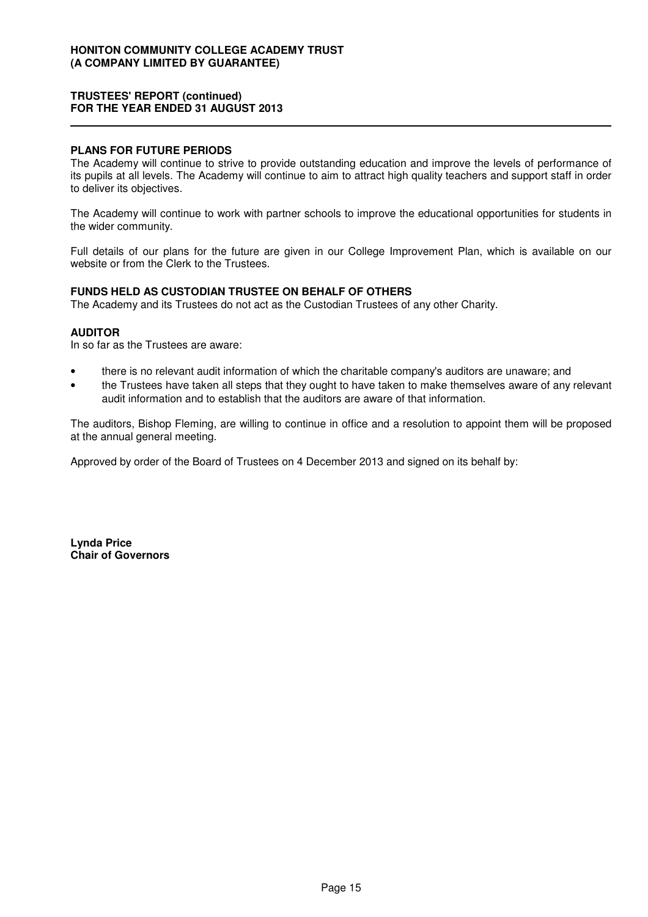## PLANS FOR FUTURE PERIODS

The Academy will continue to strive to provide outstanding education and improve the levels of performance of its pupils at all levels. The Academy will continue to aim to attract high quality teachers and support staff in order to deliver its objectives.

The Academy will continue to work with partner schools to improve the educational opportunities for students in the wider community.

Full details of our plans for the future are given in our College Improvement Plan, which is available on our website or from the Clerk to the Trustees.

## FUNDS HELD AS CUSTODIAN TRUSTEE ON BEHALF OF OTHERS

The Academy and its Trustees do not act as the Custodian Trustees of any other Charity.

## AUDITOR

In so far as the Trustees are aware:

- there is no relevant audit information of which the charitable company's auditors are unaware; and
- the Trustees have taken all steps that they ought to have taken to make themselves aware of any relevant audit information and to establish that the auditors are aware of that information.

The auditors, Bishop Fleming, are willing to continue in office and a resolution to appoint them will be proposed at the annual general meeting.

Approved by order of the Board of Trustees on 4 December 2013 and signed on its behalf by:

**Lynda Price**
**Chair of Governors**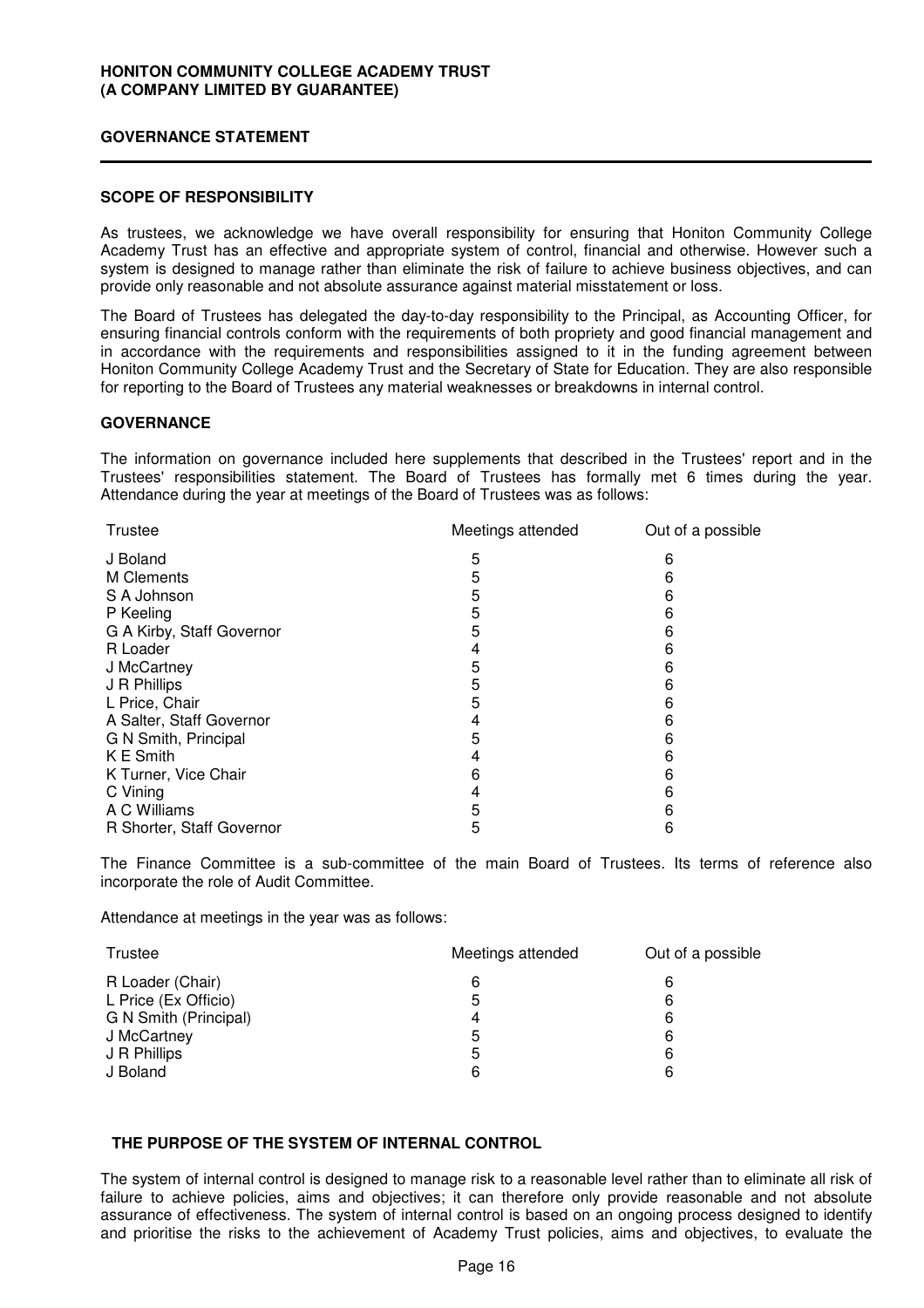**HONITON COMMUNITY COLLEGE ACADEMY TRUST**
**(A COMPANY LIMITED BY GUARANTEE)**

## GOVERNANCE STATEMENT

### SCOPE OF RESPONSIBILITY

As trustees, we acknowledge we have overall responsibility for ensuring that Honiton Community College Academy Trust has an effective and appropriate system of control, financial and otherwise. However such a system is designed to manage rather than eliminate the risk of failure to achieve business objectives, and can provide only reasonable and not absolute assurance against material misstatement or loss.

The Board of Trustees has delegated the day-to-day responsibility to the Principal, as Accounting Officer, for ensuring financial controls conform with the requirements of both propriety and good financial management and in accordance with the requirements and responsibilities assigned to it in the funding agreement between Honiton Community College Academy Trust and the Secretary of State for Education. They are also responsible for reporting to the Board of Trustees any material weaknesses or breakdowns in internal control.

### GOVERNANCE

The information on governance included here supplements that described in the Trustees' report and in the Trustees' responsibilities statement. The Board of Trustees has formally met 6 times during the year. Attendance during the year at meetings of the Board of Trustees was as follows:

| Trustee | Meetings attended | Out of a possible |
|---|---|---|
| J Boland | 5 | 6 |
| M Clements | 5 | 6 |
| S A Johnson | 5 | 6 |
| P Keeling | 5 | 6 |
| G A Kirby, Staff Governor | 5 | 6 |
| R Loader | 4 | 6 |
| J McCartney | 5 | 6 |
| J R Phillips | 5 | 6 |
| L Price, Chair | 5 | 6 |
| A Salter, Staff Governor | 4 | 6 |
| G N Smith, Principal | 5 | 6 |
| K E Smith | 4 | 6 |
| K Turner, Vice Chair | 6 | 6 |
| C Vining | 4 | 6 |
| A C Williams | 5 | 6 |
| R Shorter, Staff Governor | 5 | 6 |

The Finance Committee is a sub-committee of the main Board of Trustees. Its terms of reference also incorporate the role of Audit Committee.

Attendance at meetings in the year was as follows:

| Trustee | Meetings attended | Out of a possible |
|---|---|---|
| R Loader (Chair) | 6 | 6 |
| L Price (Ex Officio) | 5 | 6 |
| G N Smith (Principal) | 4 | 6 |
| J McCartney | 5 | 6 |
| J R Phillips | 5 | 6 |
| J Boland | 6 | 6 |

### THE PURPOSE OF THE SYSTEM OF INTERNAL CONTROL

The system of internal control is designed to manage risk to a reasonable level rather than to eliminate all risk of failure to achieve policies, aims and objectives; it can therefore only provide reasonable and not absolute assurance of effectiveness. The system of internal control is based on an ongoing process designed to identify and prioritise the risks to the achievement of Academy Trust policies, aims and objectives, to evaluate the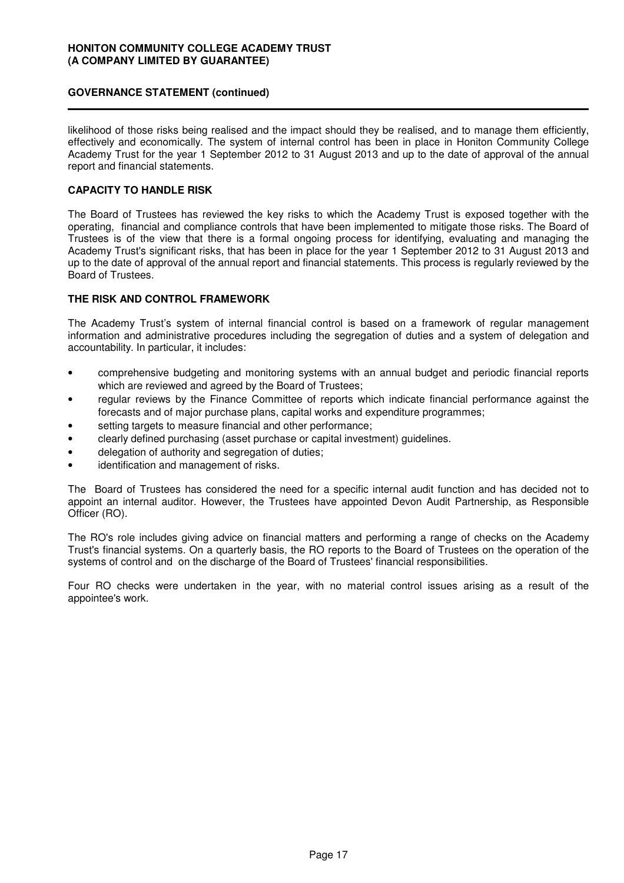likelihood of those risks being realised and the impact should they be realised, and to manage them efficiently, effectively and economically. The system of internal control has been in place in Honiton Community College Academy Trust for the year 1 September 2012 to 31 August 2013 and up to the date of approval of the annual report and financial statements.

## CAPACITY TO HANDLE RISK

The Board of Trustees has reviewed the key risks to which the Academy Trust is exposed together with the operating, financial and compliance controls that have been implemented to mitigate those risks. The Board of Trustees is of the view that there is a formal ongoing process for identifying, evaluating and managing the Academy Trust's significant risks, that has been in place for the year 1 September 2012 to 31 August 2013 and up to the date of approval of the annual report and financial statements. This process is regularly reviewed by the Board of Trustees.

## THE RISK AND CONTROL FRAMEWORK

The Academy Trust's system of internal financial control is based on a framework of regular management information and administrative procedures including the segregation of duties and a system of delegation and accountability. In particular, it includes:

- comprehensive budgeting and monitoring systems with an annual budget and periodic financial reports which are reviewed and agreed by the Board of Trustees;
- regular reviews by the Finance Committee of reports which indicate financial performance against the forecasts and of major purchase plans, capital works and expenditure programmes;
- setting targets to measure financial and other performance;
- clearly defined purchasing (asset purchase or capital investment) guidelines.
- delegation of authority and segregation of duties;
- identification and management of risks.

The Board of Trustees has considered the need for a specific internal audit function and has decided not to appoint an internal auditor. However, the Trustees have appointed Devon Audit Partnership, as Responsible Officer (RO).

The RO's role includes giving advice on financial matters and performing a range of checks on the Academy Trust's financial systems. On a quarterly basis, the RO reports to the Board of Trustees on the operation of the systems of control and on the discharge of the Board of Trustees' financial responsibilities.

Four RO checks were undertaken in the year, with no material control issues arising as a result of the appointee's work.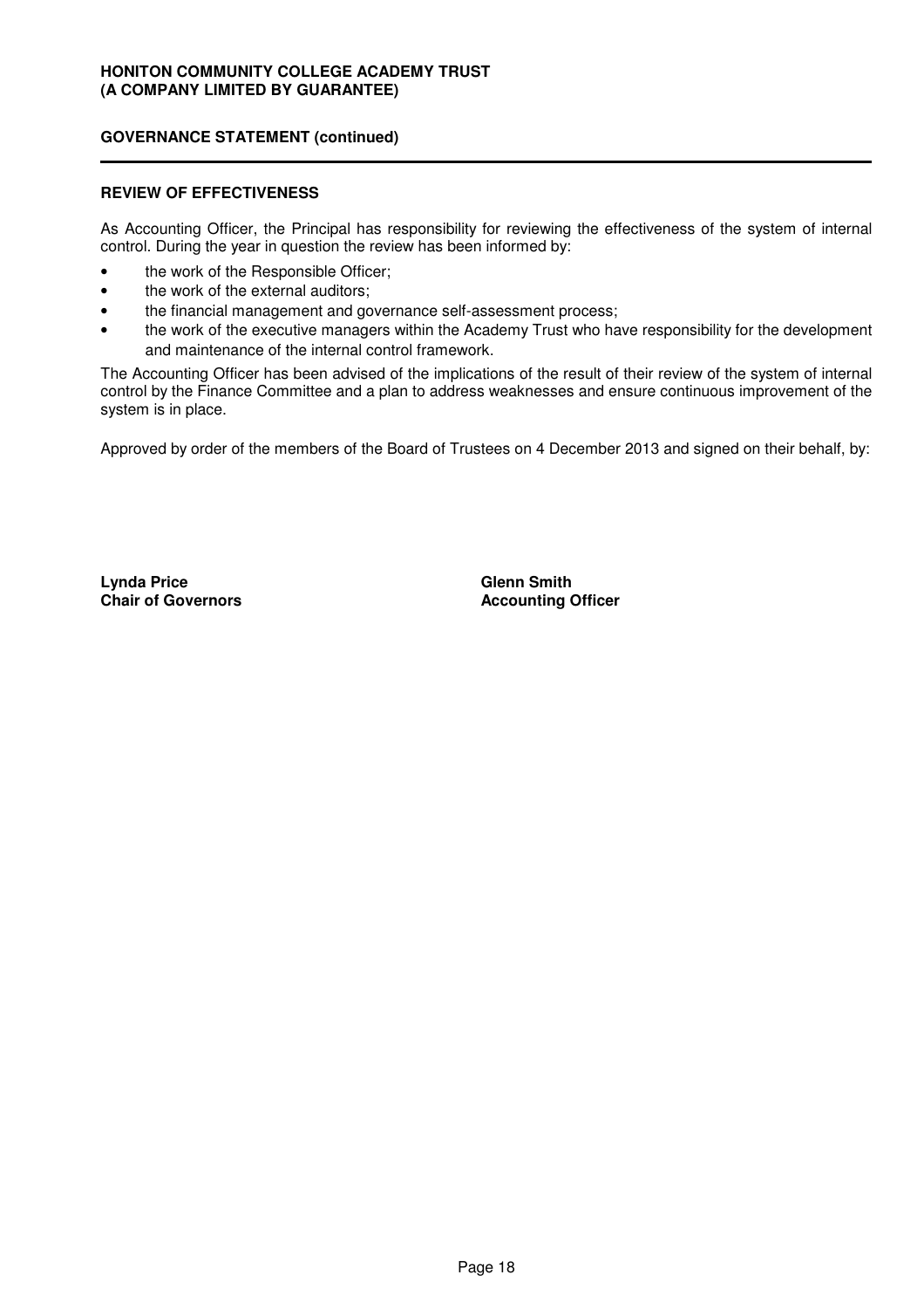## GOVERNANCE STATEMENT (continued)

### REVIEW OF EFFECTIVENESS

As Accounting Officer, the Principal has responsibility for reviewing the effectiveness of the system of internal control. During the year in question the review has been informed by:

- the work of the Responsible Officer;
- the work of the external auditors;
- the financial management and governance self-assessment process;
- the work of the executive managers within the Academy Trust who have responsibility for the development and maintenance of the internal control framework.

The Accounting Officer has been advised of the implications of the result of their review of the system of internal control by the Finance Committee and a plan to address weaknesses and ensure continuous improvement of the system is in place.

Approved by order of the members of the Board of Trustees on 4 December 2013 and signed on their behalf, by:

**Lynda Price**
**Chair of Governors**

**Glenn Smith**
**Accounting Officer**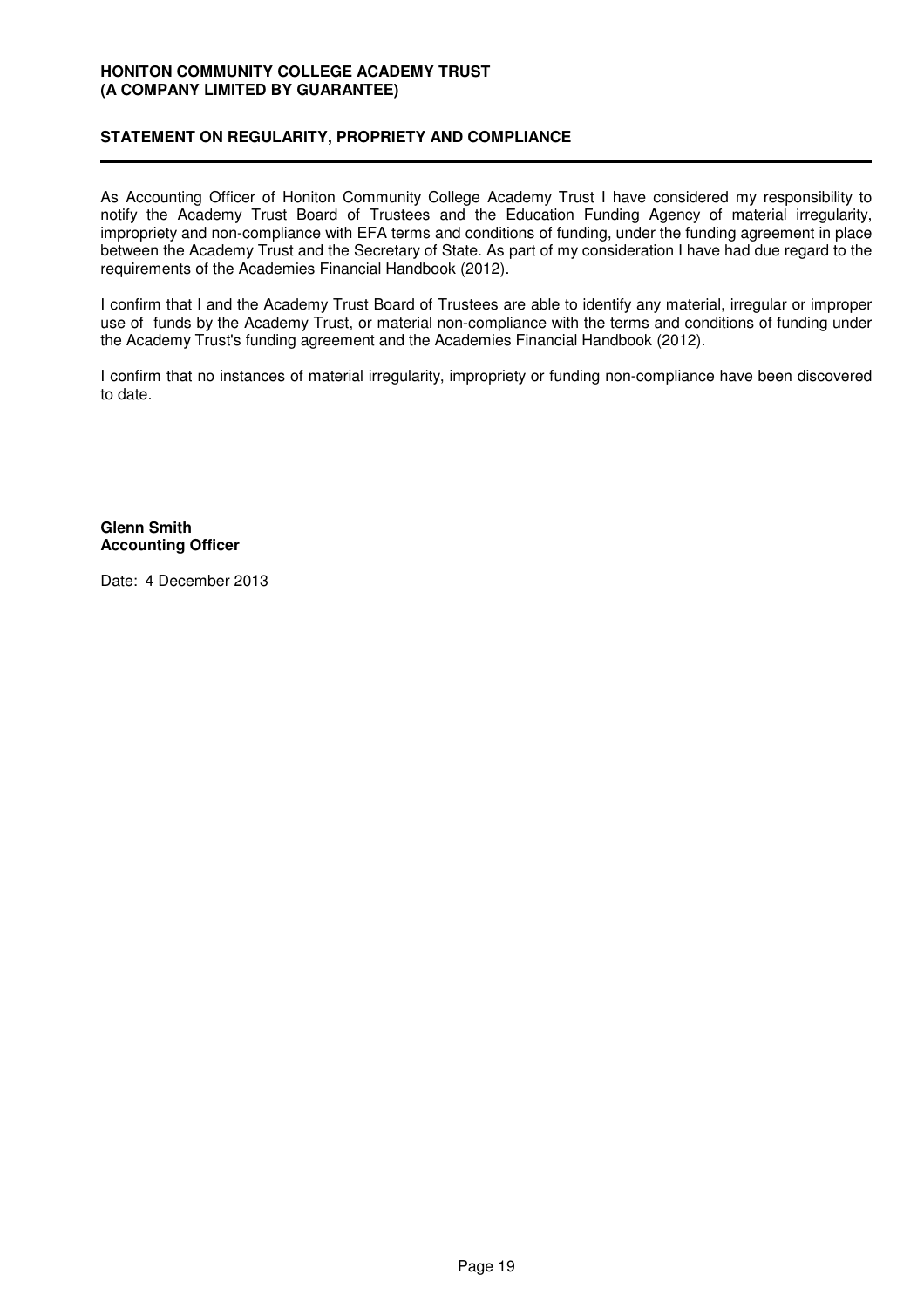**HONITON COMMUNITY COLLEGE ACADEMY TRUST**
**(A COMPANY LIMITED BY GUARANTEE)**

## STATEMENT ON REGULARITY, PROPRIETY AND COMPLIANCE

As Accounting Officer of Honiton Community College Academy Trust I have considered my responsibility to notify the Academy Trust Board of Trustees and the Education Funding Agency of material irregularity, impropriety and non-compliance with EFA terms and conditions of funding, under the funding agreement in place between the Academy Trust and the Secretary of State. As part of my consideration I have had due regard to the requirements of the Academies Financial Handbook (2012).

I confirm that I and the Academy Trust Board of Trustees are able to identify any material, irregular or improper use of funds by the Academy Trust, or material non-compliance with the terms and conditions of funding under the Academy Trust's funding agreement and the Academies Financial Handbook (2012).

I confirm that no instances of material irregularity, impropriety or funding non-compliance have been discovered to date.

**Glenn Smith**
**Accounting Officer**

Date: 4 December 2013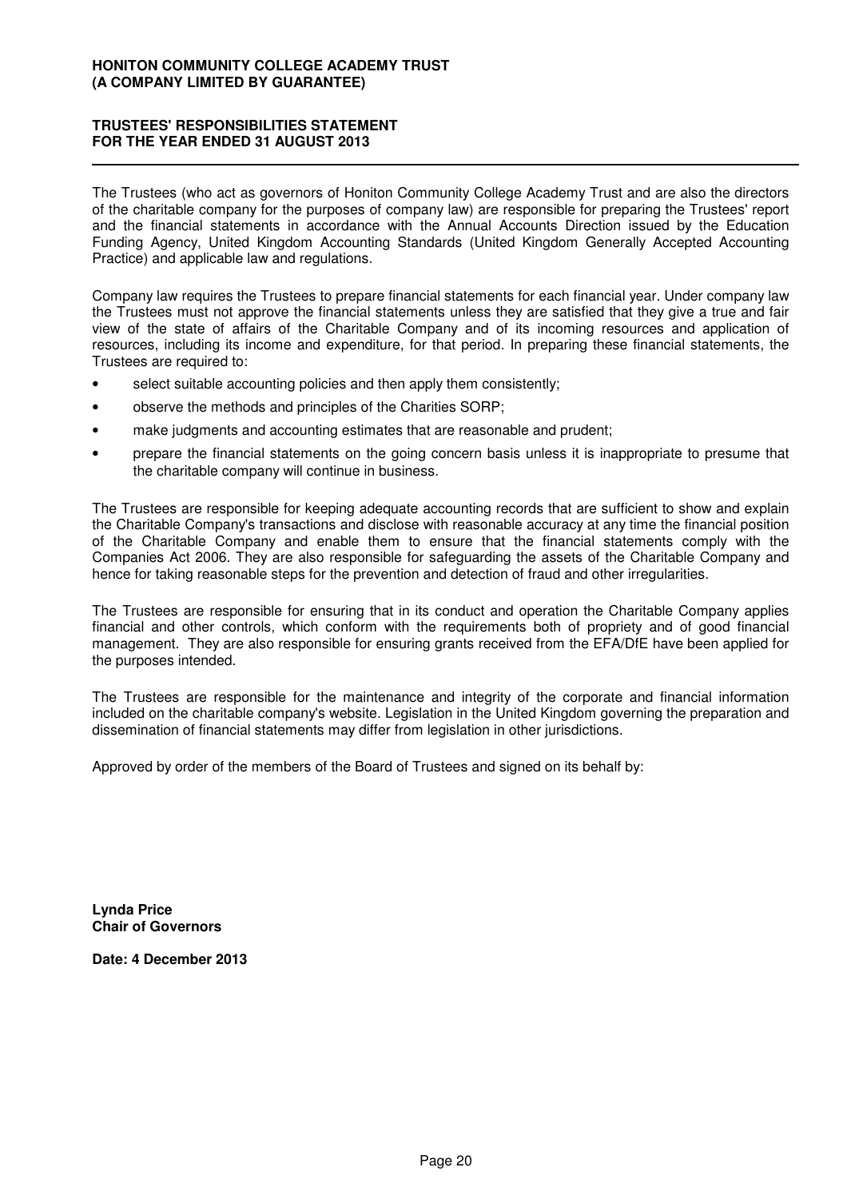**HONITON COMMUNITY COLLEGE ACADEMY TRUST**
**(A COMPANY LIMITED BY GUARANTEE)**

## TRUSTEES' RESPONSIBILITIES STATEMENT
## FOR THE YEAR ENDED 31 AUGUST 2013

The Trustees (who act as governors of Honiton Community College Academy Trust and are also the directors of the charitable company for the purposes of company law) are responsible for preparing the Trustees' report and the financial statements in accordance with the Annual Accounts Direction issued by the Education Funding Agency, United Kingdom Accounting Standards (United Kingdom Generally Accepted Accounting Practice) and applicable law and regulations.

Company law requires the Trustees to prepare financial statements for each financial year. Under company law the Trustees must not approve the financial statements unless they are satisfied that they give a true and fair view of the state of affairs of the Charitable Company and of its incoming resources and application of resources, including its income and expenditure, for that period. In preparing these financial statements, the Trustees are required to:

- select suitable accounting policies and then apply them consistently;
- observe the methods and principles of the Charities SORP;
- make judgments and accounting estimates that are reasonable and prudent;
- prepare the financial statements on the going concern basis unless it is inappropriate to presume that the charitable company will continue in business.

The Trustees are responsible for keeping adequate accounting records that are sufficient to show and explain the Charitable Company's transactions and disclose with reasonable accuracy at any time the financial position of the Charitable Company and enable them to ensure that the financial statements comply with the Companies Act 2006. They are also responsible for safeguarding the assets of the Charitable Company and hence for taking reasonable steps for the prevention and detection of fraud and other irregularities.

The Trustees are responsible for ensuring that in its conduct and operation the Charitable Company applies financial and other controls, which conform with the requirements both of propriety and of good financial management. They are also responsible for ensuring grants received from the EFA/DfE have been applied for the purposes intended.

The Trustees are responsible for the maintenance and integrity of the corporate and financial information included on the charitable company's website. Legislation in the United Kingdom governing the preparation and dissemination of financial statements may differ from legislation in other jurisdictions.

Approved by order of the members of the Board of Trustees and signed on its behalf by:

**Lynda Price**
**Chair of Governors**

**Date: 4 December 2013**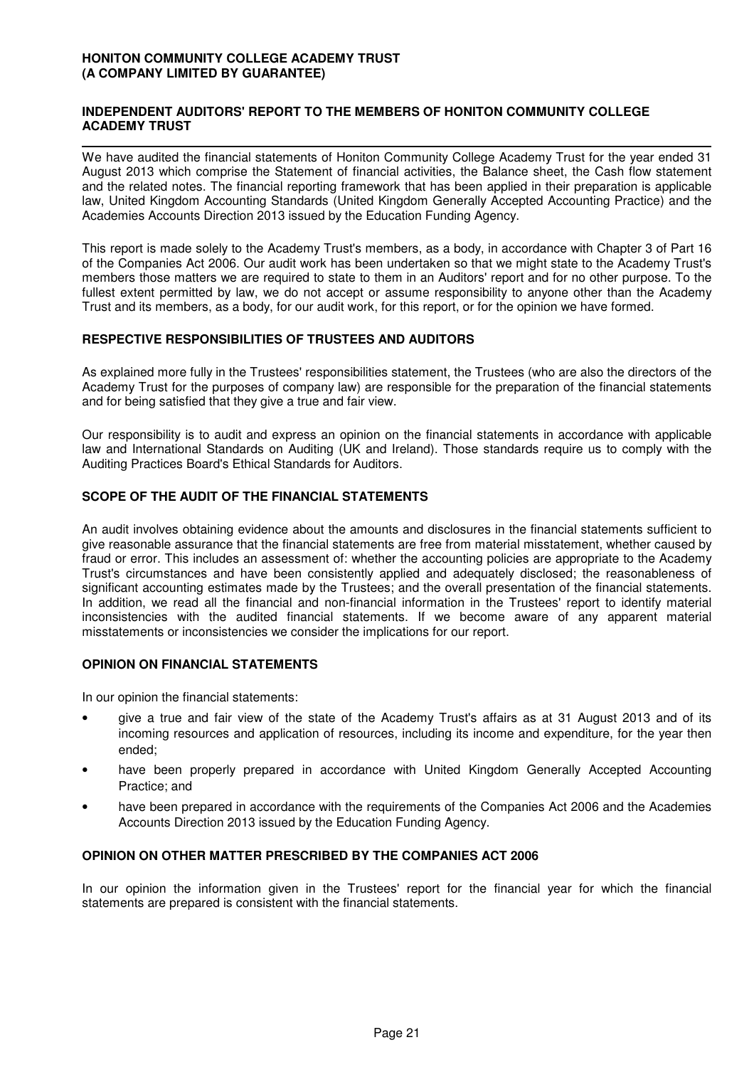## INDEPENDENT AUDITORS' REPORT TO THE MEMBERS OF HONITON COMMUNITY COLLEGE ACADEMY TRUST

We have audited the financial statements of Honiton Community College Academy Trust for the year ended 31 August 2013 which comprise the Statement of financial activities, the Balance sheet, the Cash flow statement and the related notes. The financial reporting framework that has been applied in their preparation is applicable law, United Kingdom Accounting Standards (United Kingdom Generally Accepted Accounting Practice) and the Academies Accounts Direction 2013 issued by the Education Funding Agency.

This report is made solely to the Academy Trust's members, as a body, in accordance with Chapter 3 of Part 16 of the Companies Act 2006. Our audit work has been undertaken so that we might state to the Academy Trust's members those matters we are required to state to them in an Auditors' report and for no other purpose. To the fullest extent permitted by law, we do not accept or assume responsibility to anyone other than the Academy Trust and its members, as a body, for our audit work, for this report, or for the opinion we have formed.

### RESPECTIVE RESPONSIBILITIES OF TRUSTEES AND AUDITORS

As explained more fully in the Trustees' responsibilities statement, the Trustees (who are also the directors of the Academy Trust for the purposes of company law) are responsible for the preparation of the financial statements and for being satisfied that they give a true and fair view.

Our responsibility is to audit and express an opinion on the financial statements in accordance with applicable law and International Standards on Auditing (UK and Ireland). Those standards require us to comply with the Auditing Practices Board's Ethical Standards for Auditors.

### SCOPE OF THE AUDIT OF THE FINANCIAL STATEMENTS

An audit involves obtaining evidence about the amounts and disclosures in the financial statements sufficient to give reasonable assurance that the financial statements are free from material misstatement, whether caused by fraud or error. This includes an assessment of: whether the accounting policies are appropriate to the Academy Trust's circumstances and have been consistently applied and adequately disclosed; the reasonableness of significant accounting estimates made by the Trustees; and the overall presentation of the financial statements. In addition, we read all the financial and non-financial information in the Trustees' report to identify material inconsistencies with the audited financial statements. If we become aware of any apparent material misstatements or inconsistencies we consider the implications for our report.

### OPINION ON FINANCIAL STATEMENTS

In our opinion the financial statements:

- give a true and fair view of the state of the Academy Trust's affairs as at 31 August 2013 and of its incoming resources and application of resources, including its income and expenditure, for the year then ended;
- have been properly prepared in accordance with United Kingdom Generally Accepted Accounting Practice; and
- have been prepared in accordance with the requirements of the Companies Act 2006 and the Academies Accounts Direction 2013 issued by the Education Funding Agency.

### OPINION ON OTHER MATTER PRESCRIBED BY THE COMPANIES ACT 2006

In our opinion the information given in the Trustees' report for the financial year for which the financial statements are prepared is consistent with the financial statements.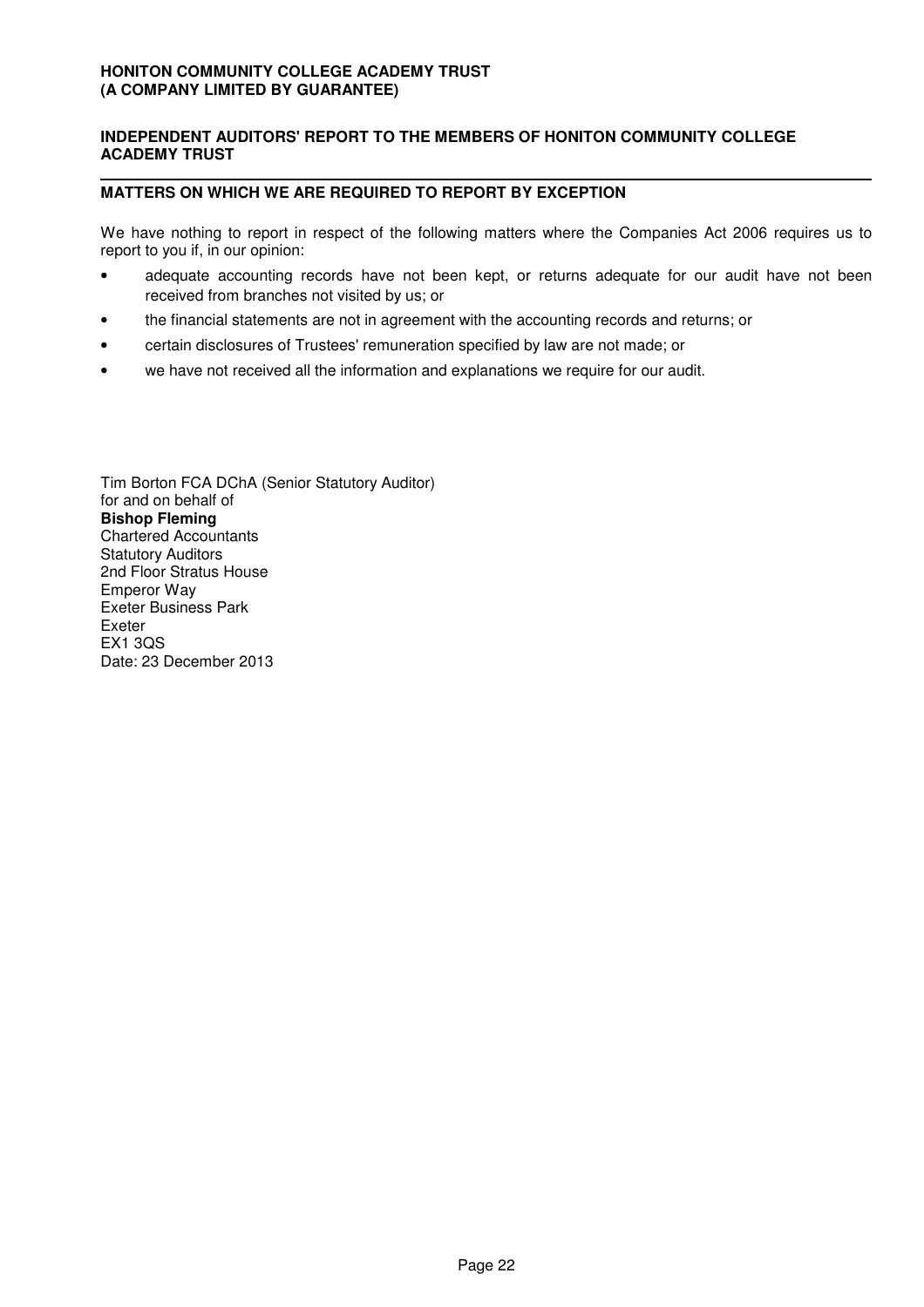## INDEPENDENT AUDITORS' REPORT TO THE MEMBERS OF HONITON COMMUNITY COLLEGE ACADEMY TRUST

### MATTERS ON WHICH WE ARE REQUIRED TO REPORT BY EXCEPTION

We have nothing to report in respect of the following matters where the Companies Act 2006 requires us to report to you if, in our opinion:

- adequate accounting records have not been kept, or returns adequate for our audit have not been received from branches not visited by us; or
- the financial statements are not in agreement with the accounting records and returns; or
- certain disclosures of Trustees' remuneration specified by law are not made; or
- we have not received all the information and explanations we require for our audit.

Tim Borton FCA DChA (Senior Statutory Auditor)
for and on behalf of
**Bishop Fleming**
Chartered Accountants
Statutory Auditors
2nd Floor Stratus House
Emperor Way
Exeter Business Park
Exeter
EX1 3QS
Date: 23 December 2013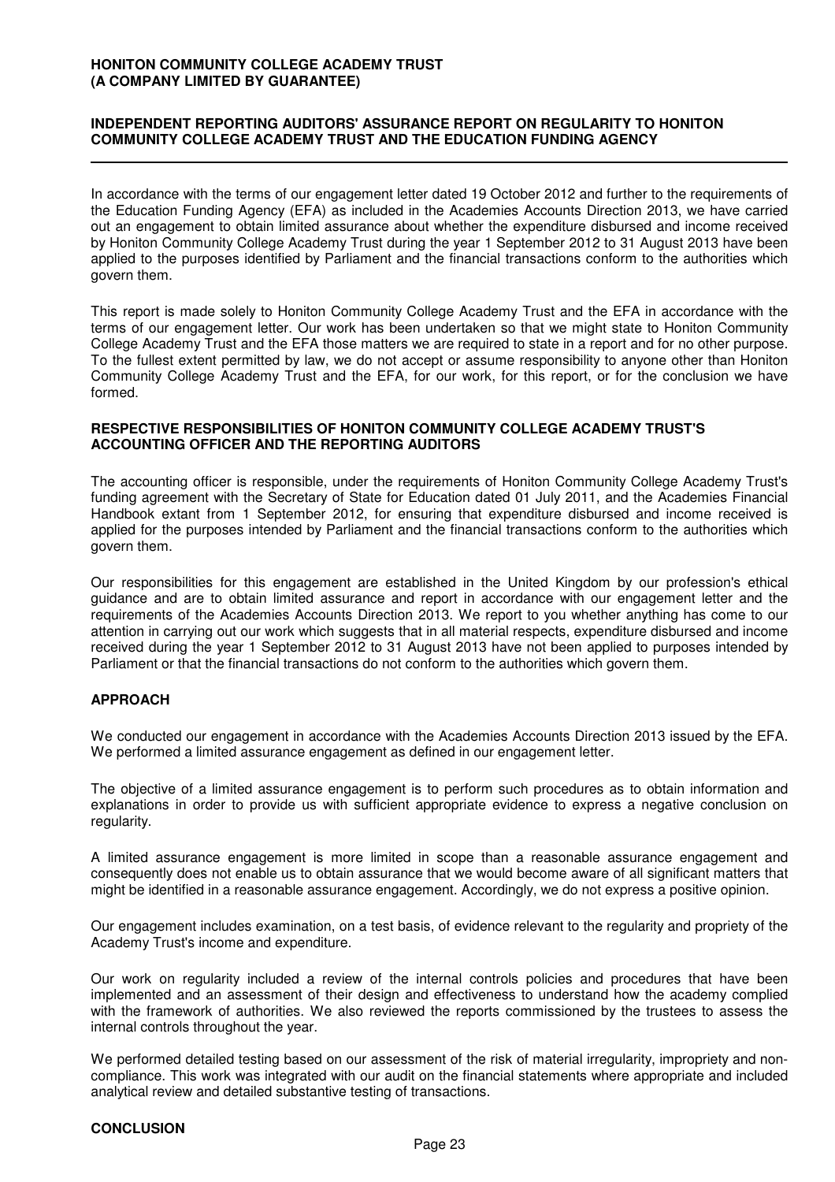**HONITON COMMUNITY COLLEGE ACADEMY TRUST**
**(A COMPANY LIMITED BY GUARANTEE)**

## INDEPENDENT REPORTING AUDITORS' ASSURANCE REPORT ON REGULARITY TO HONITON COMMUNITY COLLEGE ACADEMY TRUST AND THE EDUCATION FUNDING AGENCY

In accordance with the terms of our engagement letter dated 19 October 2012 and further to the requirements of the Education Funding Agency (EFA) as included in the Academies Accounts Direction 2013, we have carried out an engagement to obtain limited assurance about whether the expenditure disbursed and income received by Honiton Community College Academy Trust during the year 1 September 2012 to 31 August 2013 have been applied to the purposes identified by Parliament and the financial transactions conform to the authorities which govern them.

This report is made solely to Honiton Community College Academy Trust and the EFA in accordance with the terms of our engagement letter. Our work has been undertaken so that we might state to Honiton Community College Academy Trust and the EFA those matters we are required to state in a report and for no other purpose. To the fullest extent permitted by law, we do not accept or assume responsibility to anyone other than Honiton Community College Academy Trust and the EFA, for our work, for this report, or for the conclusion we have formed.

### RESPECTIVE RESPONSIBILITIES OF HONITON COMMUNITY COLLEGE ACADEMY TRUST'S ACCOUNTING OFFICER AND THE REPORTING AUDITORS

The accounting officer is responsible, under the requirements of Honiton Community College Academy Trust's funding agreement with the Secretary of State for Education dated 01 July 2011, and the Academies Financial Handbook extant from 1 September 2012, for ensuring that expenditure disbursed and income received is applied for the purposes intended by Parliament and the financial transactions conform to the authorities which govern them.

Our responsibilities for this engagement are established in the United Kingdom by our profession's ethical guidance and are to obtain limited assurance and report in accordance with our engagement letter and the requirements of the Academies Accounts Direction 2013. We report to you whether anything has come to our attention in carrying out our work which suggests that in all material respects, expenditure disbursed and income received during the year 1 September 2012 to 31 August 2013 have not been applied to purposes intended by Parliament or that the financial transactions do not conform to the authorities which govern them.

### APPROACH

We conducted our engagement in accordance with the Academies Accounts Direction 2013 issued by the EFA. We performed a limited assurance engagement as defined in our engagement letter.

The objective of a limited assurance engagement is to perform such procedures as to obtain information and explanations in order to provide us with sufficient appropriate evidence to express a negative conclusion on regularity.

A limited assurance engagement is more limited in scope than a reasonable assurance engagement and consequently does not enable us to obtain assurance that we would become aware of all significant matters that might be identified in a reasonable assurance engagement. Accordingly, we do not express a positive opinion.

Our engagement includes examination, on a test basis, of evidence relevant to the regularity and propriety of the Academy Trust's income and expenditure.

Our work on regularity included a review of the internal controls policies and procedures that have been implemented and an assessment of their design and effectiveness to understand how the academy complied with the framework of authorities. We also reviewed the reports commissioned by the trustees to assess the internal controls throughout the year.

We performed detailed testing based on our assessment of the risk of material irregularity, impropriety and non-compliance. This work was integrated with our audit on the financial statements where appropriate and included analytical review and detailed substantive testing of transactions.

### CONCLUSION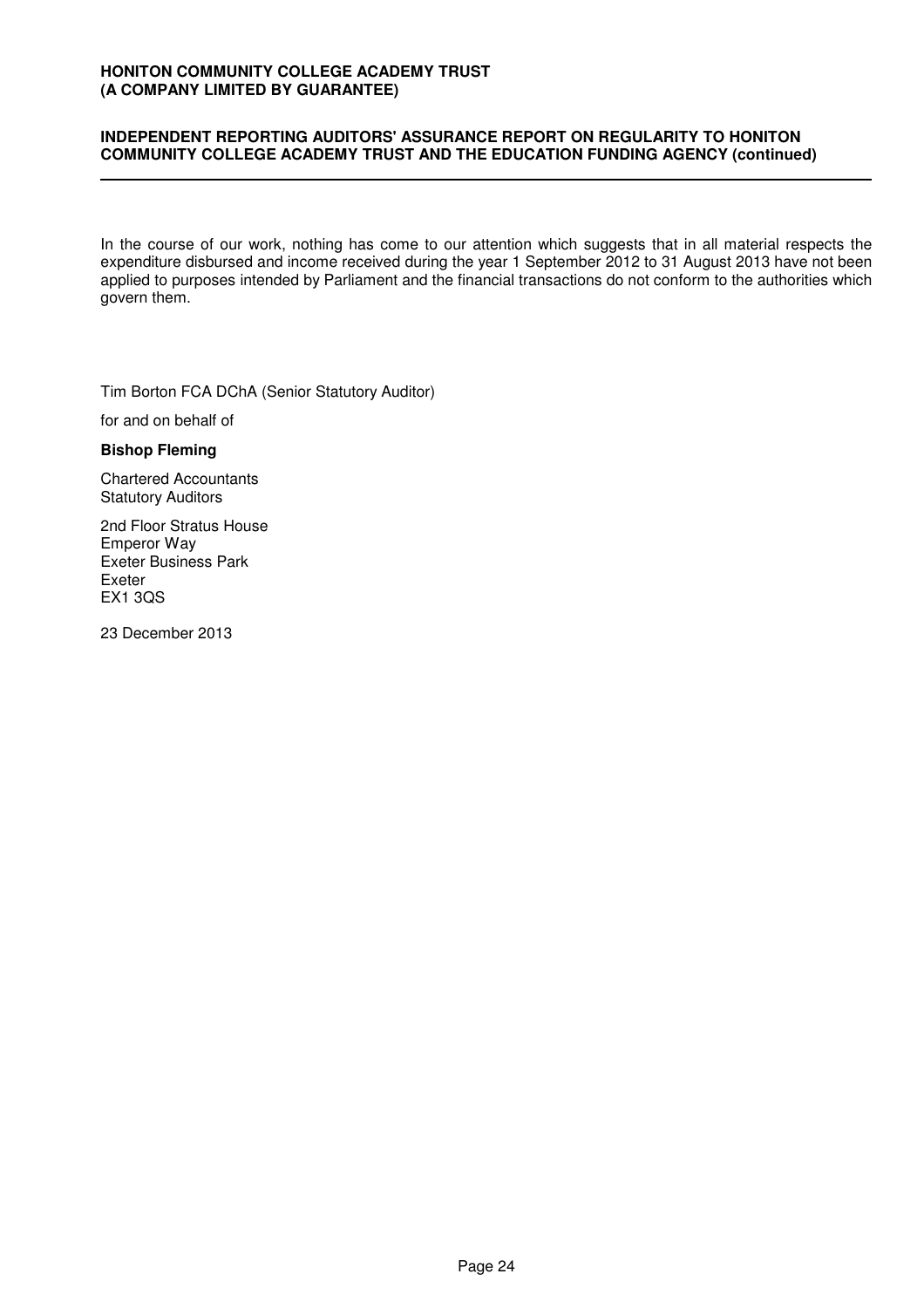**INDEPENDENT REPORTING AUDITORS' ASSURANCE REPORT ON REGULARITY TO HONITON COMMUNITY COLLEGE ACADEMY TRUST AND THE EDUCATION FUNDING AGENCY (continued)**

In the course of our work, nothing has come to our attention which suggests that in all material respects the expenditure disbursed and income received during the year 1 September 2012 to 31 August 2013 have not been applied to purposes intended by Parliament and the financial transactions do not conform to the authorities which govern them.

Tim Borton FCA DChA (Senior Statutory Auditor)

for and on behalf of

**Bishop Fleming**

Chartered Accountants
Statutory Auditors

2nd Floor Stratus House
Emperor Way
Exeter Business Park
Exeter
EX1 3QS

23 December 2013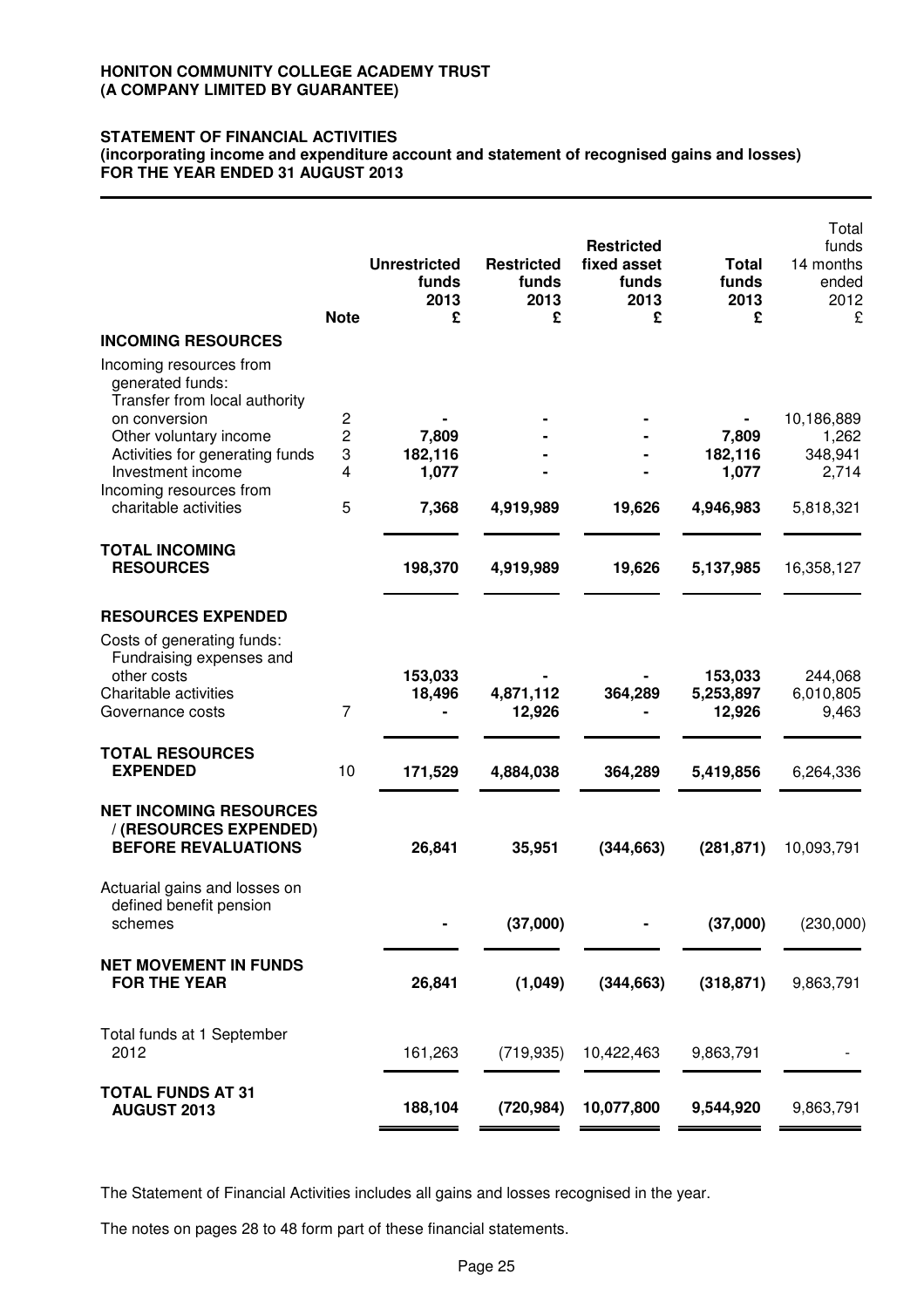**HONITON COMMUNITY COLLEGE ACADEMY TRUST**
**(A COMPANY LIMITED BY GUARANTEE)**

**STATEMENT OF FINANCIAL ACTIVITIES**
**(incorporating income and expenditure account and statement of recognised gains and losses)**
**FOR THE YEAR ENDED 31 AUGUST 2013**

| | Note | Unrestricted funds 2013 £ | Restricted funds 2013 £ | Restricted fixed asset funds 2013 £ | Total funds 2013 £ | Total funds 14 months ended 2012 £ |
|---|---|---|---|---|---|---|
| **INCOMING RESOURCES** | | | | | | |
| Incoming resources from generated funds: | | | | | | |
| Transfer from local authority on conversion | 2 | - | - | - | - | 10,186,889 |
| Other voluntary income | 2 | 7,809 | - | - | 7,809 | 1,262 |
| Activities for generating funds | 3 | 182,116 | - | - | 182,116 | 348,941 |
| Investment income | 4 | 1,077 | - | - | 1,077 | 2,714 |
| Incoming resources from charitable activities | 5 | 7,368 | 4,919,989 | 19,626 | 4,946,983 | 5,818,321 |
| **TOTAL INCOMING RESOURCES** | | **198,370** | **4,919,989** | **19,626** | **5,137,985** | 16,358,127 |
| **RESOURCES EXPENDED** | | | | | | |
| Costs of generating funds: Fundraising expenses and other costs | | 153,033 | - | - | 153,033 | 244,068 |
| Charitable activities | | 18,496 | 4,871,112 | 364,289 | 5,253,897 | 6,010,805 |
| Governance costs | 7 | - | 12,926 | - | 12,926 | 9,463 |
| **TOTAL RESOURCES EXPENDED** | 10 | **171,529** | **4,884,038** | **364,289** | **5,419,856** | 6,264,336 |
| **NET INCOMING RESOURCES / (RESOURCES EXPENDED) BEFORE REVALUATIONS** | | **26,841** | **35,951** | **(344,663)** | **(281,871)** | 10,093,791 |
| Actuarial gains and losses on defined benefit pension schemes | | - | (37,000) | - | (37,000) | (230,000) |
| **NET MOVEMENT IN FUNDS FOR THE YEAR** | | **26,841** | **(1,049)** | **(344,663)** | **(318,871)** | 9,863,791 |
| Total funds at 1 September 2012 | | 161,263 | (719,935) | 10,422,463 | 9,863,791 | - |
| **TOTAL FUNDS AT 31 AUGUST 2013** | | **188,104** | **(720,984)** | **10,077,800** | **9,544,920** | 9,863,791 |

The Statement of Financial Activities includes all gains and losses recognised in the year.

The notes on pages 28 to 48 form part of these financial statements.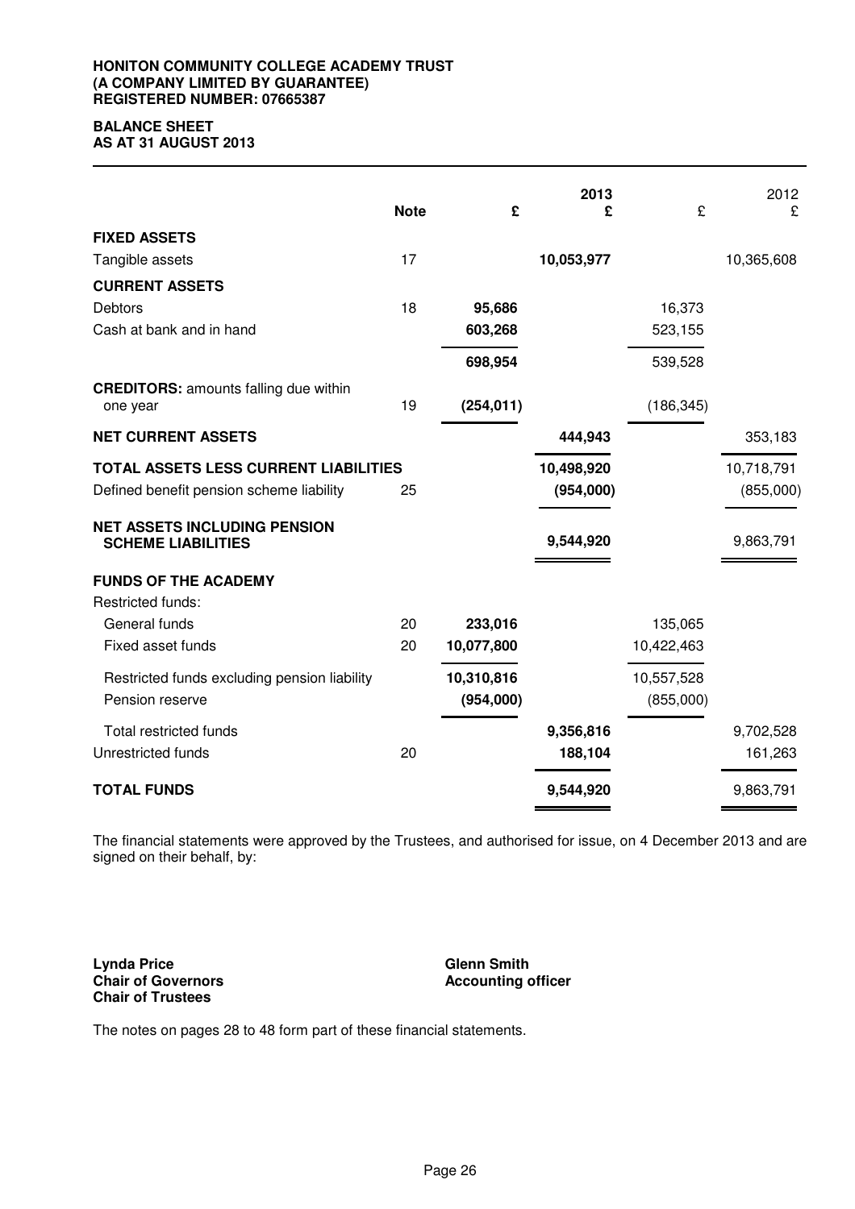**HONITON COMMUNITY COLLEGE ACADEMY TRUST**
**(A COMPANY LIMITED BY GUARANTEE)**
**REGISTERED NUMBER: 07665387**

# BALANCE SHEET
## AS AT 31 AUGUST 2013

| | Note | £ | 2013 £ | £ | 2012 £ |
|---|---|---|---|---|---|
| **FIXED ASSETS** | | | | | |
| Tangible assets | 17 | | **10,053,977** | | 10,365,608 |
| **CURRENT ASSETS** | | | | | |
| Debtors | 18 | **95,686** | | 16,373 | |
| Cash at bank and in hand | | **603,268** | | 523,155 | |
| | | **698,954** | | 539,528 | |
| **CREDITORS:** amounts falling due within one year | 19 | **(254,011)** | | (186,345) | |
| **NET CURRENT ASSETS** | | | **444,943** | | 353,183 |
| **TOTAL ASSETS LESS CURRENT LIABILITIES** | | | **10,498,920** | | 10,718,791 |
| Defined benefit pension scheme liability | 25 | | **(954,000)** | | (855,000) |
| **NET ASSETS INCLUDING PENSION SCHEME LIABILITIES** | | | **9,544,920** | | 9,863,791 |
| **FUNDS OF THE ACADEMY** | | | | | |
| Restricted funds: | | | | | |
| General funds | 20 | **233,016** | | 135,065 | |
| Fixed asset funds | 20 | **10,077,800** | | 10,422,463 | |
| Restricted funds excluding pension liability | | **10,310,816** | | 10,557,528 | |
| Pension reserve | | **(954,000)** | | (855,000) | |
| Total restricted funds | | | **9,356,816** | | 9,702,528 |
| Unrestricted funds | 20 | | **188,104** | | 161,263 |
| **TOTAL FUNDS** | | | **9,544,920** | | 9,863,791 |

The financial statements were approved by the Trustees, and authorised for issue, on 4 December 2013 and are signed on their behalf, by:

**Lynda Price**
**Chair of Governors**
**Chair of Trustees**

**Glenn Smith**
**Accounting officer**

The notes on pages 28 to 48 form part of these financial statements.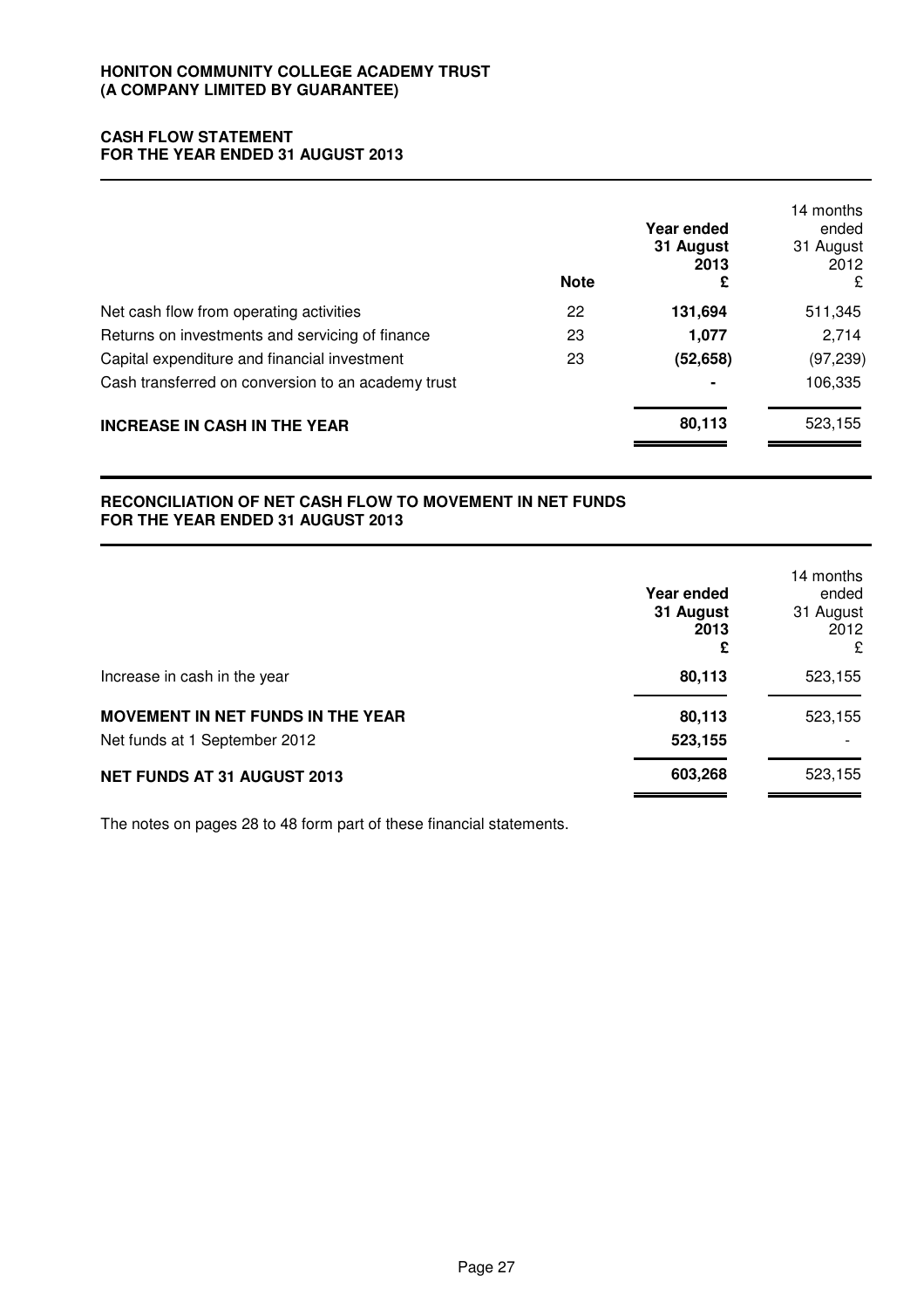**HONITON COMMUNITY COLLEGE ACADEMY TRUST**
**(A COMPANY LIMITED BY GUARANTEE)**

## CASH FLOW STATEMENT
## FOR THE YEAR ENDED 31 AUGUST 2013

| | Note | Year ended 31 August 2013 £ | 14 months ended 31 August 2012 £ |
|---|---|---|---|
| Net cash flow from operating activities | 22 | **131,694** | 511,345 |
| Returns on investments and servicing of finance | 23 | **1,077** | 2,714 |
| Capital expenditure and financial investment | 23 | **(52,658)** | (97,239) |
| Cash transferred on conversion to an academy trust | | **-** | 106,335 |
| **INCREASE IN CASH IN THE YEAR** | | **80,113** | 523,155 |

## RECONCILIATION OF NET CASH FLOW TO MOVEMENT IN NET FUNDS
## FOR THE YEAR ENDED 31 AUGUST 2013

| | Year ended 31 August 2013 £ | 14 months ended 31 August 2012 £ |
|---|---|---|
| Increase in cash in the year | **80,113** | 523,155 |
| **MOVEMENT IN NET FUNDS IN THE YEAR** | **80,113** | 523,155 |
| Net funds at 1 September 2012 | **523,155** | - |
| **NET FUNDS AT 31 AUGUST 2013** | **603,268** | 523,155 |

The notes on pages 28 to 48 form part of these financial statements.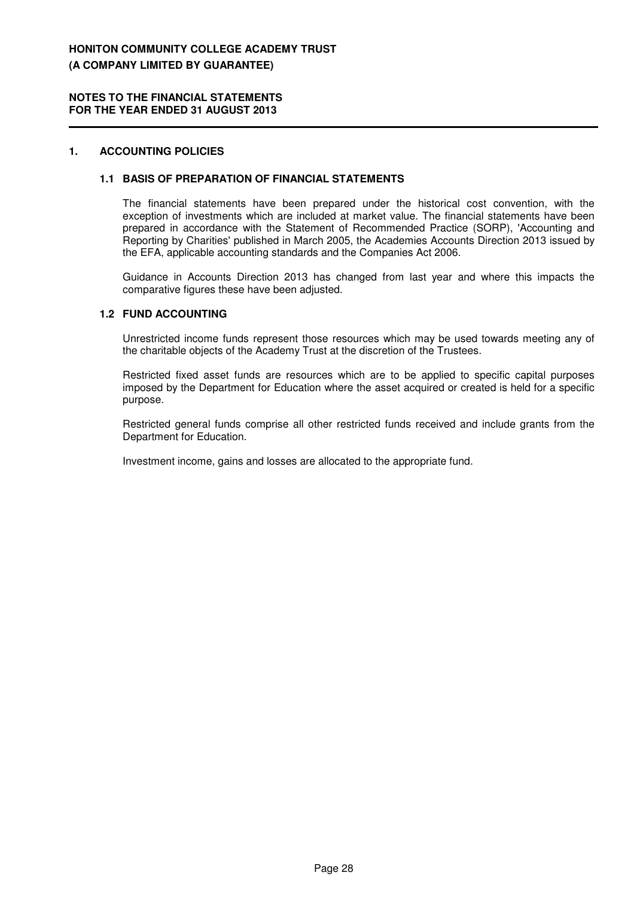# HONITON COMMUNITY COLLEGE ACADEMY TRUST
## (A COMPANY LIMITED BY GUARANTEE)

### NOTES TO THE FINANCIAL STATEMENTS FOR THE YEAR ENDED 31 AUGUST 2013

## 1. ACCOUNTING POLICIES

### 1.1 BASIS OF PREPARATION OF FINANCIAL STATEMENTS

The financial statements have been prepared under the historical cost convention, with the exception of investments which are included at market value. The financial statements have been prepared in accordance with the Statement of Recommended Practice (SORP), 'Accounting and Reporting by Charities' published in March 2005, the Academies Accounts Direction 2013 issued by the EFA, applicable accounting standards and the Companies Act 2006.

Guidance in Accounts Direction 2013 has changed from last year and where this impacts the comparative figures these have been adjusted.

### 1.2 FUND ACCOUNTING

Unrestricted income funds represent those resources which may be used towards meeting any of the charitable objects of the Academy Trust at the discretion of the Trustees.

Restricted fixed asset funds are resources which are to be applied to specific capital purposes imposed by the Department for Education where the asset acquired or created is held for a specific purpose.

Restricted general funds comprise all other restricted funds received and include grants from the Department for Education.

Investment income, gains and losses are allocated to the appropriate fund.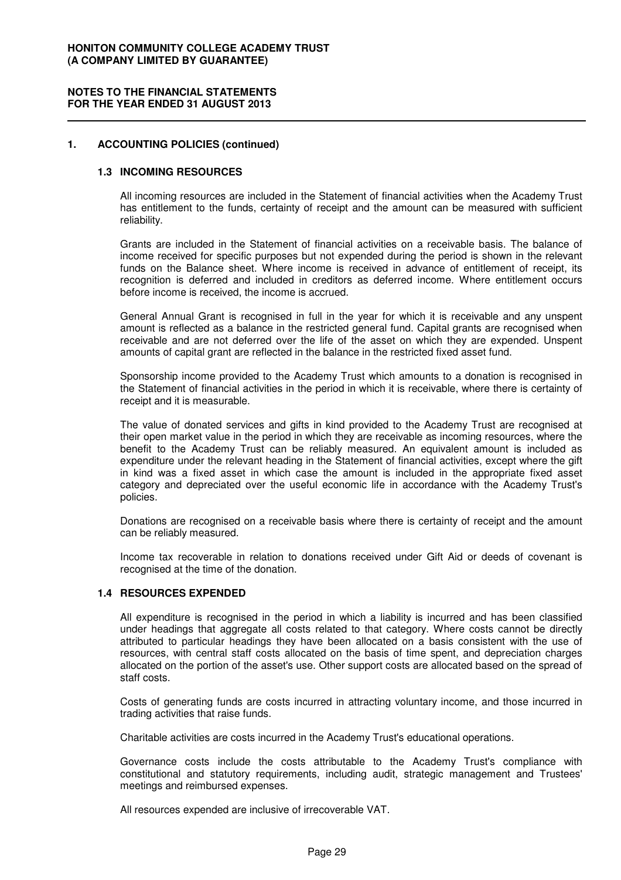## 1. ACCOUNTING POLICIES (continued)

### 1.3 INCOMING RESOURCES

All incoming resources are included in the Statement of financial activities when the Academy Trust has entitlement to the funds, certainty of receipt and the amount can be measured with sufficient reliability.

Grants are included in the Statement of financial activities on a receivable basis. The balance of income received for specific purposes but not expended during the period is shown in the relevant funds on the Balance sheet. Where income is received in advance of entitlement of receipt, its recognition is deferred and included in creditors as deferred income. Where entitlement occurs before income is received, the income is accrued.

General Annual Grant is recognised in full in the year for which it is receivable and any unspent amount is reflected as a balance in the restricted general fund. Capital grants are recognised when receivable and are not deferred over the life of the asset on which they are expended. Unspent amounts of capital grant are reflected in the balance in the restricted fixed asset fund.

Sponsorship income provided to the Academy Trust which amounts to a donation is recognised in the Statement of financial activities in the period in which it is receivable, where there is certainty of receipt and it is measurable.

The value of donated services and gifts in kind provided to the Academy Trust are recognised at their open market value in the period in which they are receivable as incoming resources, where the benefit to the Academy Trust can be reliably measured. An equivalent amount is included as expenditure under the relevant heading in the Statement of financial activities, except where the gift in kind was a fixed asset in which case the amount is included in the appropriate fixed asset category and depreciated over the useful economic life in accordance with the Academy Trust's policies.

Donations are recognised on a receivable basis where there is certainty of receipt and the amount can be reliably measured.

Income tax recoverable in relation to donations received under Gift Aid or deeds of covenant is recognised at the time of the donation.

### 1.4 RESOURCES EXPENDED

All expenditure is recognised in the period in which a liability is incurred and has been classified under headings that aggregate all costs related to that category. Where costs cannot be directly attributed to particular headings they have been allocated on a basis consistent with the use of resources, with central staff costs allocated on the basis of time spent, and depreciation charges allocated on the portion of the asset's use. Other support costs are allocated based on the spread of staff costs.

Costs of generating funds are costs incurred in attracting voluntary income, and those incurred in trading activities that raise funds.

Charitable activities are costs incurred in the Academy Trust's educational operations.

Governance costs include the costs attributable to the Academy Trust's compliance with constitutional and statutory requirements, including audit, strategic management and Trustees' meetings and reimbursed expenses.

All resources expended are inclusive of irrecoverable VAT.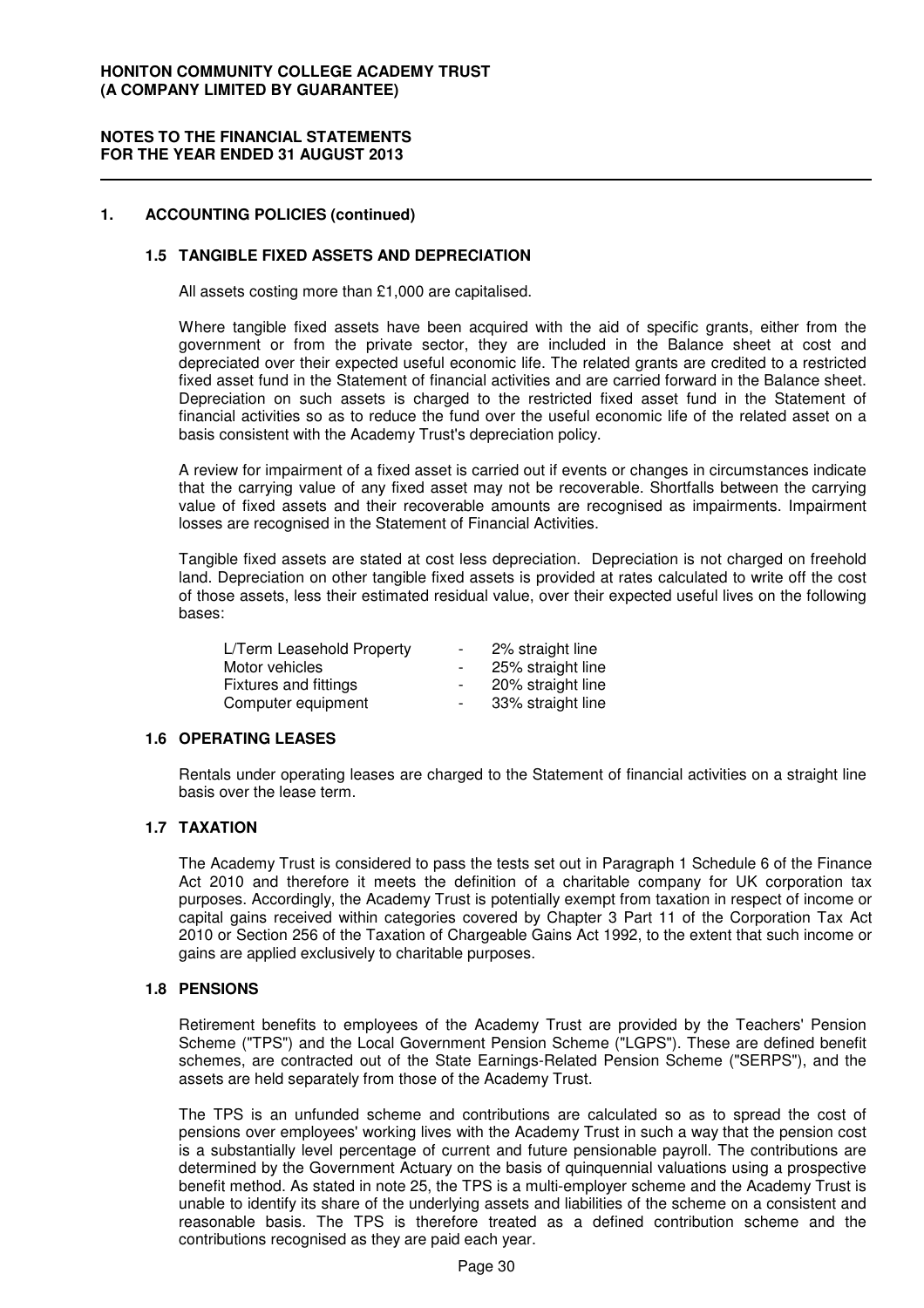## 1. ACCOUNTING POLICIES (continued)

### 1.5 TANGIBLE FIXED ASSETS AND DEPRECIATION

All assets costing more than £1,000 are capitalised.

Where tangible fixed assets have been acquired with the aid of specific grants, either from the government or from the private sector, they are included in the Balance sheet at cost and depreciated over their expected useful economic life. The related grants are credited to a restricted fixed asset fund in the Statement of financial activities and are carried forward in the Balance sheet. Depreciation on such assets is charged to the restricted fixed asset fund in the Statement of financial activities so as to reduce the fund over the useful economic life of the related asset on a basis consistent with the Academy Trust's depreciation policy.

A review for impairment of a fixed asset is carried out if events or changes in circumstances indicate that the carrying value of any fixed asset may not be recoverable. Shortfalls between the carrying value of fixed assets and their recoverable amounts are recognised as impairments. Impairment losses are recognised in the Statement of Financial Activities.

Tangible fixed assets are stated at cost less depreciation. Depreciation is not charged on freehold land. Depreciation on other tangible fixed assets is provided at rates calculated to write off the cost of those assets, less their estimated residual value, over their expected useful lives on the following bases:

| | | |
|---|---|---|
| L/Term Leasehold Property | - | 2% straight line |
| Motor vehicles | - | 25% straight line |
| Fixtures and fittings | - | 20% straight line |
| Computer equipment | - | 33% straight line |

### 1.6 OPERATING LEASES

Rentals under operating leases are charged to the Statement of financial activities on a straight line basis over the lease term.

### 1.7 TAXATION

The Academy Trust is considered to pass the tests set out in Paragraph 1 Schedule 6 of the Finance Act 2010 and therefore it meets the definition of a charitable company for UK corporation tax purposes. Accordingly, the Academy Trust is potentially exempt from taxation in respect of income or capital gains received within categories covered by Chapter 3 Part 11 of the Corporation Tax Act 2010 or Section 256 of the Taxation of Chargeable Gains Act 1992, to the extent that such income or gains are applied exclusively to charitable purposes.

### 1.8 PENSIONS

Retirement benefits to employees of the Academy Trust are provided by the Teachers' Pension Scheme ("TPS") and the Local Government Pension Scheme ("LGPS"). These are defined benefit schemes, are contracted out of the State Earnings-Related Pension Scheme ("SERPS"), and the assets are held separately from those of the Academy Trust.

The TPS is an unfunded scheme and contributions are calculated so as to spread the cost of pensions over employees' working lives with the Academy Trust in such a way that the pension cost is a substantially level percentage of current and future pensionable payroll. The contributions are determined by the Government Actuary on the basis of quinquennial valuations using a prospective benefit method. As stated in note 25, the TPS is a multi-employer scheme and the Academy Trust is unable to identify its share of the underlying assets and liabilities of the scheme on a consistent and reasonable basis. The TPS is therefore treated as a defined contribution scheme and the contributions recognised as they are paid each year.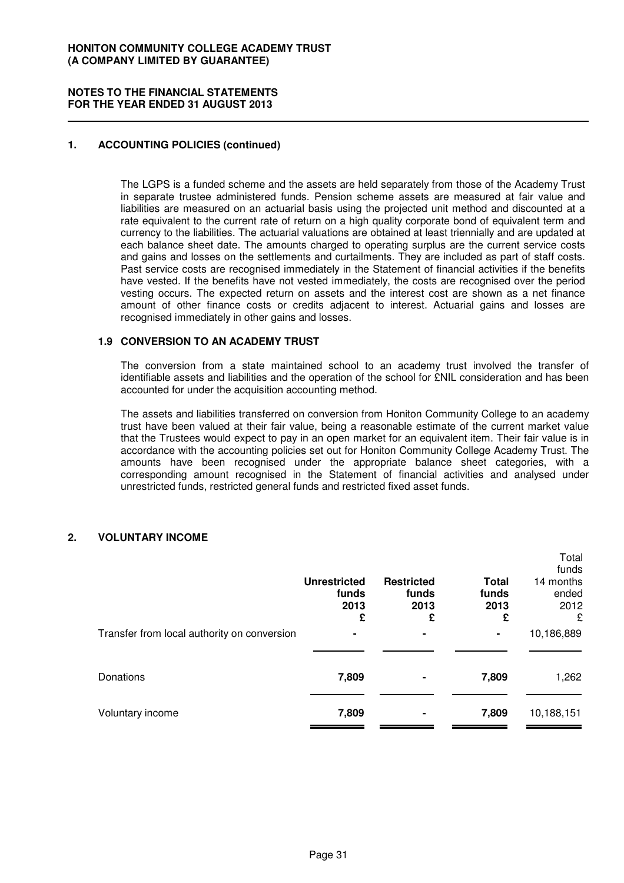## 1. ACCOUNTING POLICIES (continued)

The LGPS is a funded scheme and the assets are held separately from those of the Academy Trust in separate trustee administered funds. Pension scheme assets are measured at fair value and liabilities are measured on an actuarial basis using the projected unit method and discounted at a rate equivalent to the current rate of return on a high quality corporate bond of equivalent term and currency to the liabilities. The actuarial valuations are obtained at least triennially and are updated at each balance sheet date. The amounts charged to operating surplus are the current service costs and gains and losses on the settlements and curtailments. They are included as part of staff costs. Past service costs are recognised immediately in the Statement of financial activities if the benefits have vested. If the benefits have not vested immediately, the costs are recognised over the period vesting occurs. The expected return on assets and the interest cost are shown as a net finance amount of other finance costs or credits adjacent to interest. Actuarial gains and losses are recognised immediately in other gains and losses.

### 1.9 CONVERSION TO AN ACADEMY TRUST

The conversion from a state maintained school to an academy trust involved the transfer of identifiable assets and liabilities and the operation of the school for £NIL consideration and has been accounted for under the acquisition accounting method.

The assets and liabilities transferred on conversion from Honiton Community College to an academy trust have been valued at their fair value, being a reasonable estimate of the current market value that the Trustees would expect to pay in an open market for an equivalent item. Their fair value is in accordance with the accounting policies set out for Honiton Community College Academy Trust. The amounts have been recognised under the appropriate balance sheet categories, with a corresponding amount recognised in the Statement of financial activities and analysed under unrestricted funds, restricted general funds and restricted fixed asset funds.

## 2. VOLUNTARY INCOME

| | Unrestricted funds 2013 £ | Restricted funds 2013 £ | Total funds 2013 £ | Total funds 14 months ended 2012 £ |
|---|---|---|---|---|
| Transfer from local authority on conversion | - | - | - | 10,186,889 |
| Donations | 7,809 | - | 7,809 | 1,262 |
| Voluntary income | 7,809 | - | 7,809 | 10,188,151 |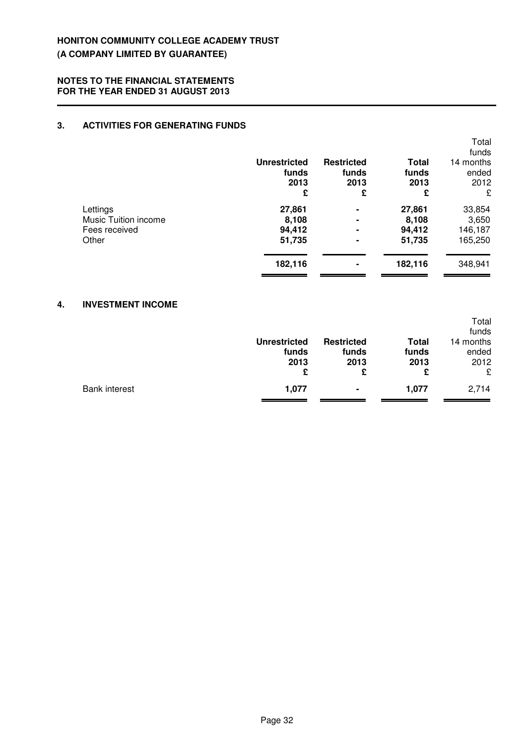## 3. ACTIVITIES FOR GENERATING FUNDS

| | Unrestricted funds 2013 £ | Restricted funds 2013 £ | Total funds 2013 £ | Total funds 14 months ended 2012 £ |
|---|---|---|---|---|
| Lettings | **27,861** | **-** | **27,861** | 33,854 |
| Music Tuition income | **8,108** | **-** | **8,108** | 3,650 |
| Fees received | **94,412** | **-** | **94,412** | 146,187 |
| Other | **51,735** | **-** | **51,735** | 165,250 |
| | **182,116** | **-** | **182,116** | 348,941 |

## 4. INVESTMENT INCOME

| | Unrestricted funds 2013 £ | Restricted funds 2013 £ | Total funds 2013 £ | Total funds 14 months ended 2012 £ |
|---|---|---|---|---|
| Bank interest | **1,077** | **-** | **1,077** | 2,714 |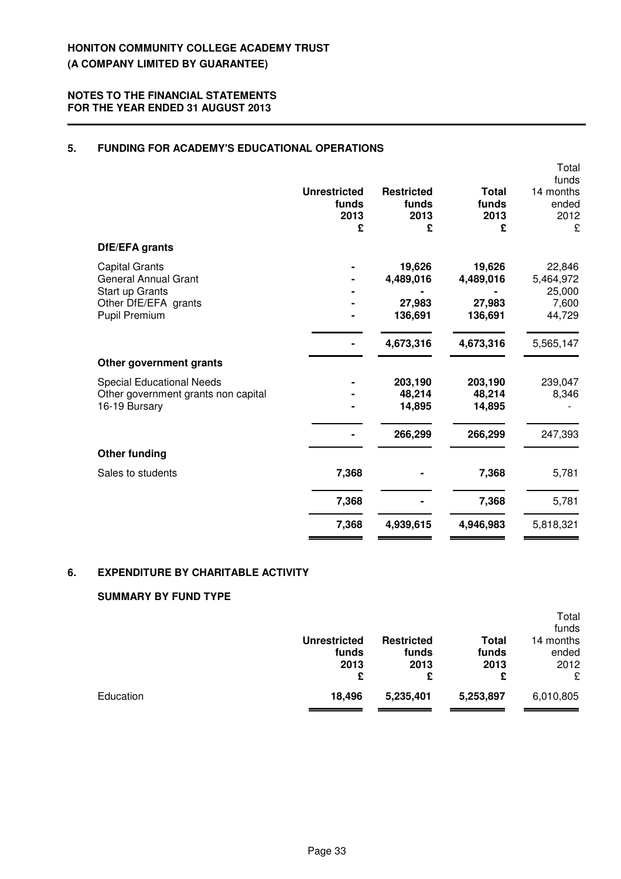# HONITON COMMUNITY COLLEGE ACADEMY TRUST
# (A COMPANY LIMITED BY GUARANTEE)

**NOTES TO THE FINANCIAL STATEMENTS**
**FOR THE YEAR ENDED 31 AUGUST 2013**

## 5. FUNDING FOR ACADEMY'S EDUCATIONAL OPERATIONS

| | Unrestricted funds 2013 £ | Restricted funds 2013 £ | Total funds 2013 £ | Total funds 14 months ended 2012 £ |
|---|---|---|---|---|
| **DfE/EFA grants** | | | | |
| Capital Grants | - | 19,626 | 19,626 | 22,846 |
| General Annual Grant | - | 4,489,016 | 4,489,016 | 5,464,972 |
| Start up Grants | - | - | - | 25,000 |
| Other DfE/EFA grants | - | 27,983 | 27,983 | 7,600 |
| Pupil Premium | - | 136,691 | 136,691 | 44,729 |
| | - | 4,673,316 | 4,673,316 | 5,565,147 |
| **Other government grants** | | | | |
| Special Educational Needs | - | 203,190 | 203,190 | 239,047 |
| Other government grants non capital | - | 48,214 | 48,214 | 8,346 |
| 16-19 Bursary | - | 14,895 | 14,895 | - |
| | - | 266,299 | 266,299 | 247,393 |
| **Other funding** | | | | |
| Sales to students | 7,368 | - | 7,368 | 5,781 |
| | 7,368 | - | 7,368 | 5,781 |
| | 7,368 | 4,939,615 | 4,946,983 | 5,818,321 |

## 6. EXPENDITURE BY CHARITABLE ACTIVITY

### SUMMARY BY FUND TYPE

| | Unrestricted funds 2013 £ | Restricted funds 2013 £ | Total funds 2013 £ | Total funds 14 months ended 2012 £ |
|---|---|---|---|---|
| Education | 18,496 | 5,235,401 | 5,253,897 | 6,010,805 |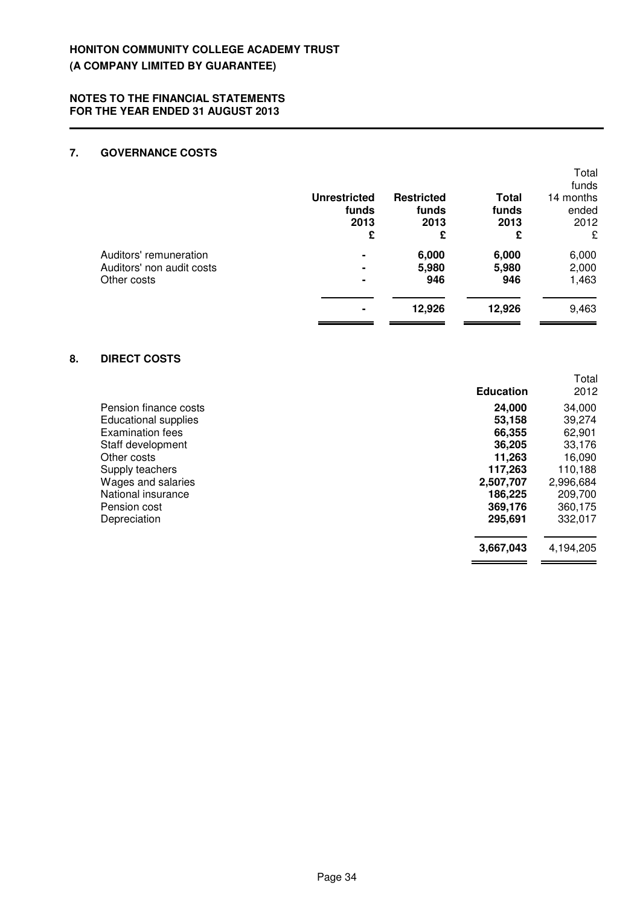**HONITON COMMUNITY COLLEGE ACADEMY TRUST**
**(A COMPANY LIMITED BY GUARANTEE)**

**NOTES TO THE FINANCIAL STATEMENTS**
**FOR THE YEAR ENDED 31 AUGUST 2013**

## 7. GOVERNANCE COSTS

| | Unrestricted funds 2013 £ | Restricted funds 2013 £ | Total funds 2013 £ | Total funds 14 months ended 2012 £ |
|---|---|---|---|---|
| Auditors' remuneration | - | 6,000 | 6,000 | 6,000 |
| Auditors' non audit costs | - | 5,980 | 5,980 | 2,000 |
| Other costs | - | 946 | 946 | 1,463 |
| | - | 12,926 | 12,926 | 9,463 |

## 8. DIRECT COSTS

| | Education | Total 2012 |
|---|---|---|
| Pension finance costs | 24,000 | 34,000 |
| Educational supplies | 53,158 | 39,274 |
| Examination fees | 66,355 | 62,901 |
| Staff development | 36,205 | 33,176 |
| Other costs | 11,263 | 16,090 |
| Supply teachers | 117,263 | 110,188 |
| Wages and salaries | 2,507,707 | 2,996,684 |
| National insurance | 186,225 | 209,700 |
| Pension cost | 369,176 | 360,175 |
| Depreciation | 295,691 | 332,017 |
| | 3,667,043 | 4,194,205 |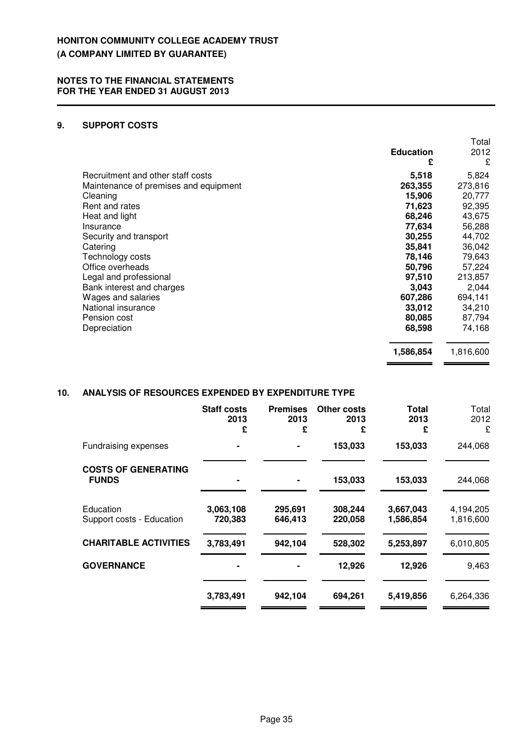# HONITON COMMUNITY COLLEGE ACADEMY TRUST
# (A COMPANY LIMITED BY GUARANTEE)

**NOTES TO THE FINANCIAL STATEMENTS**
**FOR THE YEAR ENDED 31 AUGUST 2013**

## 9. SUPPORT COSTS

| | **Education £** | Total 2012 £ |
|---|---|---|
| Recruitment and other staff costs | **5,518** | 5,824 |
| Maintenance of premises and equipment | **263,355** | 273,816 |
| Cleaning | **15,906** | 20,777 |
| Rent and rates | **71,623** | 92,395 |
| Heat and light | **68,246** | 43,675 |
| Insurance | **77,634** | 56,288 |
| Security and transport | **30,255** | 44,702 |
| Catering | **35,841** | 36,042 |
| Technology costs | **78,146** | 79,643 |
| Office overheads | **50,796** | 57,224 |
| Legal and professional | **97,510** | 213,857 |
| Bank interest and charges | **3,043** | 2,044 |
| Wages and salaries | **607,286** | 694,141 |
| National insurance | **33,012** | 34,210 |
| Pension cost | **80,085** | 87,794 |
| Depreciation | **68,598** | 74,168 |
| | **1,586,854** | 1,816,600 |

## 10. ANALYSIS OF RESOURCES EXPENDED BY EXPENDITURE TYPE

| | **Staff costs 2013 £** | **Premises 2013 £** | **Other costs 2013 £** | **Total 2013 £** | Total 2012 £ |
|---|---|---|---|---|---|
| Fundraising expenses | **-** | **-** | **153,033** | **153,033** | 244,068 |
| **COSTS OF GENERATING FUNDS** | **-** | **-** | **153,033** | **153,033** | 244,068 |
| Education | **3,063,108** | **295,691** | **308,244** | **3,667,043** | 4,194,205 |
| Support costs - Education | **720,383** | **646,413** | **220,058** | **1,586,854** | 1,816,600 |
| **CHARITABLE ACTIVITIES** | **3,783,491** | **942,104** | **528,302** | **5,253,897** | 6,010,805 |
| **GOVERNANCE** | **-** | **-** | **12,926** | **12,926** | 9,463 |
| | **3,783,491** | **942,104** | **694,261** | **5,419,856** | 6,264,336 |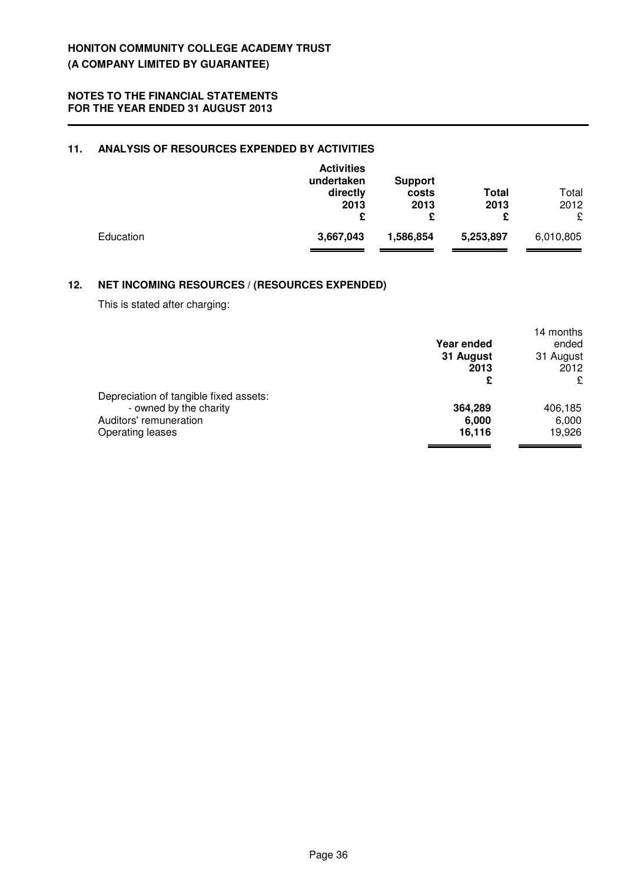**HONITON COMMUNITY COLLEGE ACADEMY TRUST**
**(A COMPANY LIMITED BY GUARANTEE)**

**NOTES TO THE FINANCIAL STATEMENTS**
**FOR THE YEAR ENDED 31 AUGUST 2013**

## 11. ANALYSIS OF RESOURCES EXPENDED BY ACTIVITIES

| | **Activities undertaken directly 2013 £** | **Support costs 2013 £** | **Total 2013 £** | Total 2012 £ |
|---|---|---|---|---|
| Education | **3,667,043** | **1,586,854** | **5,253,897** | 6,010,805 |

## 12. NET INCOMING RESOURCES / (RESOURCES EXPENDED)

This is stated after charging:

| | **Year ended 31 August 2013 £** | 14 months ended 31 August 2012 £ |
|---|---|---|
| Depreciation of tangible fixed assets: | | |
| - owned by the charity | **364,289** | 406,185 |
| Auditors' remuneration | **6,000** | 6,000 |
| Operating leases | **16,116** | 19,926 |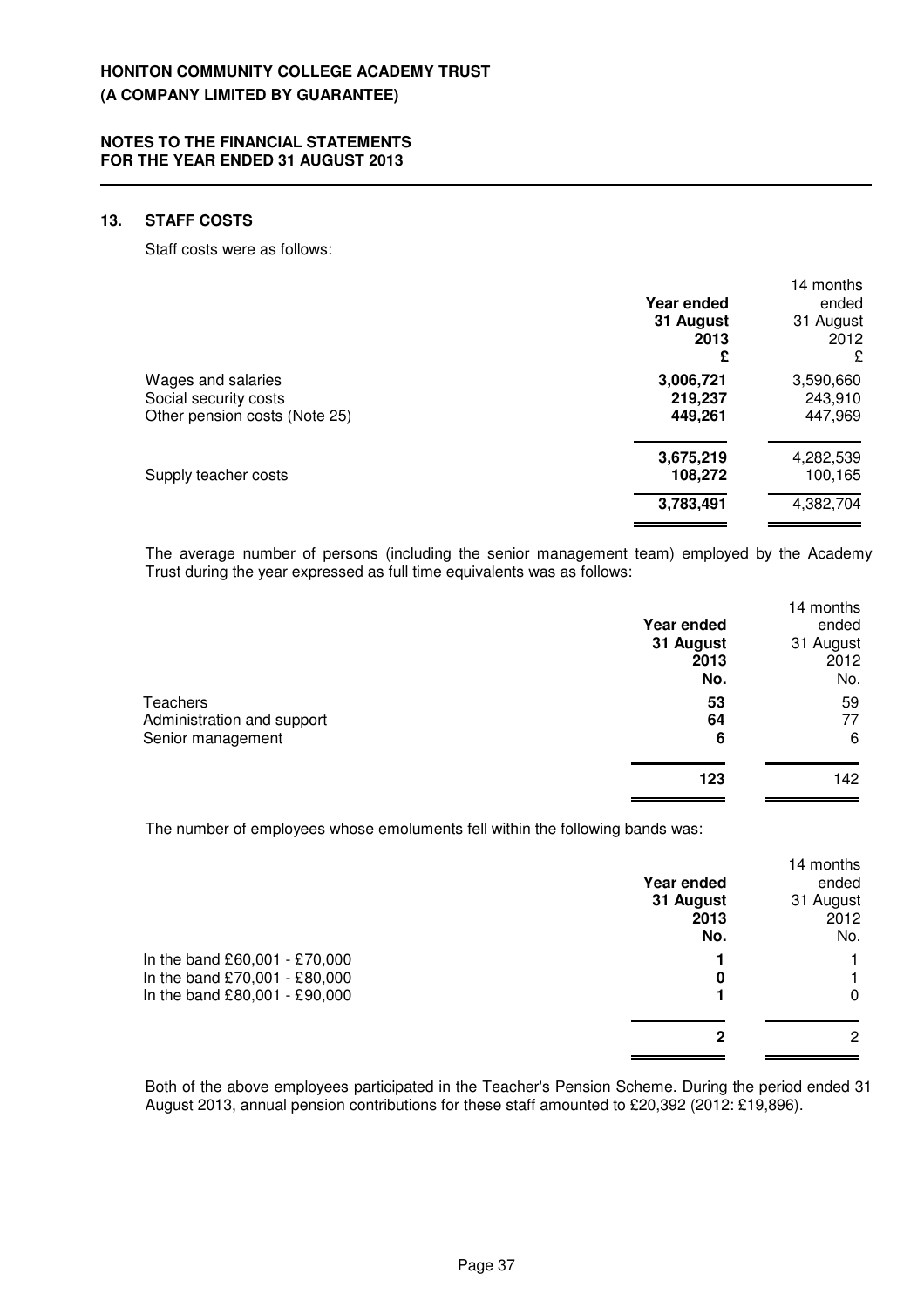## 13. STAFF COSTS

Staff costs were as follows:

| | Year ended 31 August 2013 £ | 14 months ended 31 August 2012 £ |
|---|---|---|
| Wages and salaries | **3,006,721** | 3,590,660 |
| Social security costs | **219,237** | 243,910 |
| Other pension costs (Note 25) | **449,261** | 447,969 |
| | **3,675,219** | 4,282,539 |
| Supply teacher costs | **108,272** | 100,165 |
| | **3,783,491** | 4,382,704 |

The average number of persons (including the senior management team) employed by the Academy Trust during the year expressed as full time equivalents was as follows:

| | Year ended 31 August 2013 No. | 14 months ended 31 August 2012 No. |
|---|---|---|
| Teachers | **53** | 59 |
| Administration and support | **64** | 77 |
| Senior management | **6** | 6 |
| | **123** | 142 |

The number of employees whose emoluments fell within the following bands was:

| | Year ended 31 August 2013 No. | 14 months ended 31 August 2012 No. |
|---|---|---|
| In the band £60,001 - £70,000 | **1** | 1 |
| In the band £70,001 - £80,000 | **0** | 1 |
| In the band £80,001 - £90,000 | **1** | 0 |
| | **2** | 2 |

Both of the above employees participated in the Teacher's Pension Scheme. During the period ended 31 August 2013, annual pension contributions for these staff amounted to £20,392 (2012: £19,896).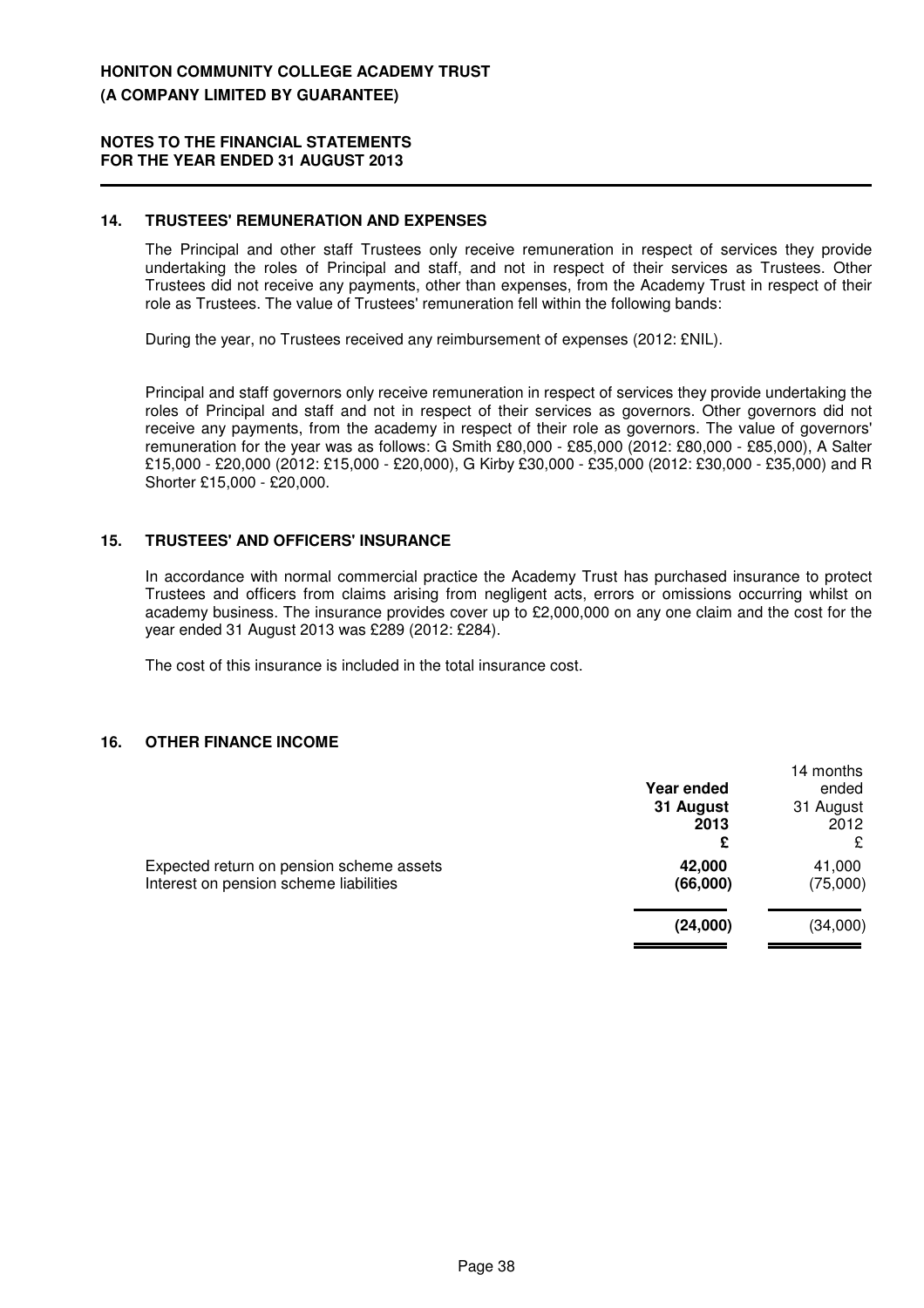## 14. TRUSTEES' REMUNERATION AND EXPENSES

The Principal and other staff Trustees only receive remuneration in respect of services they provide undertaking the roles of Principal and staff, and not in respect of their services as Trustees. Other Trustees did not receive any payments, other than expenses, from the Academy Trust in respect of their role as Trustees. The value of Trustees' remuneration fell within the following bands:

During the year, no Trustees received any reimbursement of expenses (2012: £NIL).

Principal and staff governors only receive remuneration in respect of services they provide undertaking the roles of Principal and staff and not in respect of their services as governors. Other governors did not receive any payments, from the academy in respect of their role as governors. The value of governors' remuneration for the year was as follows: G Smith £80,000 - £85,000 (2012: £80,000 - £85,000), A Salter £15,000 - £20,000 (2012: £15,000 - £20,000), G Kirby £30,000 - £35,000 (2012: £30,000 - £35,000) and R Shorter £15,000 - £20,000.

## 15. TRUSTEES' AND OFFICERS' INSURANCE

In accordance with normal commercial practice the Academy Trust has purchased insurance to protect Trustees and officers from claims arising from negligent acts, errors or omissions occurring whilst on academy business. The insurance provides cover up to £2,000,000 on any one claim and the cost for the year ended 31 August 2013 was £289 (2012: £284).

The cost of this insurance is included in the total insurance cost.

## 16. OTHER FINANCE INCOME

| | **Year ended 31 August 2013 £** | 14 months ended 31 August 2012 £ |
|---|---|---|
| Expected return on pension scheme assets | **42,000** | 41,000 |
| Interest on pension scheme liabilities | **(66,000)** | (75,000) |
| | **(24,000)** | (34,000) |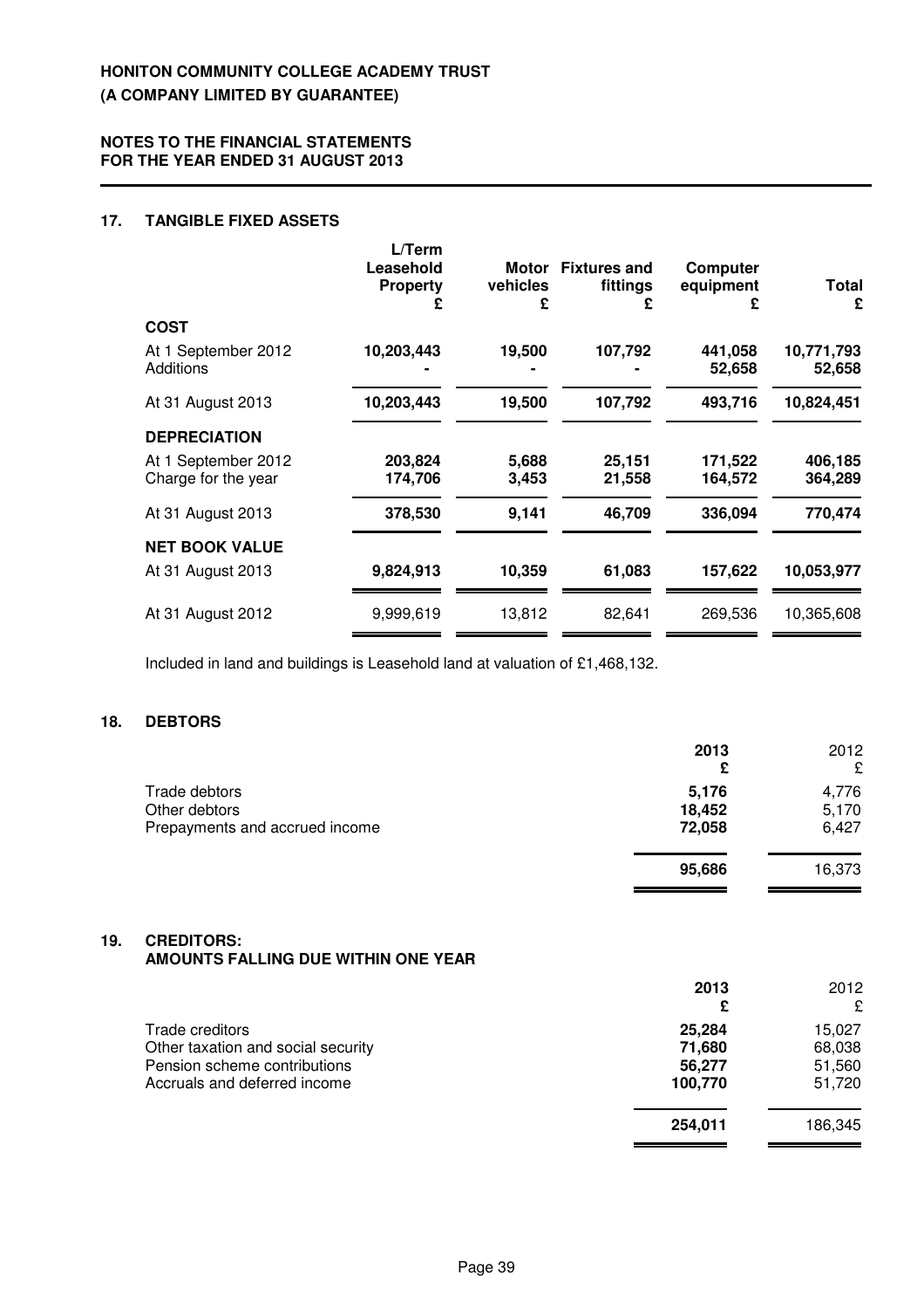**HONITON COMMUNITY COLLEGE ACADEMY TRUST**
**(A COMPANY LIMITED BY GUARANTEE)**

**NOTES TO THE FINANCIAL STATEMENTS**
**FOR THE YEAR ENDED 31 AUGUST 2013**

## 17. TANGIBLE FIXED ASSETS

| | L/Term Leasehold Property £ | Motor vehicles £ | Fixtures and fittings £ | Computer equipment £ | Total £ |
|---|---|---|---|---|---|
| **COST** | | | | | |
| At 1 September 2012 | **10,203,443** | **19,500** | **107,792** | **441,058** | **10,771,793** |
| Additions | **-** | **-** | **-** | **52,658** | **52,658** |
| At 31 August 2013 | **10,203,443** | **19,500** | **107,792** | **493,716** | **10,824,451** |
| **DEPRECIATION** | | | | | |
| At 1 September 2012 | **203,824** | **5,688** | **25,151** | **171,522** | **406,185** |
| Charge for the year | **174,706** | **3,453** | **21,558** | **164,572** | **364,289** |
| At 31 August 2013 | **378,530** | **9,141** | **46,709** | **336,094** | **770,474** |
| **NET BOOK VALUE** | | | | | |
| At 31 August 2013 | **9,824,913** | **10,359** | **61,083** | **157,622** | **10,053,977** |
| At 31 August 2012 | 9,999,619 | 13,812 | 82,641 | 269,536 | 10,365,608 |

Included in land and buildings is Leasehold land at valuation of £1,468,132.

## 18. DEBTORS

| | 2013 £ | 2012 £ |
|---|---|---|
| Trade debtors | **5,176** | 4,776 |
| Other debtors | **18,452** | 5,170 |
| Prepayments and accrued income | **72,058** | 6,427 |
| | **95,686** | 16,373 |

## 19. CREDITORS: AMOUNTS FALLING DUE WITHIN ONE YEAR

| | 2013 £ | 2012 £ |
|---|---|---|
| Trade creditors | **25,284** | 15,027 |
| Other taxation and social security | **71,680** | 68,038 |
| Pension scheme contributions | **56,277** | 51,560 |
| Accruals and deferred income | **100,770** | 51,720 |
| | **254,011** | 186,345 |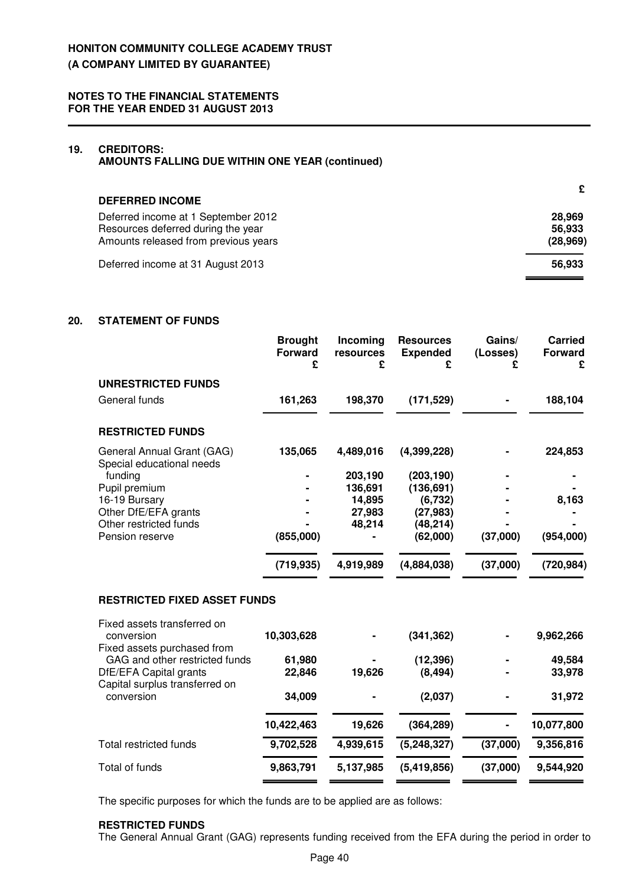## 19. CREDITORS: AMOUNTS FALLING DUE WITHIN ONE YEAR (continued)

| DEFERRED INCOME | £ |
|---|---|
| Deferred income at 1 September 2012 | 28,969 |
| Resources deferred during the year | 56,933 |
| Amounts released from previous years | (28,969) |
| Deferred income at 31 August 2013 | 56,933 |

## 20. STATEMENT OF FUNDS

| | Brought Forward £ | Incoming resources £ | Resources Expended £ | Gains/ (Losses) £ | Carried Forward £ |
|---|---|---|---|---|---|
| **UNRESTRICTED FUNDS** | | | | | |
| General funds | **161,263** | **198,370** | **(171,529)** | **-** | **188,104** |
| **RESTRICTED FUNDS** | | | | | |
| General Annual Grant (GAG) | 135,065 | 4,489,016 | (4,399,228) | - | 224,853 |
| Special educational needs funding | - | 203,190 | (203,190) | - | - |
| Pupil premium | - | 136,691 | (136,691) | - | - |
| 16-19 Bursary | - | 14,895 | (6,732) | - | 8,163 |
| Other DfE/EFA grants | - | 27,983 | (27,983) | - | - |
| Other restricted funds | - | 48,214 | (48,214) | - | - |
| Pension reserve | (855,000) | - | (62,000) | (37,000) | (954,000) |
| | (719,935) | 4,919,989 | (4,884,038) | (37,000) | (720,984) |
| **RESTRICTED FIXED ASSET FUNDS** | | | | | |
| Fixed assets transferred on conversion | 10,303,628 | - | (341,362) | - | 9,962,266 |
| Fixed assets purchased from GAG and other restricted funds | 61,980 | - | (12,396) | - | 49,584 |
| DfE/EFA Capital grants | 22,846 | 19,626 | (8,494) | - | 33,978 |
| Capital surplus transferred on conversion | 34,009 | - | (2,037) | - | 31,972 |
| | 10,422,463 | 19,626 | (364,289) | - | 10,077,800 |
| Total restricted funds | 9,702,528 | 4,939,615 | (5,248,327) | (37,000) | 9,356,816 |
| Total of funds | 9,863,791 | 5,137,985 | (5,419,856) | (37,000) | 9,544,920 |

The specific purposes for which the funds are to be applied are as follows:

**RESTRICTED FUNDS**

The General Annual Grant (GAG) represents funding received from the EFA during the period in order to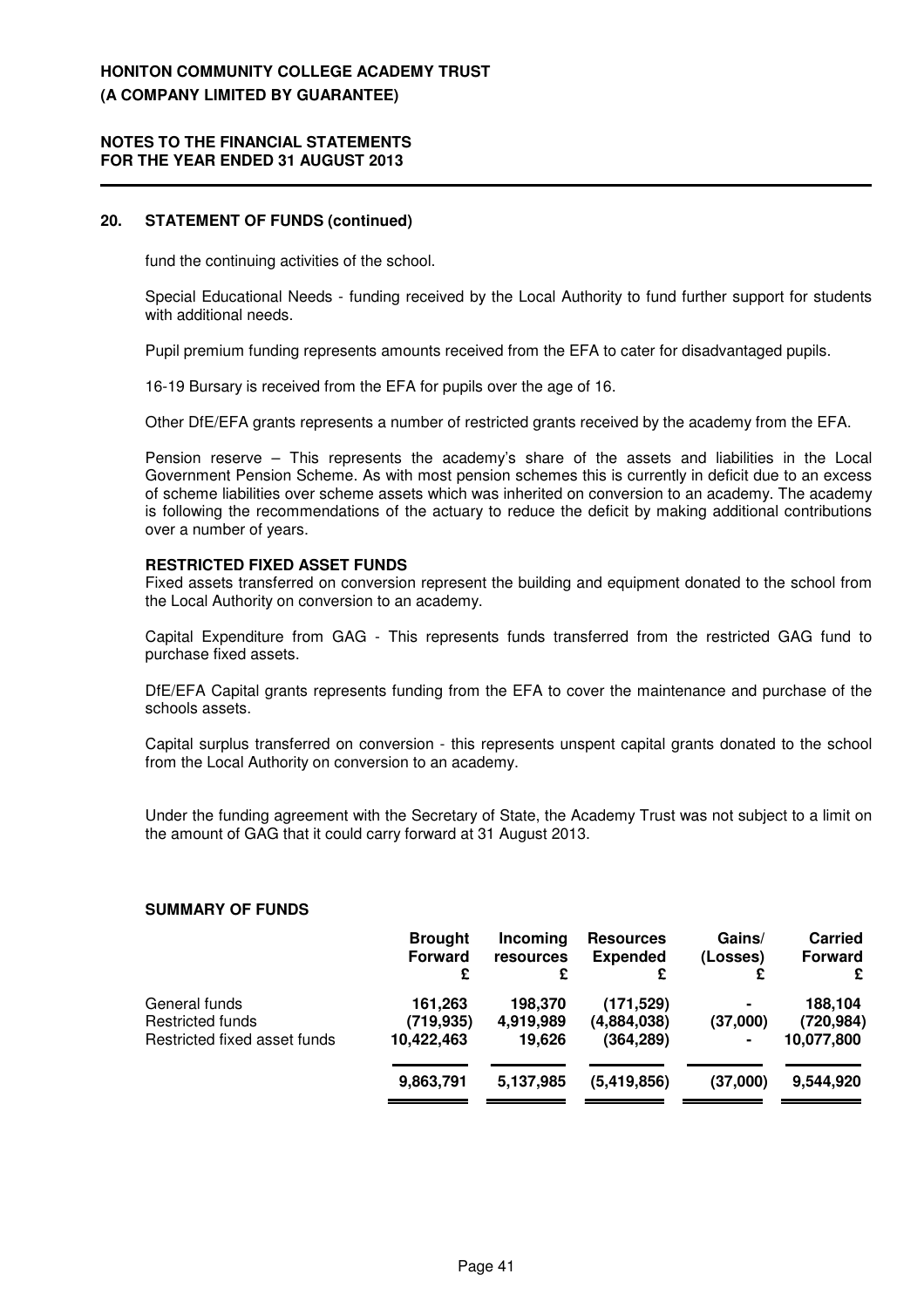## 20. STATEMENT OF FUNDS (continued)

fund the continuing activities of the school.

Special Educational Needs - funding received by the Local Authority to fund further support for students with additional needs.

Pupil premium funding represents amounts received from the EFA to cater for disadvantaged pupils.

16-19 Bursary is received from the EFA for pupils over the age of 16.

Other DfE/EFA grants represents a number of restricted grants received by the academy from the EFA.

Pension reserve – This represents the academy's share of the assets and liabilities in the Local Government Pension Scheme. As with most pension schemes this is currently in deficit due to an excess of scheme liabilities over scheme assets which was inherited on conversion to an academy. The academy is following the recommendations of the actuary to reduce the deficit by making additional contributions over a number of years.

**RESTRICTED FIXED ASSET FUNDS**

Fixed assets transferred on conversion represent the building and equipment donated to the school from the Local Authority on conversion to an academy.

Capital Expenditure from GAG - This represents funds transferred from the restricted GAG fund to purchase fixed assets.

DfE/EFA Capital grants represents funding from the EFA to cover the maintenance and purchase of the schools assets.

Capital surplus transferred on conversion - this represents unspent capital grants donated to the school from the Local Authority on conversion to an academy.

Under the funding agreement with the Secretary of State, the Academy Trust was not subject to a limit on the amount of GAG that it could carry forward at 31 August 2013.

**SUMMARY OF FUNDS**

| | Brought Forward £ | Incoming resources £ | Resources Expended £ | Gains/ (Losses) £ | Carried Forward £ |
|---|---|---|---|---|---|
| General funds | 161,263 | 198,370 | (171,529) | - | 188,104 |
| Restricted funds | (719,935) | 4,919,989 | (4,884,038) | (37,000) | (720,984) |
| Restricted fixed asset funds | 10,422,463 | 19,626 | (364,289) | - | 10,077,800 |
| | **9,863,791** | **5,137,985** | **(5,419,856)** | **(37,000)** | **9,544,920** |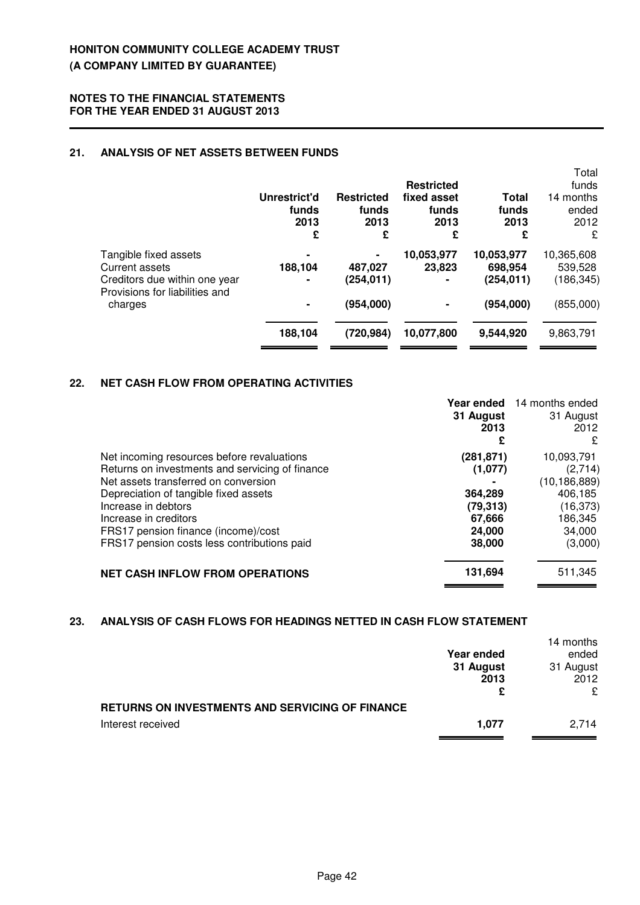**HONITON COMMUNITY COLLEGE ACADEMY TRUST**
**(A COMPANY LIMITED BY GUARANTEE)**

**NOTES TO THE FINANCIAL STATEMENTS**
**FOR THE YEAR ENDED 31 AUGUST 2013**

## 21. ANALYSIS OF NET ASSETS BETWEEN FUNDS

| | **Unrestrict'd funds 2013 £** | **Restricted funds 2013 £** | **Restricted fixed asset funds 2013 £** | **Total funds 2013 £** | Total funds 14 months ended 2012 £ |
|---|---|---|---|---|---|
| Tangible fixed assets | **-** | **-** | **10,053,977** | **10,053,977** | 10,365,608 |
| Current assets | **188,104** | **487,027** | **23,823** | **698,954** | 539,528 |
| Creditors due within one year | **-** | **(254,011)** | **-** | **(254,011)** | (186,345) |
| Provisions for liabilities and charges | **-** | **(954,000)** | **-** | **(954,000)** | (855,000) |
| | **188,104** | **(720,984)** | **10,077,800** | **9,544,920** | 9,863,791 |

## 22. NET CASH FLOW FROM OPERATING ACTIVITIES

| | **Year ended 31 August 2013 £** | 14 months ended 31 August 2012 £ |
|---|---|---|
| Net incoming resources before revaluations | **(281,871)** | 10,093,791 |
| Returns on investments and servicing of finance | **(1,077)** | (2,714) |
| Net assets transferred on conversion | **-** | (10,186,889) |
| Depreciation of tangible fixed assets | **364,289** | 406,185 |
| Increase in debtors | **(79,313)** | (16,373) |
| Increase in creditors | **67,666** | 186,345 |
| FRS17 pension finance (income)/cost | **24,000** | 34,000 |
| FRS17 pension costs less contributions paid | **38,000** | (3,000) |
| **NET CASH INFLOW FROM OPERATIONS** | **131,694** | 511,345 |

## 23. ANALYSIS OF CASH FLOWS FOR HEADINGS NETTED IN CASH FLOW STATEMENT

| | **Year ended 31 August 2013 £** | 14 months ended 31 August 2012 £ |
|---|---|---|
| **RETURNS ON INVESTMENTS AND SERVICING OF FINANCE** | | |
| Interest received | **1,077** | 2,714 |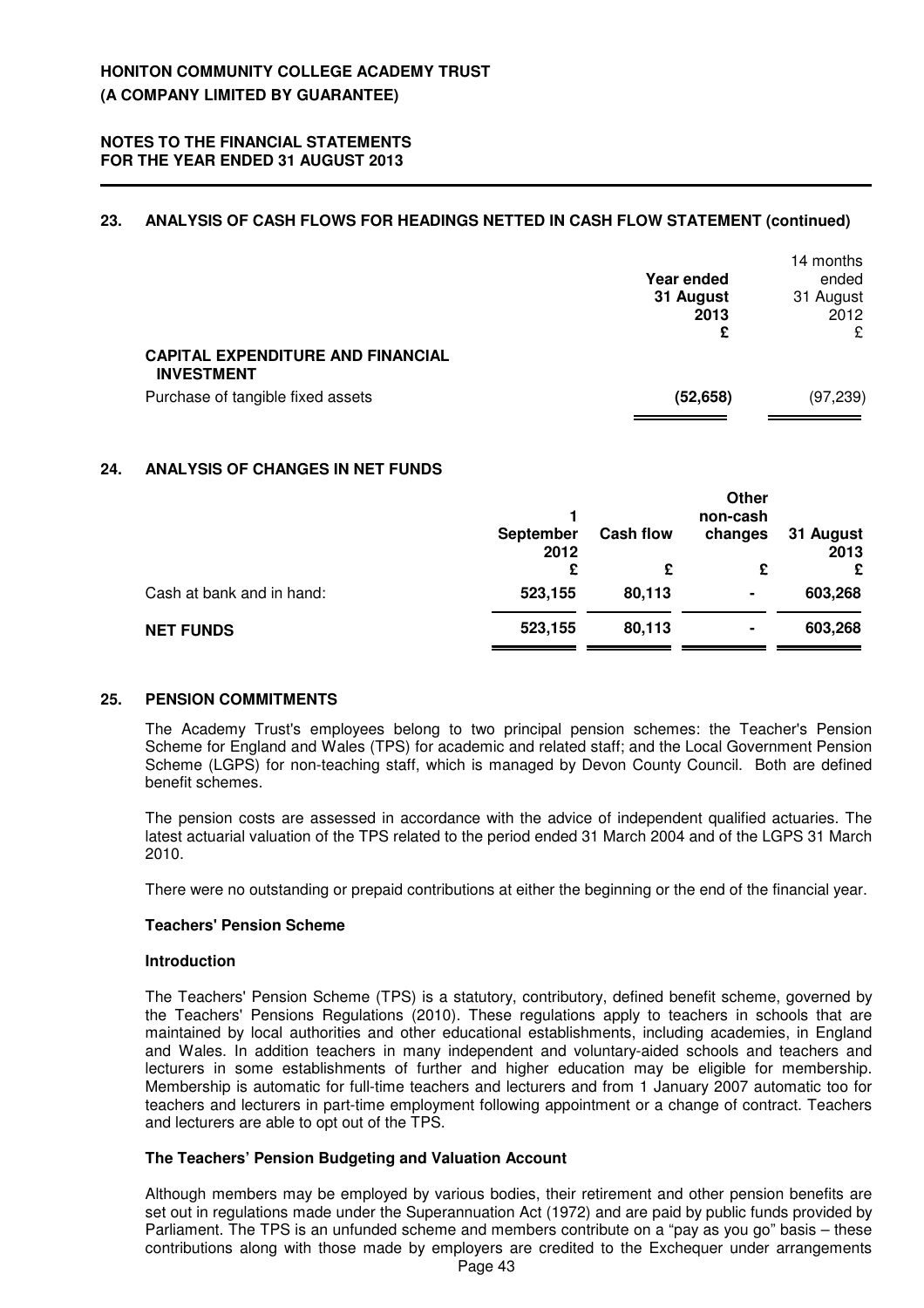## 23. ANALYSIS OF CASH FLOWS FOR HEADINGS NETTED IN CASH FLOW STATEMENT (continued)

| | Year ended 31 August 2013 £ | 14 months ended 31 August 2012 £ |
|---|---|---|
| **CAPITAL EXPENDITURE AND FINANCIAL INVESTMENT** | | |
| Purchase of tangible fixed assets | **(52,658)** | (97,239) |

## 24. ANALYSIS OF CHANGES IN NET FUNDS

| | 1 September 2012 £ | Cash flow £ | Other non-cash changes £ | 31 August 2013 £ |
|---|---|---|---|---|
| Cash at bank and in hand: | **523,155** | **80,113** | **-** | **603,268** |
| **NET FUNDS** | **523,155** | **80,113** | **-** | **603,268** |

## 25. PENSION COMMITMENTS

The Academy Trust's employees belong to two principal pension schemes: the Teacher's Pension Scheme for England and Wales (TPS) for academic and related staff; and the Local Government Pension Scheme (LGPS) for non-teaching staff, which is managed by Devon County Council. Both are defined benefit schemes.

The pension costs are assessed in accordance with the advice of independent qualified actuaries. The latest actuarial valuation of the TPS related to the period ended 31 March 2004 and of the LGPS 31 March 2010.

There were no outstanding or prepaid contributions at either the beginning or the end of the financial year.

**Teachers' Pension Scheme**

**Introduction**

The Teachers' Pension Scheme (TPS) is a statutory, contributory, defined benefit scheme, governed by the Teachers' Pensions Regulations (2010). These regulations apply to teachers in schools that are maintained by local authorities and other educational establishments, including academies, in England and Wales. In addition teachers in many independent and voluntary-aided schools and teachers and lecturers in some establishments of further and higher education may be eligible for membership. Membership is automatic for full-time teachers and lecturers and from 1 January 2007 automatic too for teachers and lecturers in part-time employment following appointment or a change of contract. Teachers and lecturers are able to opt out of the TPS.

**The Teachers' Pension Budgeting and Valuation Account**

Although members may be employed by various bodies, their retirement and other pension benefits are set out in regulations made under the Superannuation Act (1972) and are paid by public funds provided by Parliament. The TPS is an unfunded scheme and members contribute on a "pay as you go" basis – these contributions along with those made by employers are credited to the Exchequer under arrangements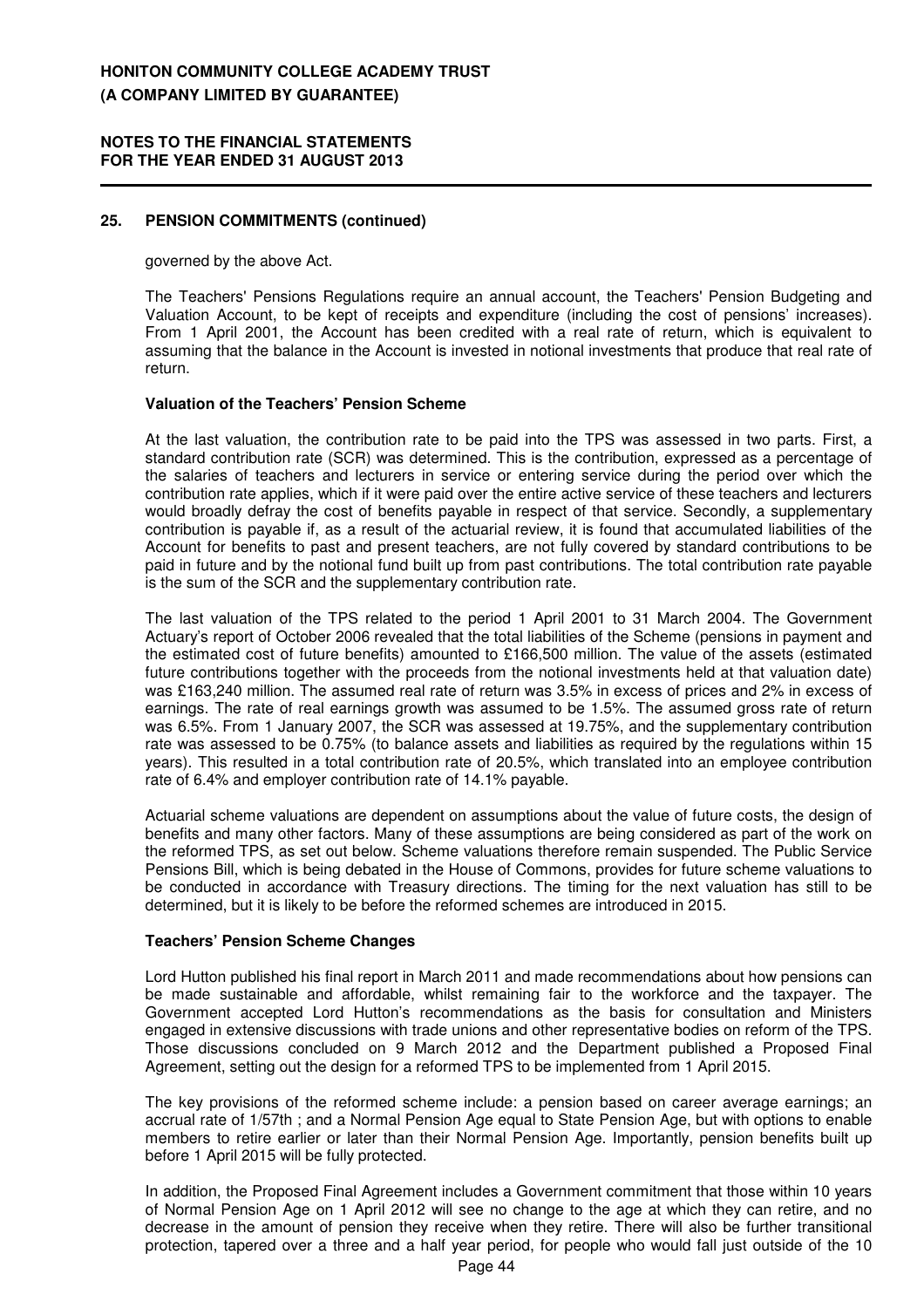## 25. PENSION COMMITMENTS (continued)

governed by the above Act.

The Teachers' Pensions Regulations require an annual account, the Teachers' Pension Budgeting and Valuation Account, to be kept of receipts and expenditure (including the cost of pensions' increases). From 1 April 2001, the Account has been credited with a real rate of return, which is equivalent to assuming that the balance in the Account is invested in notional investments that produce that real rate of return.

### Valuation of the Teachers' Pension Scheme

At the last valuation, the contribution rate to be paid into the TPS was assessed in two parts. First, a standard contribution rate (SCR) was determined. This is the contribution, expressed as a percentage of the salaries of teachers and lecturers in service or entering service during the period over which the contribution rate applies, which if it were paid over the entire active service of these teachers and lecturers would broadly defray the cost of benefits payable in respect of that service. Secondly, a supplementary contribution is payable if, as a result of the actuarial review, it is found that accumulated liabilities of the Account for benefits to past and present teachers, are not fully covered by standard contributions to be paid in future and by the notional fund built up from past contributions. The total contribution rate payable is the sum of the SCR and the supplementary contribution rate.

The last valuation of the TPS related to the period 1 April 2001 to 31 March 2004. The Government Actuary's report of October 2006 revealed that the total liabilities of the Scheme (pensions in payment and the estimated cost of future benefits) amounted to £166,500 million. The value of the assets (estimated future contributions together with the proceeds from the notional investments held at that valuation date) was £163,240 million. The assumed real rate of return was 3.5% in excess of prices and 2% in excess of earnings. The rate of real earnings growth was assumed to be 1.5%. The assumed gross rate of return was 6.5%. From 1 January 2007, the SCR was assessed at 19.75%, and the supplementary contribution rate was assessed to be 0.75% (to balance assets and liabilities as required by the regulations within 15 years). This resulted in a total contribution rate of 20.5%, which translated into an employee contribution rate of 6.4% and employer contribution rate of 14.1% payable.

Actuarial scheme valuations are dependent on assumptions about the value of future costs, the design of benefits and many other factors. Many of these assumptions are being considered as part of the work on the reformed TPS, as set out below. Scheme valuations therefore remain suspended. The Public Service Pensions Bill, which is being debated in the House of Commons, provides for future scheme valuations to be conducted in accordance with Treasury directions. The timing for the next valuation has still to be determined, but it is likely to be before the reformed schemes are introduced in 2015.

### Teachers' Pension Scheme Changes

Lord Hutton published his final report in March 2011 and made recommendations about how pensions can be made sustainable and affordable, whilst remaining fair to the workforce and the taxpayer. The Government accepted Lord Hutton's recommendations as the basis for consultation and Ministers engaged in extensive discussions with trade unions and other representative bodies on reform of the TPS. Those discussions concluded on 9 March 2012 and the Department published a Proposed Final Agreement, setting out the design for a reformed TPS to be implemented from 1 April 2015.

The key provisions of the reformed scheme include: a pension based on career average earnings; an accrual rate of 1/57th ; and a Normal Pension Age equal to State Pension Age, but with options to enable members to retire earlier or later than their Normal Pension Age. Importantly, pension benefits built up before 1 April 2015 will be fully protected.

In addition, the Proposed Final Agreement includes a Government commitment that those within 10 years of Normal Pension Age on 1 April 2012 will see no change to the age at which they can retire, and no decrease in the amount of pension they receive when they retire. There will also be further transitional protection, tapered over a three and a half year period, for people who would fall just outside of the 10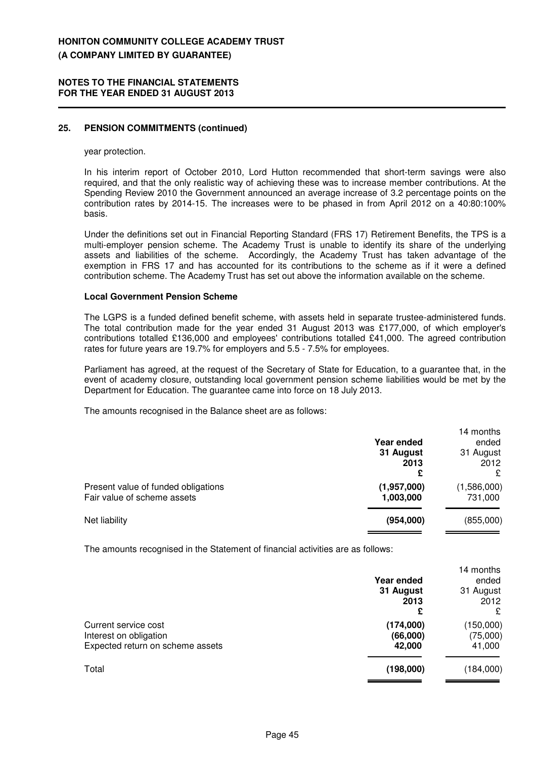## 25. PENSION COMMITMENTS (continued)

year protection.

In his interim report of October 2010, Lord Hutton recommended that short-term savings were also required, and that the only realistic way of achieving these was to increase member contributions. At the Spending Review 2010 the Government announced an average increase of 3.2 percentage points on the contribution rates by 2014-15. The increases were to be phased in from April 2012 on a 40:80:100% basis.

Under the definitions set out in Financial Reporting Standard (FRS 17) Retirement Benefits, the TPS is a multi-employer pension scheme. The Academy Trust is unable to identify its share of the underlying assets and liabilities of the scheme. Accordingly, the Academy Trust has taken advantage of the exemption in FRS 17 and has accounted for its contributions to the scheme as if it were a defined contribution scheme. The Academy Trust has set out above the information available on the scheme.

### Local Government Pension Scheme

The LGPS is a funded defined benefit scheme, with assets held in separate trustee-administered funds. The total contribution made for the year ended 31 August 2013 was £177,000, of which employer's contributions totalled £136,000 and employees' contributions totalled £41,000. The agreed contribution rates for future years are 19.7% for employers and 5.5 - 7.5% for employees.

Parliament has agreed, at the request of the Secretary of State for Education, to a guarantee that, in the event of academy closure, outstanding local government pension scheme liabilities would be met by the Department for Education. The guarantee came into force on 18 July 2013.

The amounts recognised in the Balance sheet are as follows:

| | **Year ended 31 August 2013 £** | 14 months ended 31 August 2012 £ |
|---|---|---|
| Present value of funded obligations | **(1,957,000)** | (1,586,000) |
| Fair value of scheme assets | **1,003,000** | 731,000 |
| Net liability | **(954,000)** | (855,000) |

The amounts recognised in the Statement of financial activities are as follows:

| | **Year ended 31 August 2013 £** | 14 months ended 31 August 2012 £ |
|---|---|---|
| Current service cost | **(174,000)** | (150,000) |
| Interest on obligation | **(66,000)** | (75,000) |
| Expected return on scheme assets | **42,000** | 41,000 |
| Total | **(198,000)** | (184,000) |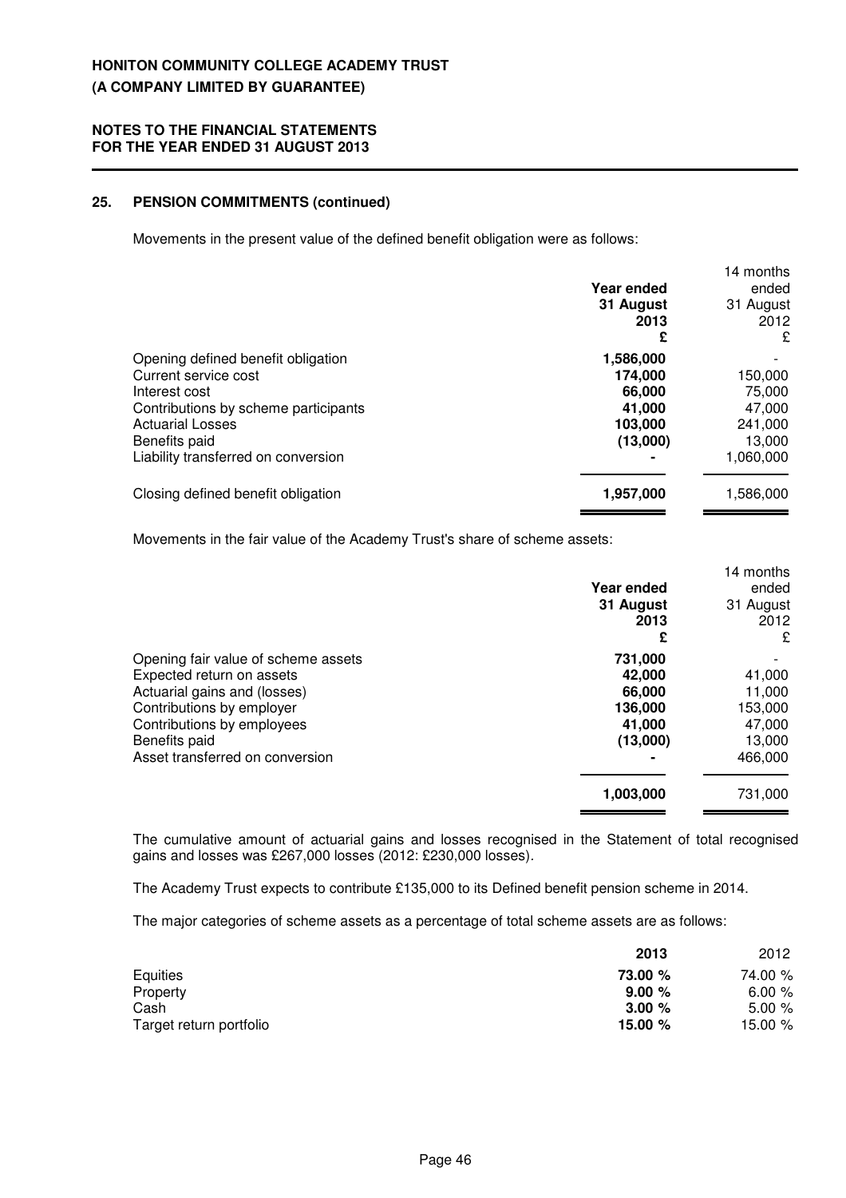## 25. PENSION COMMITMENTS (continued)

Movements in the present value of the defined benefit obligation were as follows:

| | Year ended 31 August 2013 £ | 14 months ended 31 August 2012 £ |
|---|---|---|
| Opening defined benefit obligation | **1,586,000** | - |
| Current service cost | **174,000** | 150,000 |
| Interest cost | **66,000** | 75,000 |
| Contributions by scheme participants | **41,000** | 47,000 |
| Actuarial Losses | **103,000** | 241,000 |
| Benefits paid | **(13,000)** | 13,000 |
| Liability transferred on conversion | **-** | 1,060,000 |
| Closing defined benefit obligation | **1,957,000** | 1,586,000 |

Movements in the fair value of the Academy Trust's share of scheme assets:

| | Year ended 31 August 2013 £ | 14 months ended 31 August 2012 £ |
|---|---|---|
| Opening fair value of scheme assets | **731,000** | - |
| Expected return on assets | **42,000** | 41,000 |
| Actuarial gains and (losses) | **66,000** | 11,000 |
| Contributions by employer | **136,000** | 153,000 |
| Contributions by employees | **41,000** | 47,000 |
| Benefits paid | **(13,000)** | 13,000 |
| Asset transferred on conversion | **-** | 466,000 |
| | **1,003,000** | 731,000 |

The cumulative amount of actuarial gains and losses recognised in the Statement of total recognised gains and losses was £267,000 losses (2012: £230,000 losses).

The Academy Trust expects to contribute £135,000 to its Defined benefit pension scheme in 2014.

The major categories of scheme assets as a percentage of total scheme assets are as follows:

| | 2013 | 2012 |
|---|---|---|
| Equities | **73.00 %** | 74.00 % |
| Property | **9.00 %** | 6.00 % |
| Cash | **3.00 %** | 5.00 % |
| Target return portfolio | **15.00 %** | 15.00 % |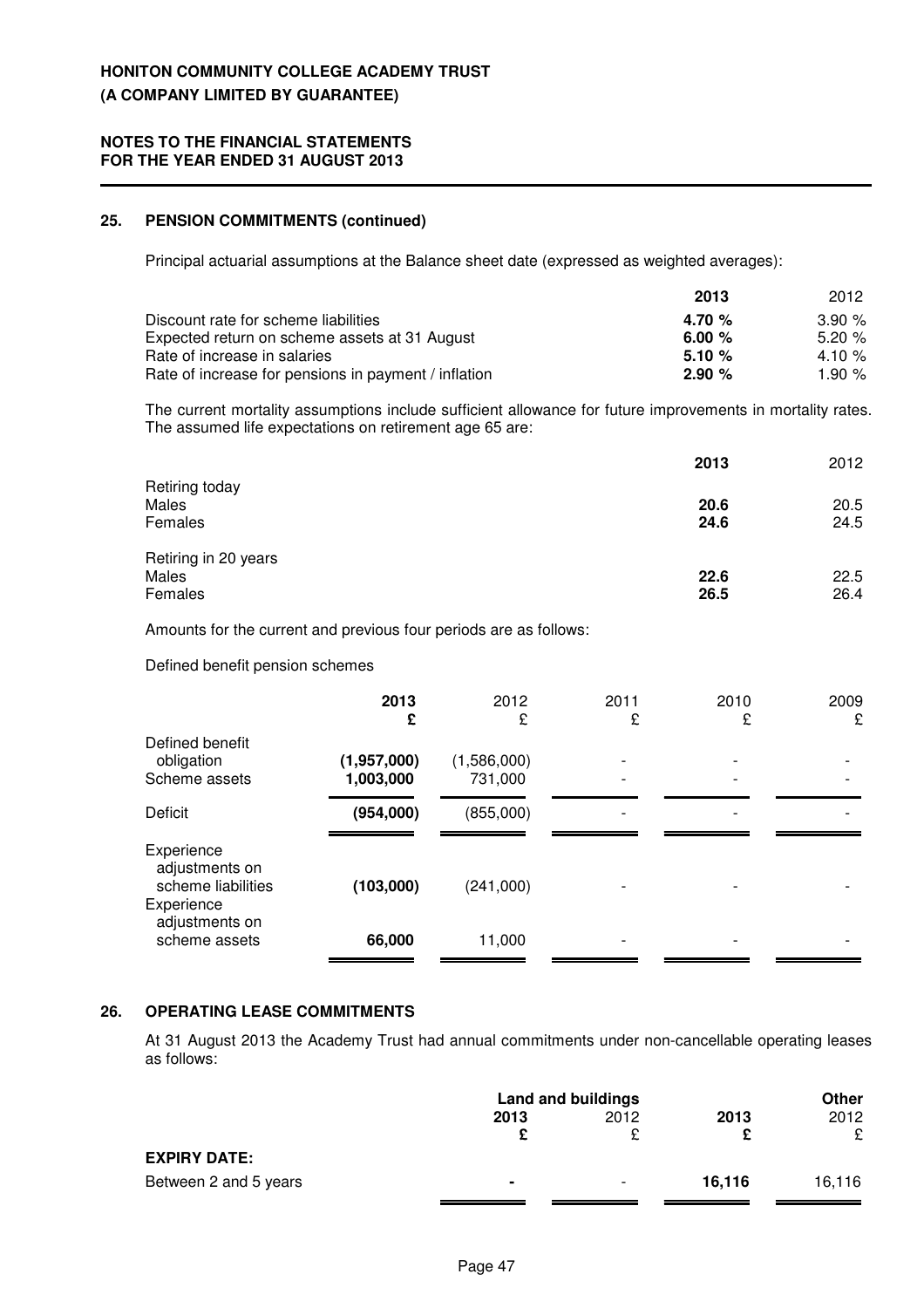**HONITON COMMUNITY COLLEGE ACADEMY TRUST**
**(A COMPANY LIMITED BY GUARANTEE)**

**NOTES TO THE FINANCIAL STATEMENTS**
**FOR THE YEAR ENDED 31 AUGUST 2013**

## 25. PENSION COMMITMENTS (continued)

Principal actuarial assumptions at the Balance sheet date (expressed as weighted averages):

| | **2013** | 2012 |
|---|---|---|
| Discount rate for scheme liabilities | **4.70 %** | 3.90 % |
| Expected return on scheme assets at 31 August | **6.00 %** | 5.20 % |
| Rate of increase in salaries | **5.10 %** | 4.10 % |
| Rate of increase for pensions in payment / inflation | **2.90 %** | 1.90 % |

The current mortality assumptions include sufficient allowance for future improvements in mortality rates. The assumed life expectations on retirement age 65 are:

| | **2013** | 2012 |
|---|---|---|
| Retiring today | | |
| Males | **20.6** | 20.5 |
| Females | **24.6** | 24.5 |
| Retiring in 20 years | | |
| Males | **22.6** | 22.5 |
| Females | **26.5** | 26.4 |

Amounts for the current and previous four periods are as follows:

Defined benefit pension schemes

| | **2013** **£** | 2012 £ | 2011 £ | 2010 £ | 2009 £ |
|---|---|---|---|---|---|
| Defined benefit obligation | **(1,957,000)** | (1,586,000) | - | - | - |
| Scheme assets | **1,003,000** | 731,000 | - | - | - |
| Deficit | **(954,000)** | (855,000) | - | - | - |
| Experience adjustments on scheme liabilities | **(103,000)** | (241,000) | - | - | - |
| Experience adjustments on scheme assets | **66,000** | 11,000 | - | - | - |

## 26. OPERATING LEASE COMMITMENTS

At 31 August 2013 the Academy Trust had annual commitments under non-cancellable operating leases as follows:

| | **Land and buildings** | | | **Other** |
|---|---|---|---|---|
| | **2013** **£** | 2012 £ | **2013** **£** | 2012 £ |
| **EXPIRY DATE:** | | | | |
| Between 2 and 5 years | **-** | - | **16,116** | 16,116 |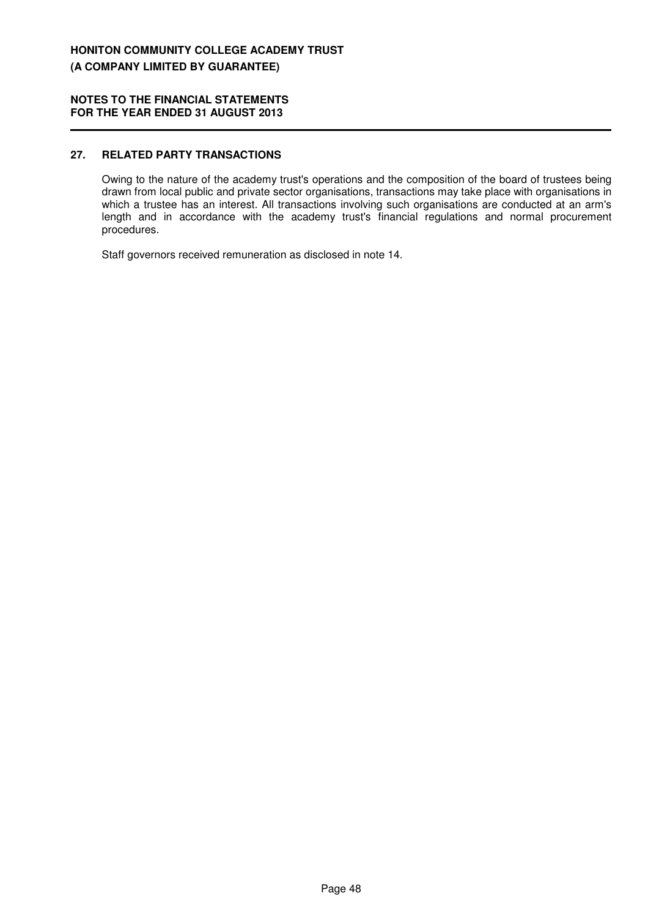## 27. RELATED PARTY TRANSACTIONS

Owing to the nature of the academy trust's operations and the composition of the board of trustees being drawn from local public and private sector organisations, transactions may take place with organisations in which a trustee has an interest. All transactions involving such organisations are conducted at an arm's length and in accordance with the academy trust's financial regulations and normal procurement procedures.

Staff governors received remuneration as disclosed in note 14.